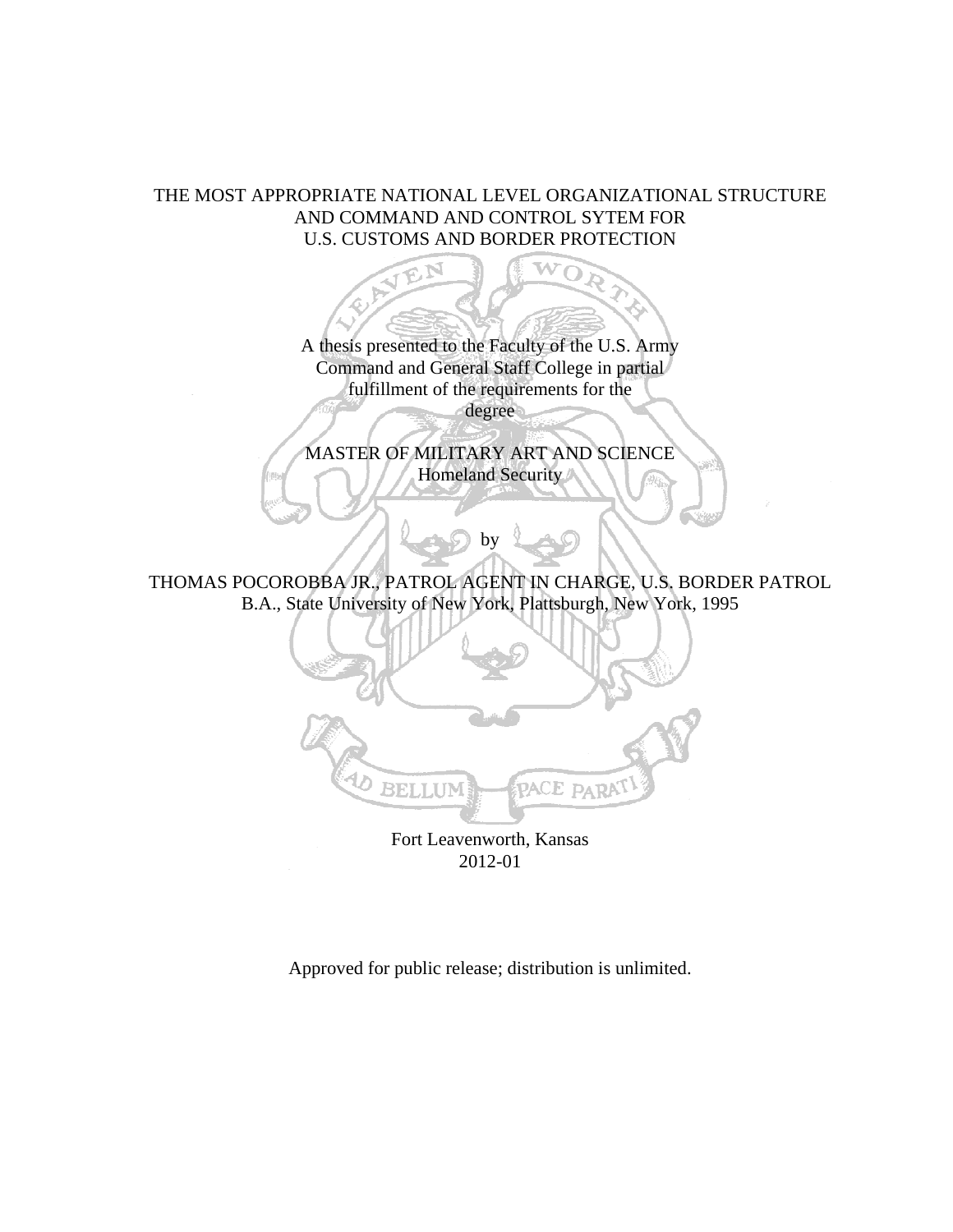# THE MOST APPROPRIATE NATIONAL LEVEL ORGANIZATIONAL STRUCTURE AND COMMAND AND CONTROL SYTEM FOR U.S. CUSTOMS AND BORDER PROTECTION

A thesis presented to the Faculty of the U.S. Army Command and General Staff College in partial fulfillment of the requirements for the degree

MASTER OF MILITARY ART AND SCIENCE
Homeland Security

by

THOMAS POCOROBBA JR., PATROL AGENT IN CHARGE, U.S. BORDER PATROL
B.A., State University of New York, Plattsburgh, New York, 1995

LEAVENWORTH

AD BELLUM PACE PARATI

Fort Leavenworth, Kansas
2012-01

Approved for public release; distribution is unlimited.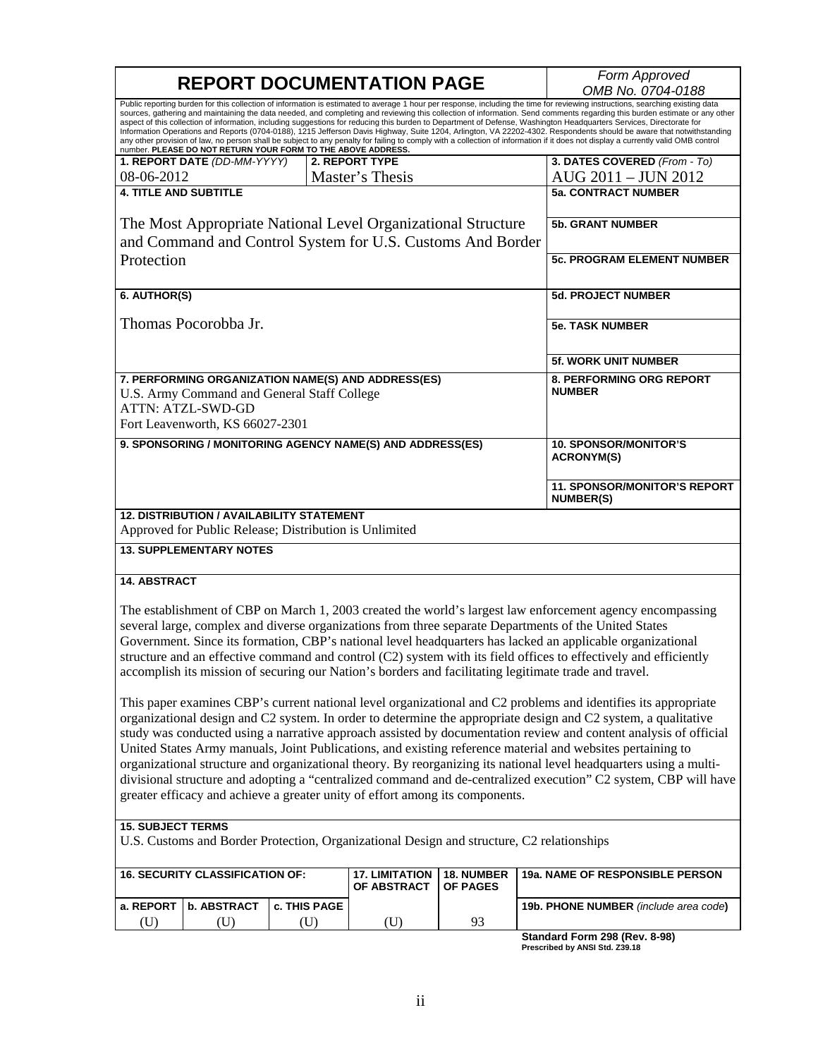# REPORT DOCUMENTATION PAGE

*Form Approved OMB No. 0704-0188*

Public reporting burden for this collection of information is estimated to average 1 hour per response, including the time for reviewing instructions, searching existing data sources, gathering and maintaining the data needed, and completing and reviewing this collection of information. Send comments regarding this burden estimate or any other aspect of this collection of information, including suggestions for reducing this burden to Department of Defense, Washington Headquarters Services, Directorate for Information Operations and Reports (0704-0188), 1215 Jefferson Davis Highway, Suite 1204, Arlington, VA 22202-4302. Respondents should be aware that notwithstanding any other provision of law, no person shall be subject to any penalty for failing to comply with a collection of information if it does not display a currently valid OMB control number. **PLEASE DO NOT RETURN YOUR FORM TO THE ABOVE ADDRESS.**

| **1. REPORT DATE** *(DD-MM-YYYY)* | **2. REPORT TYPE** | **3. DATES COVERED** *(From - To)* |
|---|---|---|
| 08-06-2012 | Master's Thesis | AUG 2011 – JUN 2012 |

**4. TITLE AND SUBTITLE**

The Most Appropriate National Level Organizational Structure and Command and Control System for U.S. Customs And Border Protection

**5a. CONTRACT NUMBER**

**5b. GRANT NUMBER**

**5c. PROGRAM ELEMENT NUMBER**

**6. AUTHOR(S)**

Thomas Pocorobba Jr.

**5d. PROJECT NUMBER**

**5e. TASK NUMBER**

**5f. WORK UNIT NUMBER**

**7. PERFORMING ORGANIZATION NAME(S) AND ADDRESS(ES)**

U.S. Army Command and General Staff College
ATTN: ATZL-SWD-GD
Fort Leavenworth, KS 66027-2301

**8. PERFORMING ORG REPORT NUMBER**

**9. SPONSORING / MONITORING AGENCY NAME(S) AND ADDRESS(ES)**

**10. SPONSOR/MONITOR'S ACRONYM(S)**

**11. SPONSOR/MONITOR'S REPORT NUMBER(S)**

**12. DISTRIBUTION / AVAILABILITY STATEMENT**

Approved for Public Release; Distribution is Unlimited

**13. SUPPLEMENTARY NOTES**

**14. ABSTRACT**

The establishment of CBP on March 1, 2003 created the world's largest law enforcement agency encompassing several large, complex and diverse organizations from three separate Departments of the United States Government. Since its formation, CBP's national level headquarters has lacked an applicable organizational structure and an effective command and control (C2) system with its field offices to effectively and efficiently accomplish its mission of securing our Nation's borders and facilitating legitimate trade and travel.

This paper examines CBP's current national level organizational and C2 problems and identifies its appropriate organizational design and C2 system. In order to determine the appropriate design and C2 system, a qualitative study was conducted using a narrative approach assisted by documentation review and content analysis of official United States Army manuals, Joint Publications, and existing reference material and websites pertaining to organizational structure and organizational theory. By reorganizing its national level headquarters using a multi-divisional structure and adopting a "centralized command and de-centralized execution" C2 system, CBP will have greater efficacy and achieve a greater unity of effort among its components.

**15. SUBJECT TERMS**

U.S. Customs and Border Protection, Organizational Design and structure, C2 relationships

| **16. SECURITY CLASSIFICATION OF:** | | | **17. LIMITATION OF ABSTRACT** | **18. NUMBER OF PAGES** | **19a. NAME OF RESPONSIBLE PERSON** |
|---|---|---|---|---|---|
| **a. REPORT** | **b. ABSTRACT** | **c. THIS PAGE** | | | **19b. PHONE NUMBER** *(include area code)* |
| (U) | (U) | (U) | (U) | 93 | |

**Standard Form 298 (Rev. 8-98)**
**Prescribed by ANSI Std. Z39.18**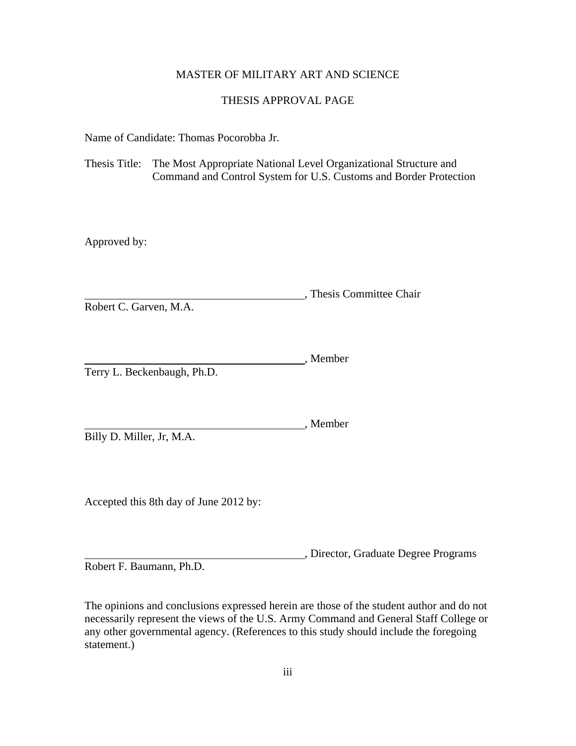MASTER OF MILITARY ART AND SCIENCE

THESIS APPROVAL PAGE

Name of Candidate: Thomas Pocorobba Jr.

Thesis Title: The Most Appropriate National Level Organizational Structure and Command and Control System for U.S. Customs and Border Protection

Approved by:

\_\_\_\_\_\_\_\_\_\_\_\_\_\_\_\_\_\_\_\_\_\_\_\_\_\_\_\_\_\_\_\_\_\_\_\_\_\_\_\_, Thesis Committee Chair
Robert C. Garven, M.A.

\_\_\_\_\_\_\_\_\_\_\_\_\_\_\_\_\_\_\_\_\_\_\_\_\_\_\_\_\_\_\_\_\_\_\_\_\_\_\_\_, Member
Terry L. Beckenbaugh, Ph.D.

\_\_\_\_\_\_\_\_\_\_\_\_\_\_\_\_\_\_\_\_\_\_\_\_\_\_\_\_\_\_\_\_\_\_\_\_\_\_\_\_, Member
Billy D. Miller, Jr, M.A.

Accepted this 8th day of June 2012 by:

\_\_\_\_\_\_\_\_\_\_\_\_\_\_\_\_\_\_\_\_\_\_\_\_\_\_\_\_\_\_\_\_\_\_\_\_\_\_\_\_, Director, Graduate Degree Programs
Robert F. Baumann, Ph.D.

The opinions and conclusions expressed herein are those of the student author and do not necessarily represent the views of the U.S. Army Command and General Staff College or any other governmental agency. (References to this study should include the foregoing statement.)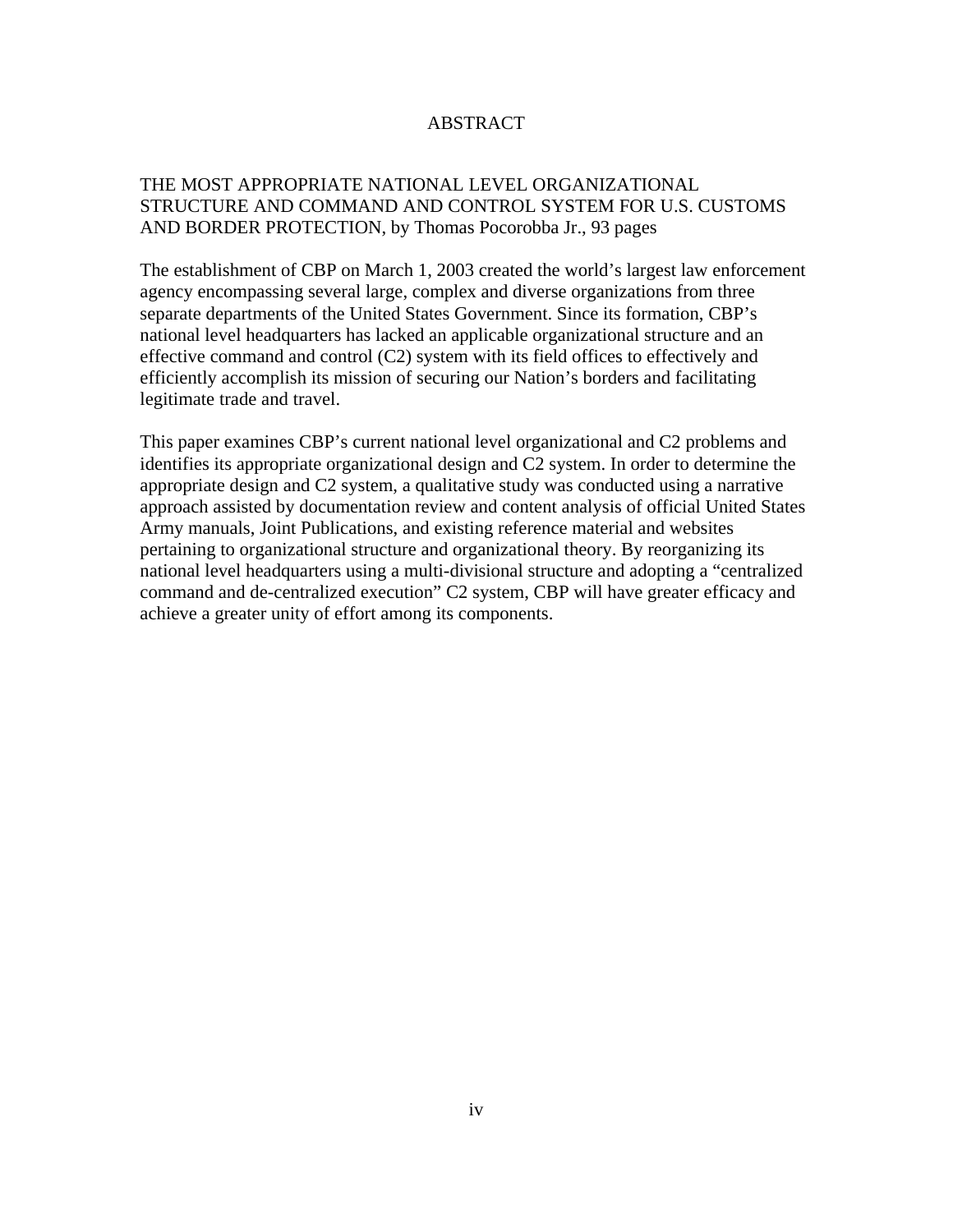# ABSTRACT

THE MOST APPROPRIATE NATIONAL LEVEL ORGANIZATIONAL STRUCTURE AND COMMAND AND CONTROL SYSTEM FOR U.S. CUSTOMS AND BORDER PROTECTION, by Thomas Pocorobba Jr., 93 pages

The establishment of CBP on March 1, 2003 created the world's largest law enforcement agency encompassing several large, complex and diverse organizations from three separate departments of the United States Government. Since its formation, CBP's national level headquarters has lacked an applicable organizational structure and an effective command and control (C2) system with its field offices to effectively and efficiently accomplish its mission of securing our Nation's borders and facilitating legitimate trade and travel.

This paper examines CBP's current national level organizational and C2 problems and identifies its appropriate organizational design and C2 system. In order to determine the appropriate design and C2 system, a qualitative study was conducted using a narrative approach assisted by documentation review and content analysis of official United States Army manuals, Joint Publications, and existing reference material and websites pertaining to organizational structure and organizational theory. By reorganizing its national level headquarters using a multi-divisional structure and adopting a "centralized command and de-centralized execution" C2 system, CBP will have greater efficacy and achieve a greater unity of effort among its components.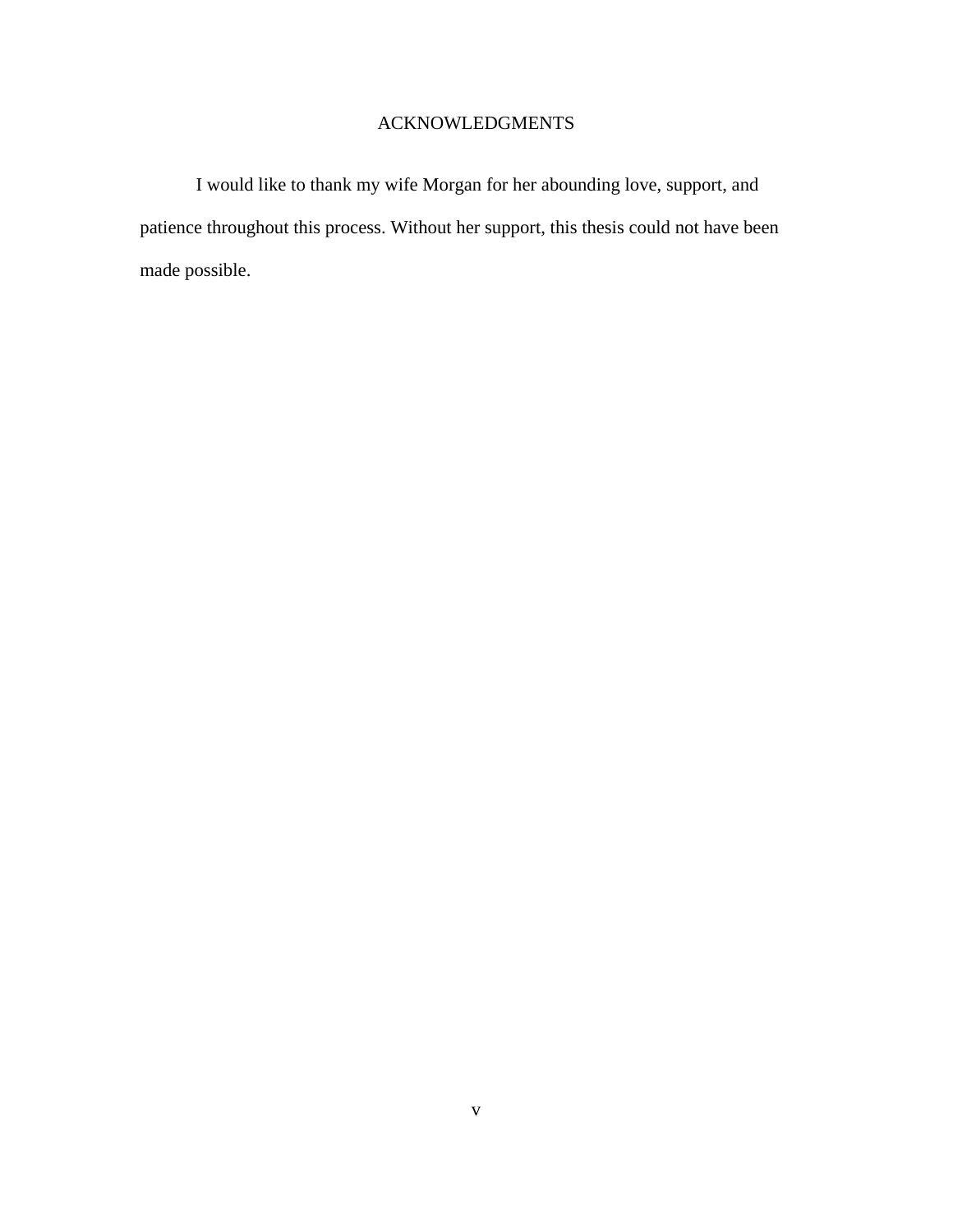# ACKNOWLEDGMENTS

I would like to thank my wife Morgan for her abounding love, support, and patience throughout this process. Without her support, this thesis could not have been made possible.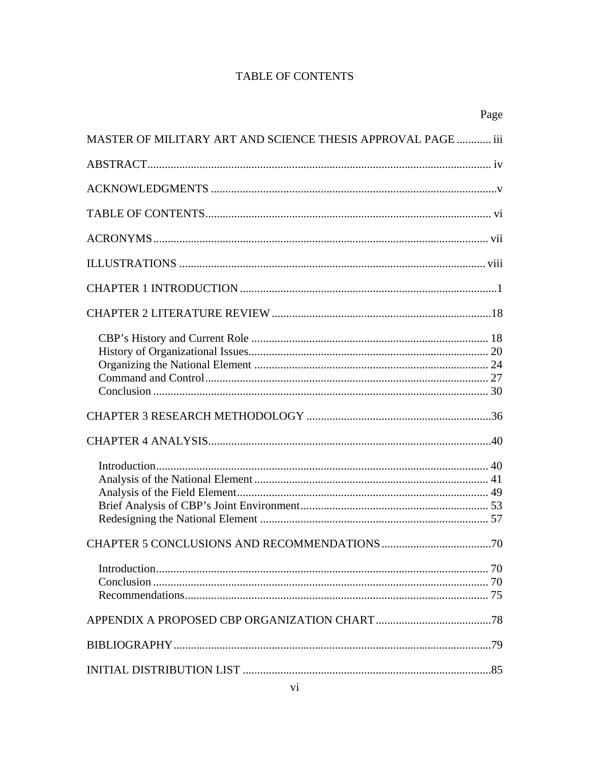# TABLE OF CONTENTS

| | Page |
|---|---|
| MASTER OF MILITARY ART AND SCIENCE THESIS APPROVAL PAGE | iii |
| ABSTRACT | iv |
| ACKNOWLEDGMENTS | v |
| TABLE OF CONTENTS | vi |
| ACRONYMS | vii |
| ILLUSTRATIONS | viii |
| CHAPTER 1 INTRODUCTION | 1 |
| CHAPTER 2 LITERATURE REVIEW | 18 |
| CBP's History and Current Role | 18 |
| History of Organizational Issues | 20 |
| Organizing the National Element | 24 |
| Command and Control | 27 |
| Conclusion | 30 |
| CHAPTER 3 RESEARCH METHODOLOGY | 36 |
| CHAPTER 4 ANALYSIS | 40 |
| Introduction | 40 |
| Analysis of the National Element | 41 |
| Analysis of the Field Element | 49 |
| Brief Analysis of CBP's Joint Environment | 53 |
| Redesigning the National Element | 57 |
| CHAPTER 5 CONCLUSIONS AND RECOMMENDATIONS | 70 |
| Introduction | 70 |
| Conclusion | 70 |
| Recommendations | 75 |
| APPENDIX A PROPOSED CBP ORGANIZATION CHART | 78 |
| BIBLIOGRAPHY | 79 |
| INITIAL DISTRIBUTION LIST | 85 |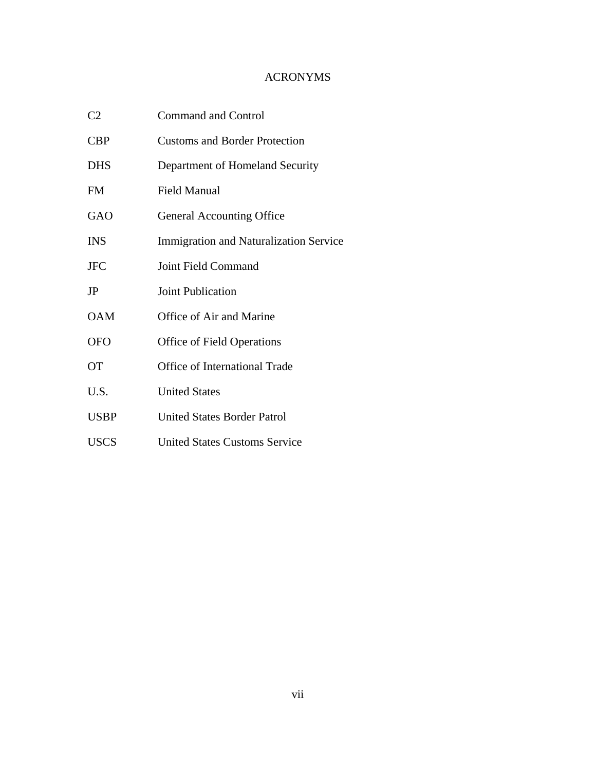# ACRONYMS

| | |
|---|---|
| C2 | Command and Control |
| CBP | Customs and Border Protection |
| DHS | Department of Homeland Security |
| FM | Field Manual |
| GAO | General Accounting Office |
| INS | Immigration and Naturalization Service |
| JFC | Joint Field Command |
| JP | Joint Publication |
| OAM | Office of Air and Marine |
| OFO | Office of Field Operations |
| OT | Office of International Trade |
| U.S. | United States |
| USBP | United States Border Patrol |
| USCS | United States Customs Service |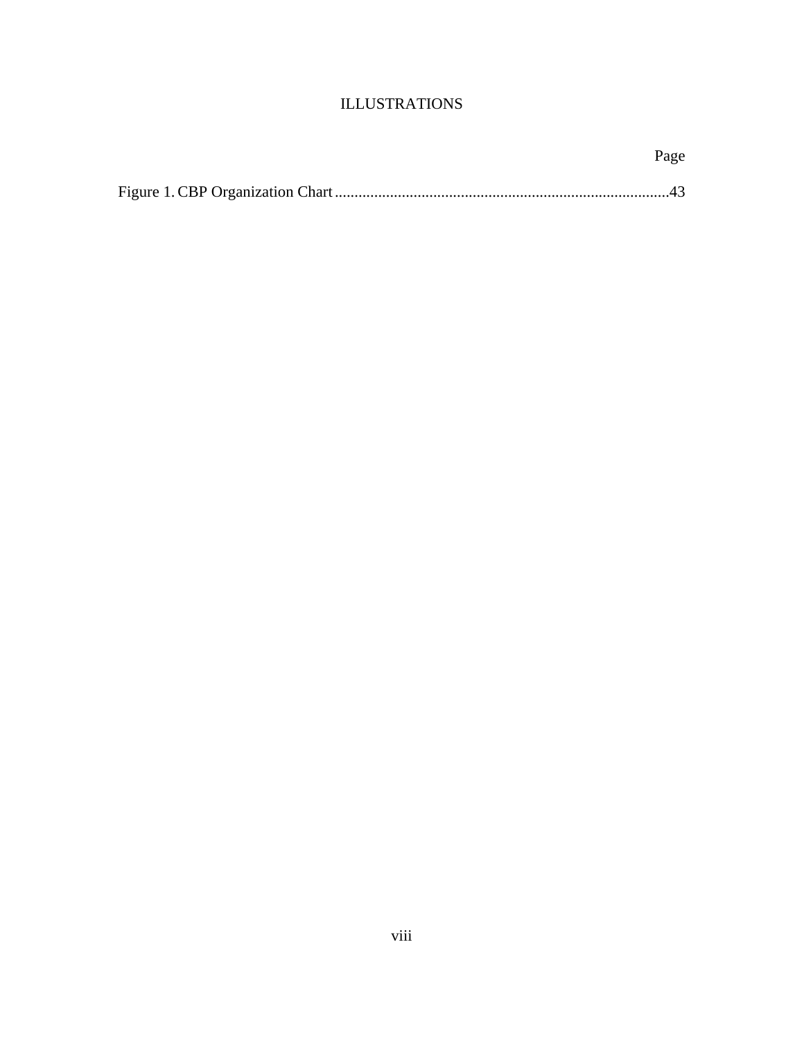# ILLUSTRATIONS

| | Page |
|---|---|
| Figure 1. CBP Organization Chart | 43 |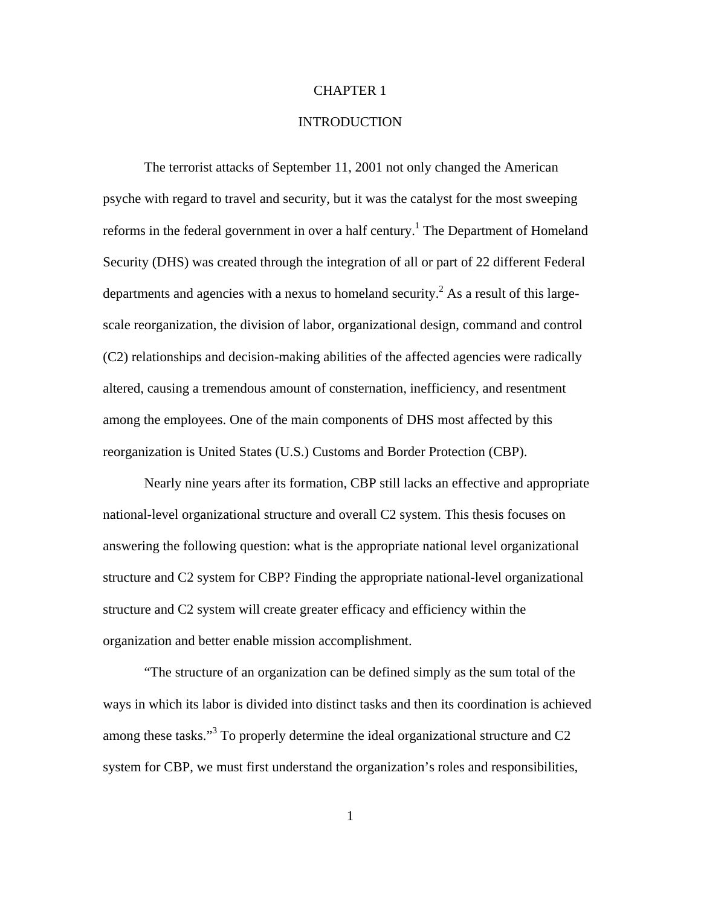# CHAPTER 1

# INTRODUCTION

The terrorist attacks of September 11, 2001 not only changed the American psyche with regard to travel and security, but it was the catalyst for the most sweeping reforms in the federal government in over a half century.[1] The Department of Homeland Security (DHS) was created through the integration of all or part of 22 different Federal departments and agencies with a nexus to homeland security.[2] As a result of this large-scale reorganization, the division of labor, organizational design, command and control (C2) relationships and decision-making abilities of the affected agencies were radically altered, causing a tremendous amount of consternation, inefficiency, and resentment among the employees. One of the main components of DHS most affected by this reorganization is United States (U.S.) Customs and Border Protection (CBP).

Nearly nine years after its formation, CBP still lacks an effective and appropriate national-level organizational structure and overall C2 system. This thesis focuses on answering the following question: what is the appropriate national level organizational structure and C2 system for CBP? Finding the appropriate national-level organizational structure and C2 system will create greater efficacy and efficiency within the organization and better enable mission accomplishment.

"The structure of an organization can be defined simply as the sum total of the ways in which its labor is divided into distinct tasks and then its coordination is achieved among these tasks."[3] To properly determine the ideal organizational structure and C2 system for CBP, we must first understand the organization's roles and responsibilities,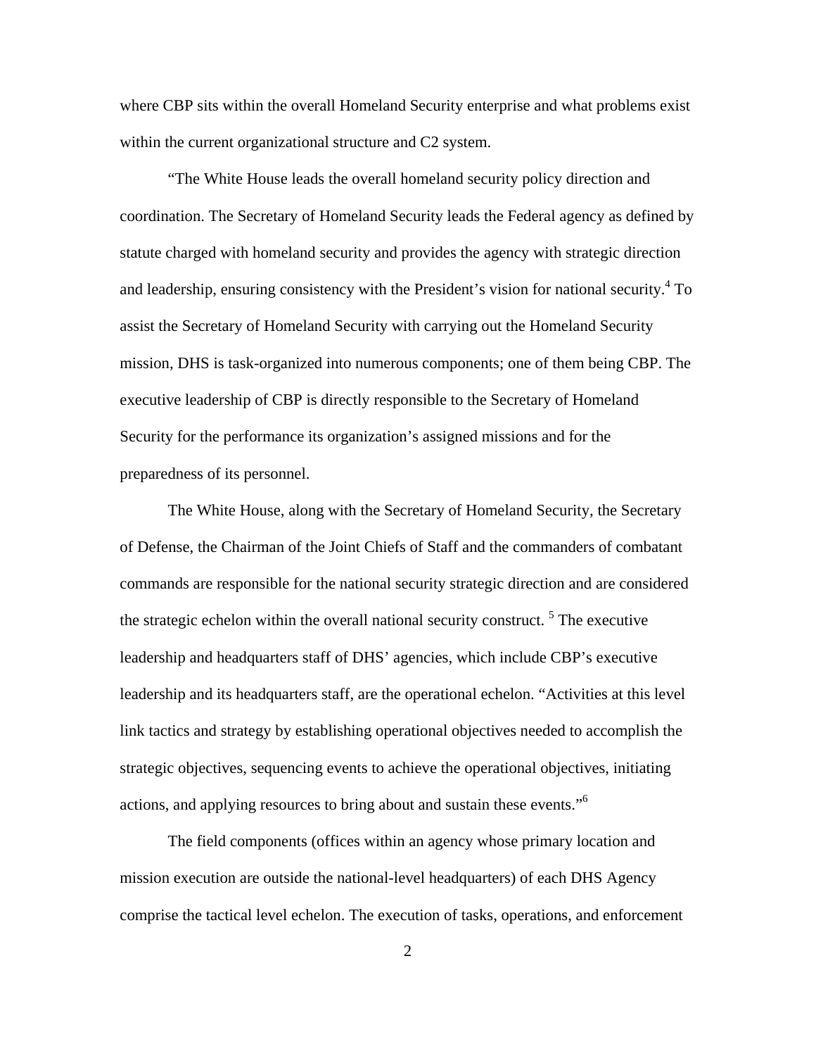where CBP sits within the overall Homeland Security enterprise and what problems exist within the current organizational structure and C2 system.

"The White House leads the overall homeland security policy direction and coordination. The Secretary of Homeland Security leads the Federal agency as defined by statute charged with homeland security and provides the agency with strategic direction and leadership, ensuring consistency with the President's vision for national security.[4] To assist the Secretary of Homeland Security with carrying out the Homeland Security mission, DHS is task-organized into numerous components; one of them being CBP. The executive leadership of CBP is directly responsible to the Secretary of Homeland Security for the performance its organization's assigned missions and for the preparedness of its personnel.

The White House, along with the Secretary of Homeland Security, the Secretary of Defense, the Chairman of the Joint Chiefs of Staff and the commanders of combatant commands are responsible for the national security strategic direction and are considered the strategic echelon within the overall national security construct. [5] The executive leadership and headquarters staff of DHS' agencies, which include CBP's executive leadership and its headquarters staff, are the operational echelon. "Activities at this level link tactics and strategy by establishing operational objectives needed to accomplish the strategic objectives, sequencing events to achieve the operational objectives, initiating actions, and applying resources to bring about and sustain these events."[6]

The field components (offices within an agency whose primary location and mission execution are outside the national-level headquarters) of each DHS Agency comprise the tactical level echelon. The execution of tasks, operations, and enforcement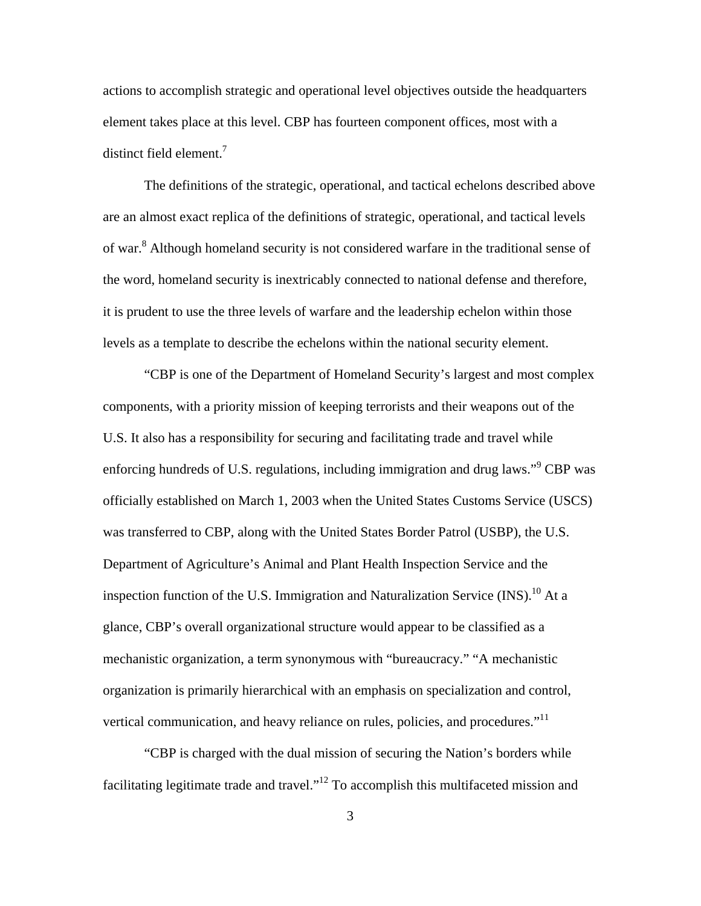actions to accomplish strategic and operational level objectives outside the headquarters element takes place at this level. CBP has fourteen component offices, most with a distinct field element.[7]

The definitions of the strategic, operational, and tactical echelons described above are an almost exact replica of the definitions of strategic, operational, and tactical levels of war.[8] Although homeland security is not considered warfare in the traditional sense of the word, homeland security is inextricably connected to national defense and therefore, it is prudent to use the three levels of warfare and the leadership echelon within those levels as a template to describe the echelons within the national security element.

"CBP is one of the Department of Homeland Security's largest and most complex components, with a priority mission of keeping terrorists and their weapons out of the U.S. It also has a responsibility for securing and facilitating trade and travel while enforcing hundreds of U.S. regulations, including immigration and drug laws."[9] CBP was officially established on March 1, 2003 when the United States Customs Service (USCS) was transferred to CBP, along with the United States Border Patrol (USBP), the U.S. Department of Agriculture's Animal and Plant Health Inspection Service and the inspection function of the U.S. Immigration and Naturalization Service (INS).[10] At a glance, CBP's overall organizational structure would appear to be classified as a mechanistic organization, a term synonymous with "bureaucracy." "A mechanistic organization is primarily hierarchical with an emphasis on specialization and control, vertical communication, and heavy reliance on rules, policies, and procedures."[11]

"CBP is charged with the dual mission of securing the Nation's borders while facilitating legitimate trade and travel."[12] To accomplish this multifaceted mission and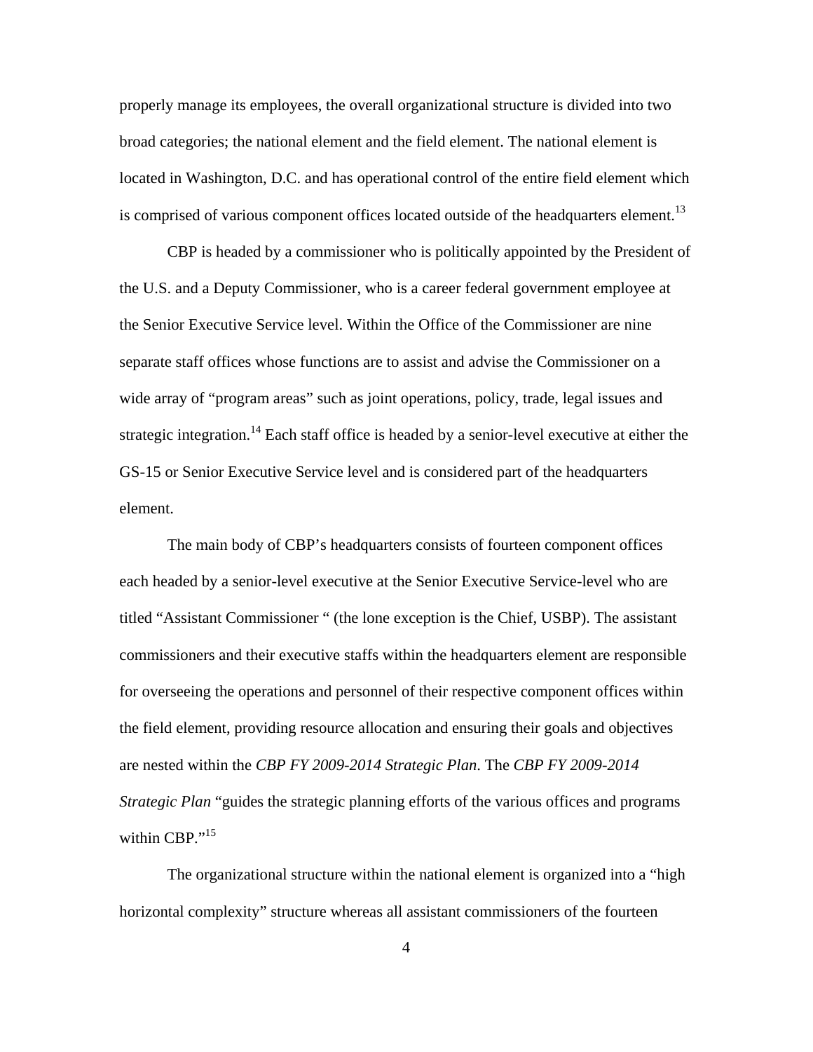properly manage its employees, the overall organizational structure is divided into two broad categories; the national element and the field element. The national element is located in Washington, D.C. and has operational control of the entire field element which is comprised of various component offices located outside of the headquarters element.[13]

CBP is headed by a commissioner who is politically appointed by the President of the U.S. and a Deputy Commissioner, who is a career federal government employee at the Senior Executive Service level. Within the Office of the Commissioner are nine separate staff offices whose functions are to assist and advise the Commissioner on a wide array of "program areas" such as joint operations, policy, trade, legal issues and strategic integration.[14] Each staff office is headed by a senior-level executive at either the GS-15 or Senior Executive Service level and is considered part of the headquarters element.

The main body of CBP's headquarters consists of fourteen component offices each headed by a senior-level executive at the Senior Executive Service-level who are titled "Assistant Commissioner " (the lone exception is the Chief, USBP). The assistant commissioners and their executive staffs within the headquarters element are responsible for overseeing the operations and personnel of their respective component offices within the field element, providing resource allocation and ensuring their goals and objectives are nested within the *CBP FY 2009-2014 Strategic Plan*. The *CBP FY 2009-2014 Strategic Plan* "guides the strategic planning efforts of the various offices and programs within CBP."[15]

The organizational structure within the national element is organized into a "high horizontal complexity" structure whereas all assistant commissioners of the fourteen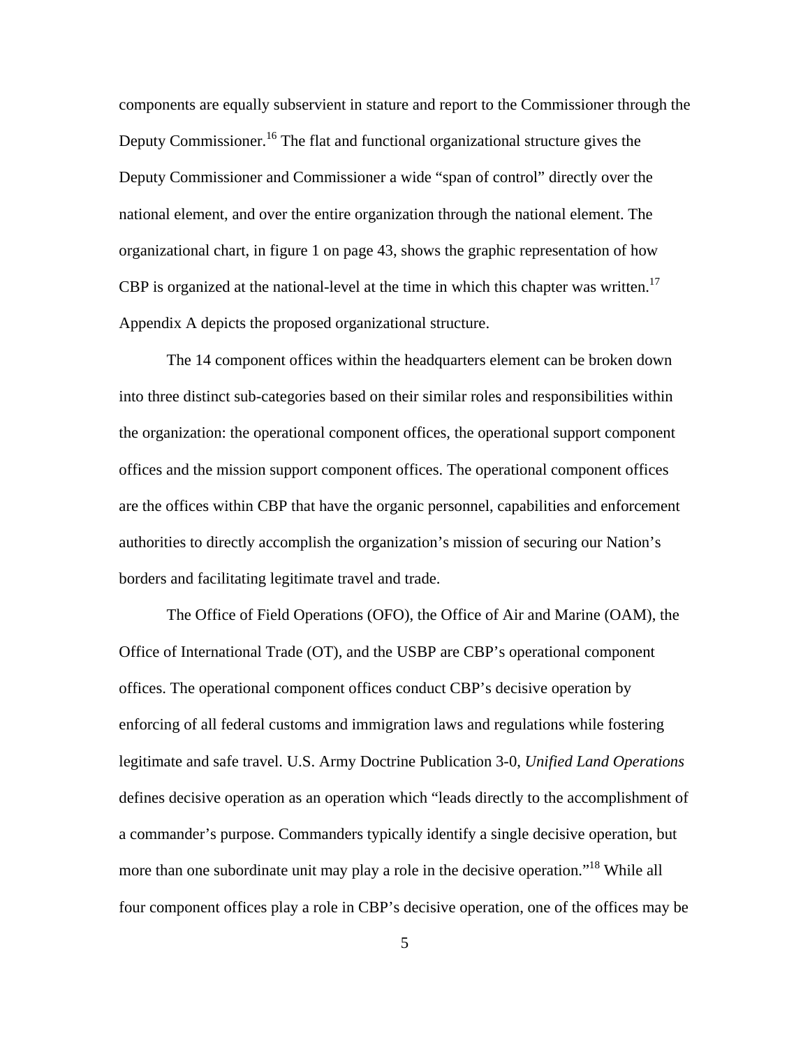components are equally subservient in stature and report to the Commissioner through the Deputy Commissioner.[16] The flat and functional organizational structure gives the Deputy Commissioner and Commissioner a wide "span of control" directly over the national element, and over the entire organization through the national element. The organizational chart, in figure 1 on page 43, shows the graphic representation of how CBP is organized at the national-level at the time in which this chapter was written.[17] Appendix A depicts the proposed organizational structure.

The 14 component offices within the headquarters element can be broken down into three distinct sub-categories based on their similar roles and responsibilities within the organization: the operational component offices, the operational support component offices and the mission support component offices. The operational component offices are the offices within CBP that have the organic personnel, capabilities and enforcement authorities to directly accomplish the organization's mission of securing our Nation's borders and facilitating legitimate travel and trade.

The Office of Field Operations (OFO), the Office of Air and Marine (OAM), the Office of International Trade (OT), and the USBP are CBP's operational component offices. The operational component offices conduct CBP's decisive operation by enforcing of all federal customs and immigration laws and regulations while fostering legitimate and safe travel. U.S. Army Doctrine Publication 3-0, *Unified Land Operations* defines decisive operation as an operation which "leads directly to the accomplishment of a commander's purpose. Commanders typically identify a single decisive operation, but more than one subordinate unit may play a role in the decisive operation."[18] While all four component offices play a role in CBP's decisive operation, one of the offices may be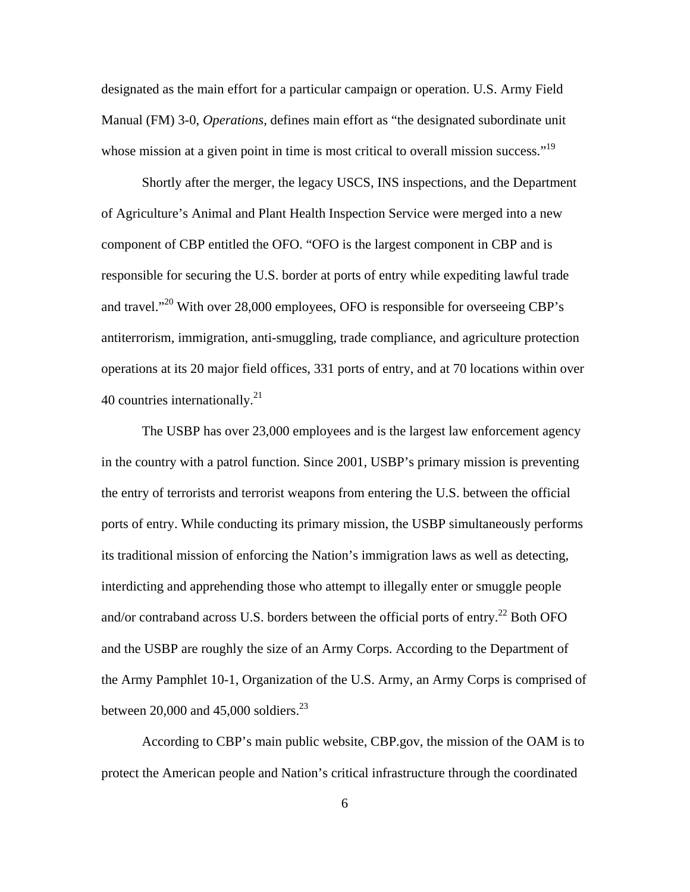designated as the main effort for a particular campaign or operation. U.S. Army Field Manual (FM) 3-0, *Operations*, defines main effort as "the designated subordinate unit whose mission at a given point in time is most critical to overall mission success."[19]

Shortly after the merger, the legacy USCS, INS inspections, and the Department of Agriculture's Animal and Plant Health Inspection Service were merged into a new component of CBP entitled the OFO. "OFO is the largest component in CBP and is responsible for securing the U.S. border at ports of entry while expediting lawful trade and travel."[20] With over 28,000 employees, OFO is responsible for overseeing CBP's antiterrorism, immigration, anti-smuggling, trade compliance, and agriculture protection operations at its 20 major field offices, 331 ports of entry, and at 70 locations within over 40 countries internationally.[21]

The USBP has over 23,000 employees and is the largest law enforcement agency in the country with a patrol function. Since 2001, USBP's primary mission is preventing the entry of terrorists and terrorist weapons from entering the U.S. between the official ports of entry. While conducting its primary mission, the USBP simultaneously performs its traditional mission of enforcing the Nation's immigration laws as well as detecting, interdicting and apprehending those who attempt to illegally enter or smuggle people and/or contraband across U.S. borders between the official ports of entry.[22] Both OFO and the USBP are roughly the size of an Army Corps. According to the Department of the Army Pamphlet 10-1, Organization of the U.S. Army, an Army Corps is comprised of between 20,000 and 45,000 soldiers.[23]

According to CBP's main public website, CBP.gov, the mission of the OAM is to protect the American people and Nation's critical infrastructure through the coordinated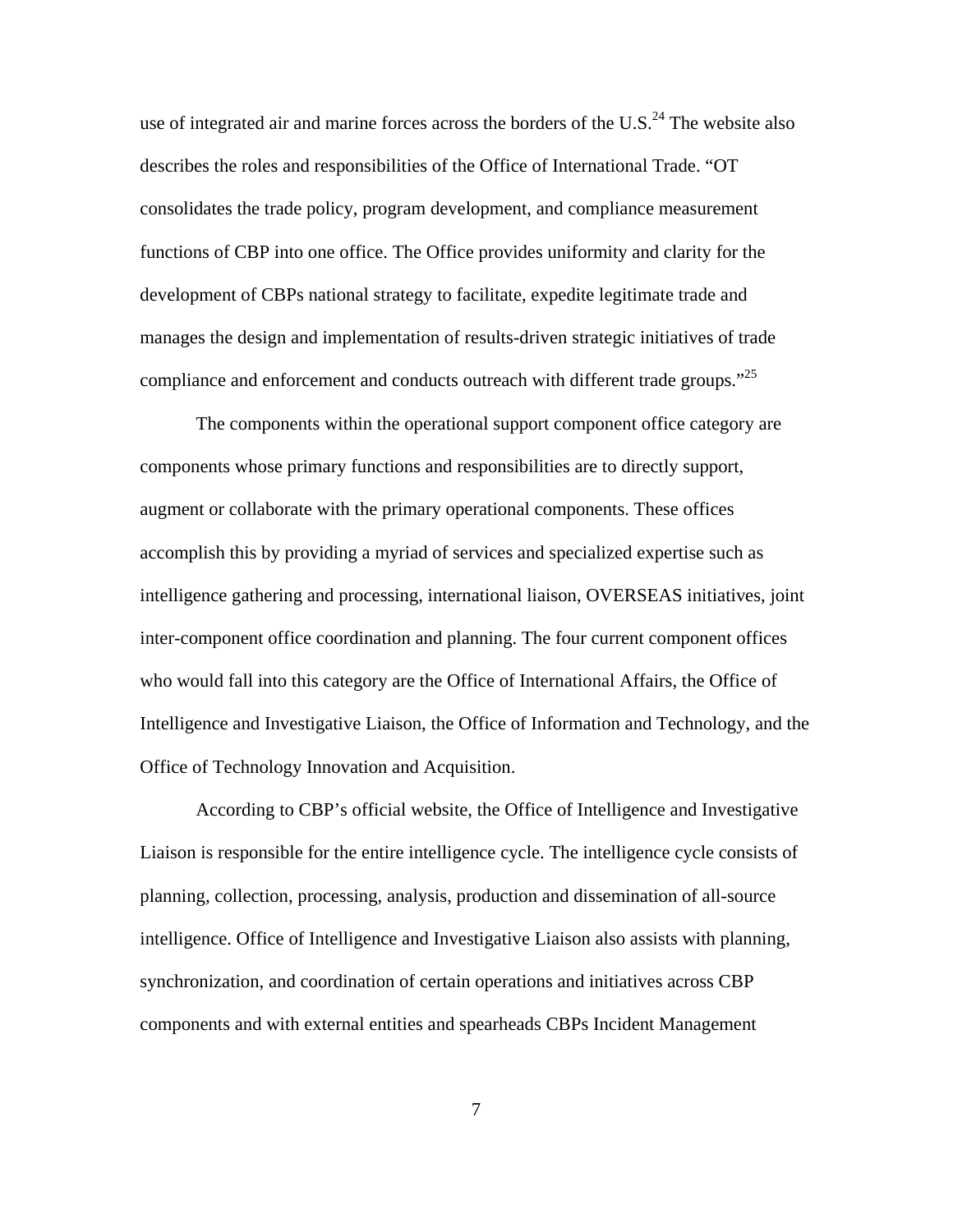use of integrated air and marine forces across the borders of the U.S.[24] The website also describes the roles and responsibilities of the Office of International Trade. "OT consolidates the trade policy, program development, and compliance measurement functions of CBP into one office. The Office provides uniformity and clarity for the development of CBPs national strategy to facilitate, expedite legitimate trade and manages the design and implementation of results-driven strategic initiatives of trade compliance and enforcement and conducts outreach with different trade groups."[25]

The components within the operational support component office category are components whose primary functions and responsibilities are to directly support, augment or collaborate with the primary operational components. These offices accomplish this by providing a myriad of services and specialized expertise such as intelligence gathering and processing, international liaison, OVERSEAS initiatives, joint inter-component office coordination and planning. The four current component offices who would fall into this category are the Office of International Affairs, the Office of Intelligence and Investigative Liaison, the Office of Information and Technology, and the Office of Technology Innovation and Acquisition.

According to CBP's official website, the Office of Intelligence and Investigative Liaison is responsible for the entire intelligence cycle. The intelligence cycle consists of planning, collection, processing, analysis, production and dissemination of all-source intelligence. Office of Intelligence and Investigative Liaison also assists with planning, synchronization, and coordination of certain operations and initiatives across CBP components and with external entities and spearheads CBPs Incident Management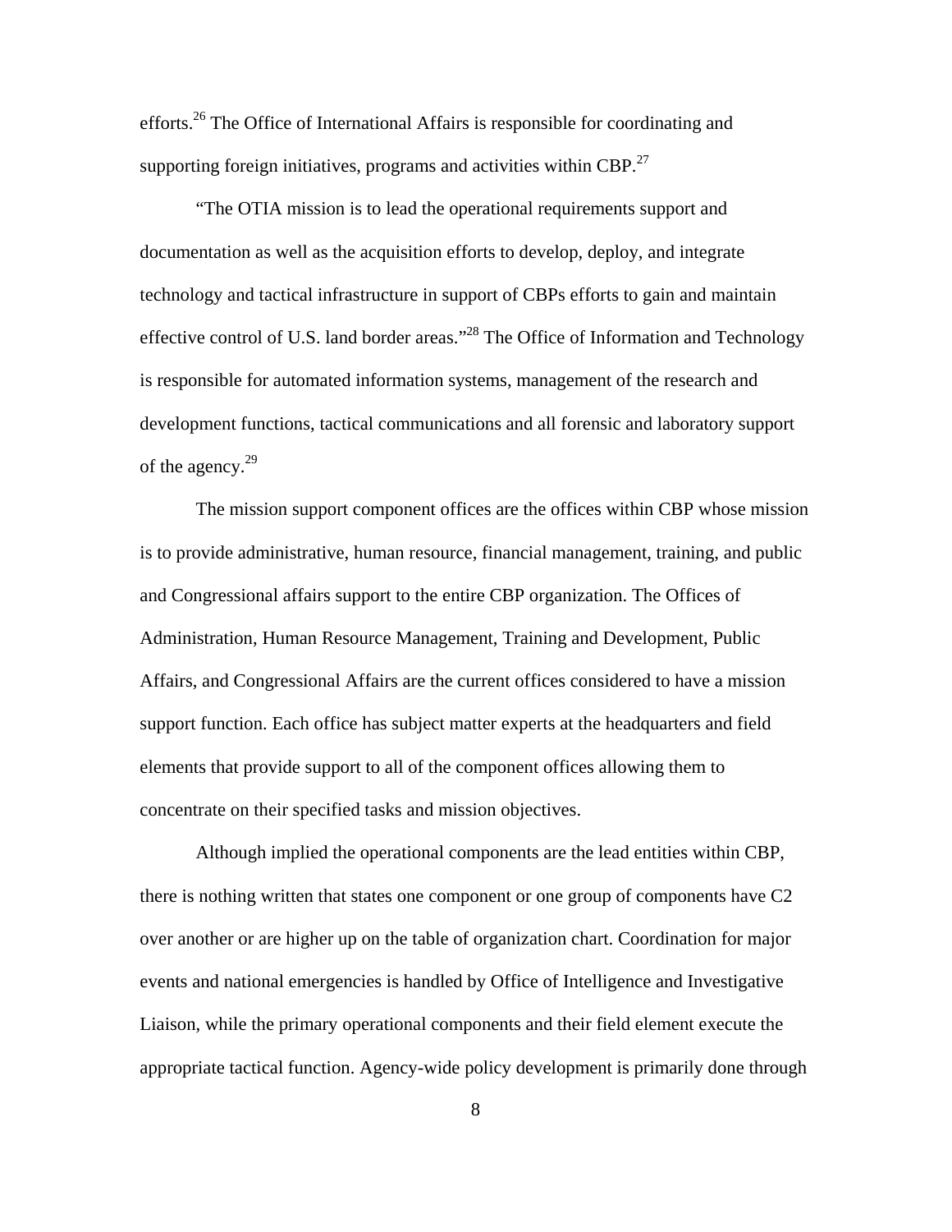efforts.[26] The Office of International Affairs is responsible for coordinating and supporting foreign initiatives, programs and activities within CBP.[27]

"The OTIA mission is to lead the operational requirements support and documentation as well as the acquisition efforts to develop, deploy, and integrate technology and tactical infrastructure in support of CBPs efforts to gain and maintain effective control of U.S. land border areas."[28] The Office of Information and Technology is responsible for automated information systems, management of the research and development functions, tactical communications and all forensic and laboratory support of the agency.[29]

The mission support component offices are the offices within CBP whose mission is to provide administrative, human resource, financial management, training, and public and Congressional affairs support to the entire CBP organization. The Offices of Administration, Human Resource Management, Training and Development, Public Affairs, and Congressional Affairs are the current offices considered to have a mission support function. Each office has subject matter experts at the headquarters and field elements that provide support to all of the component offices allowing them to concentrate on their specified tasks and mission objectives.

Although implied the operational components are the lead entities within CBP, there is nothing written that states one component or one group of components have C2 over another or are higher up on the table of organization chart. Coordination for major events and national emergencies is handled by Office of Intelligence and Investigative Liaison, while the primary operational components and their field element execute the appropriate tactical function. Agency-wide policy development is primarily done through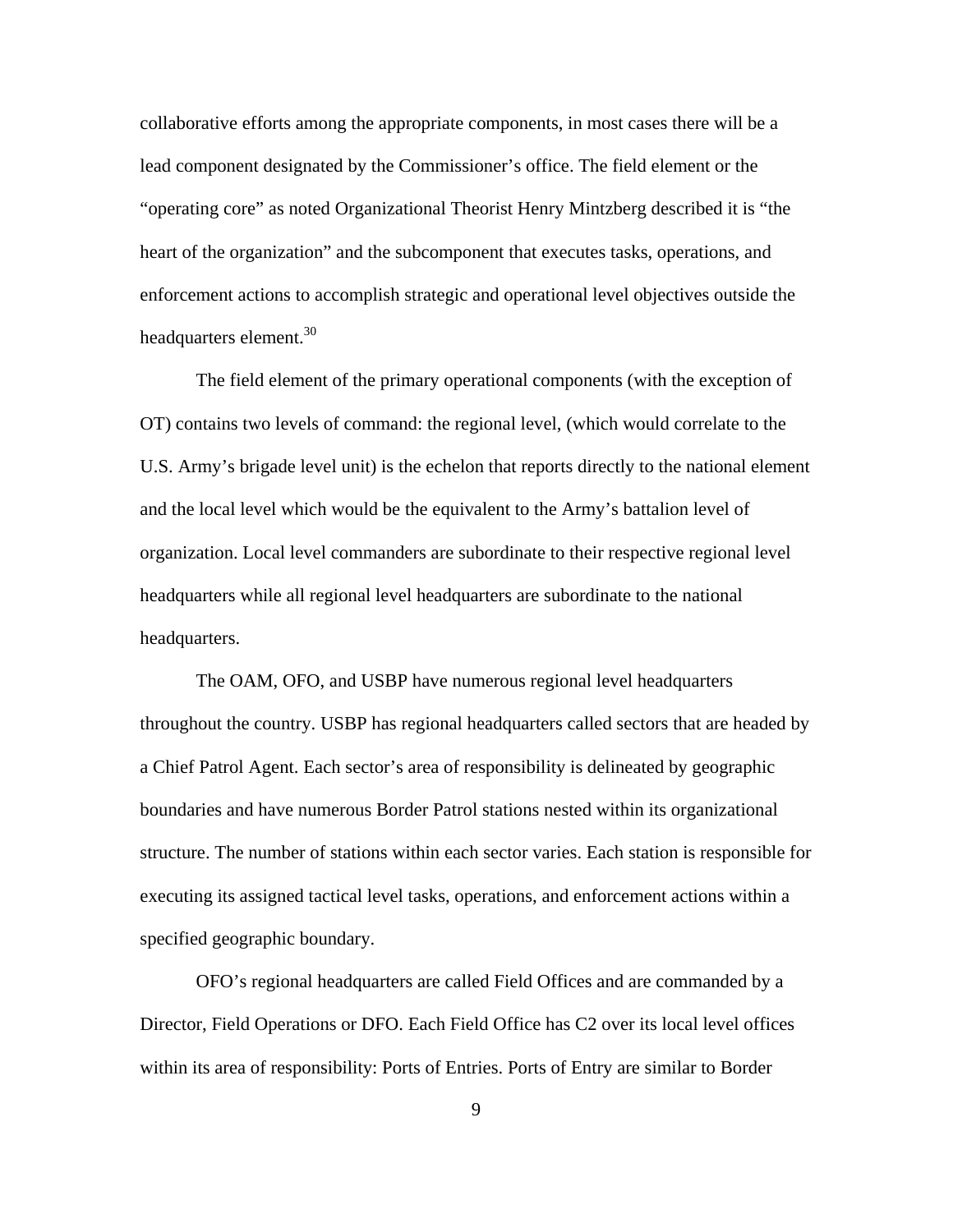collaborative efforts among the appropriate components, in most cases there will be a lead component designated by the Commissioner's office. The field element or the "operating core" as noted Organizational Theorist Henry Mintzberg described it is "the heart of the organization" and the subcomponent that executes tasks, operations, and enforcement actions to accomplish strategic and operational level objectives outside the headquarters element.[30]

The field element of the primary operational components (with the exception of OT) contains two levels of command: the regional level, (which would correlate to the U.S. Army's brigade level unit) is the echelon that reports directly to the national element and the local level which would be the equivalent to the Army's battalion level of organization. Local level commanders are subordinate to their respective regional level headquarters while all regional level headquarters are subordinate to the national headquarters.

The OAM, OFO, and USBP have numerous regional level headquarters throughout the country. USBP has regional headquarters called sectors that are headed by a Chief Patrol Agent. Each sector's area of responsibility is delineated by geographic boundaries and have numerous Border Patrol stations nested within its organizational structure. The number of stations within each sector varies. Each station is responsible for executing its assigned tactical level tasks, operations, and enforcement actions within a specified geographic boundary.

OFO's regional headquarters are called Field Offices and are commanded by a Director, Field Operations or DFO. Each Field Office has C2 over its local level offices within its area of responsibility: Ports of Entries. Ports of Entry are similar to Border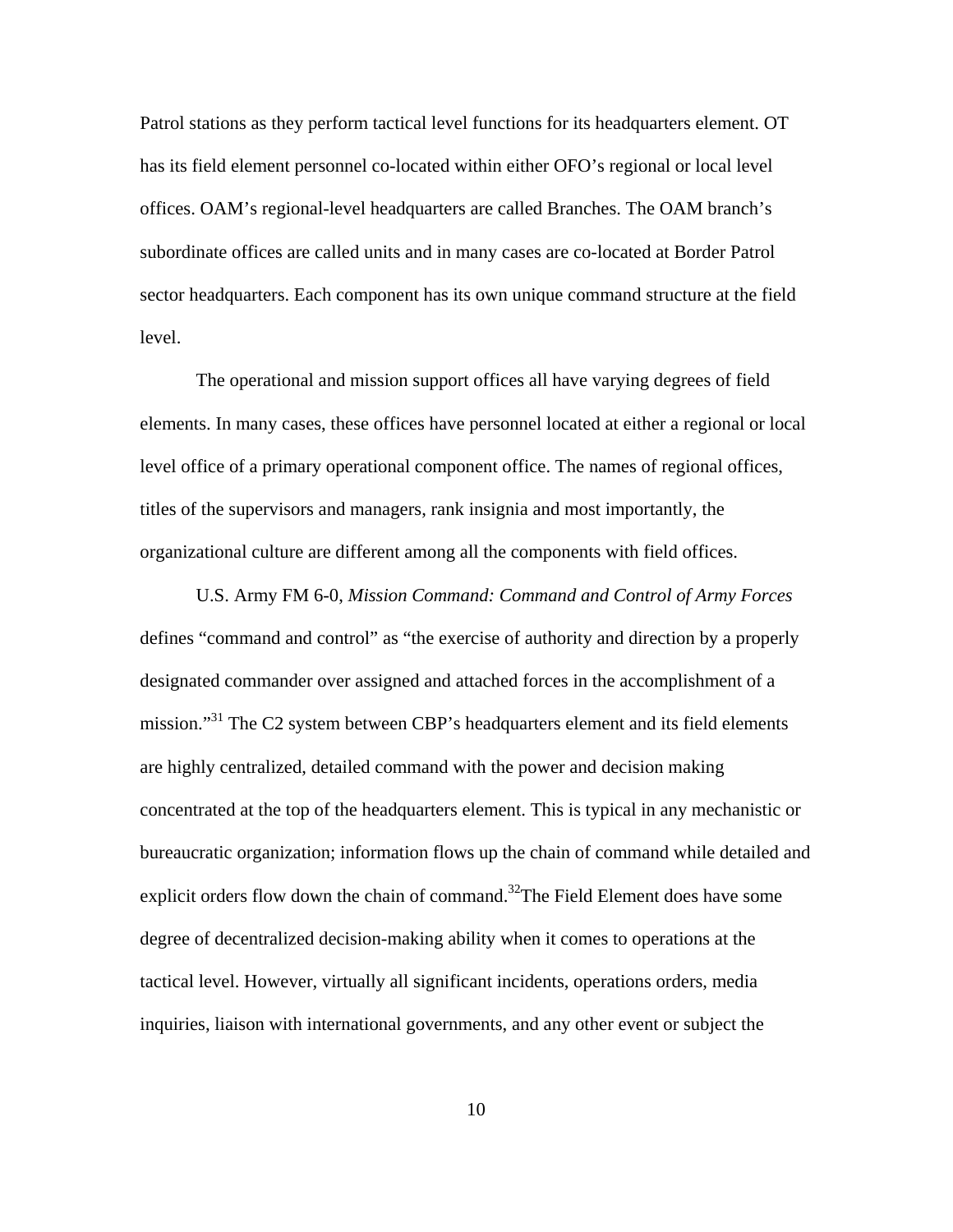Patrol stations as they perform tactical level functions for its headquarters element. OT has its field element personnel co-located within either OFO's regional or local level offices. OAM's regional-level headquarters are called Branches. The OAM branch's subordinate offices are called units and in many cases are co-located at Border Patrol sector headquarters. Each component has its own unique command structure at the field level.

The operational and mission support offices all have varying degrees of field elements. In many cases, these offices have personnel located at either a regional or local level office of a primary operational component office. The names of regional offices, titles of the supervisors and managers, rank insignia and most importantly, the organizational culture are different among all the components with field offices.

U.S. Army FM 6-0, *Mission Command: Command and Control of Army Forces* defines "command and control" as "the exercise of authority and direction by a properly designated commander over assigned and attached forces in the accomplishment of a mission."[31] The C2 system between CBP's headquarters element and its field elements are highly centralized, detailed command with the power and decision making concentrated at the top of the headquarters element. This is typical in any mechanistic or bureaucratic organization; information flows up the chain of command while detailed and explicit orders flow down the chain of command.[32]The Field Element does have some degree of decentralized decision-making ability when it comes to operations at the tactical level. However, virtually all significant incidents, operations orders, media inquiries, liaison with international governments, and any other event or subject the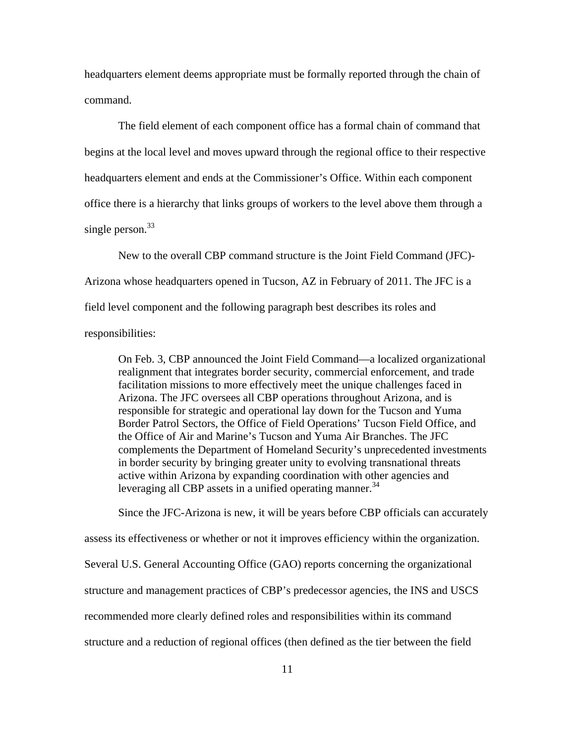headquarters element deems appropriate must be formally reported through the chain of command.

The field element of each component office has a formal chain of command that begins at the local level and moves upward through the regional office to their respective headquarters element and ends at the Commissioner's Office. Within each component office there is a hierarchy that links groups of workers to the level above them through a single person.[33]

New to the overall CBP command structure is the Joint Field Command (JFC)-Arizona whose headquarters opened in Tucson, AZ in February of 2011. The JFC is a field level component and the following paragraph best describes its roles and responsibilities:

> On Feb. 3, CBP announced the Joint Field Command—a localized organizational realignment that integrates border security, commercial enforcement, and trade facilitation missions to more effectively meet the unique challenges faced in Arizona. The JFC oversees all CBP operations throughout Arizona, and is responsible for strategic and operational lay down for the Tucson and Yuma Border Patrol Sectors, the Office of Field Operations' Tucson Field Office, and the Office of Air and Marine's Tucson and Yuma Air Branches. The JFC complements the Department of Homeland Security's unprecedented investments in border security by bringing greater unity to evolving transnational threats active within Arizona by expanding coordination with other agencies and leveraging all CBP assets in a unified operating manner.[34]

Since the JFC-Arizona is new, it will be years before CBP officials can accurately assess its effectiveness or whether or not it improves efficiency within the organization. Several U.S. General Accounting Office (GAO) reports concerning the organizational structure and management practices of CBP's predecessor agencies, the INS and USCS recommended more clearly defined roles and responsibilities within its command structure and a reduction of regional offices (then defined as the tier between the field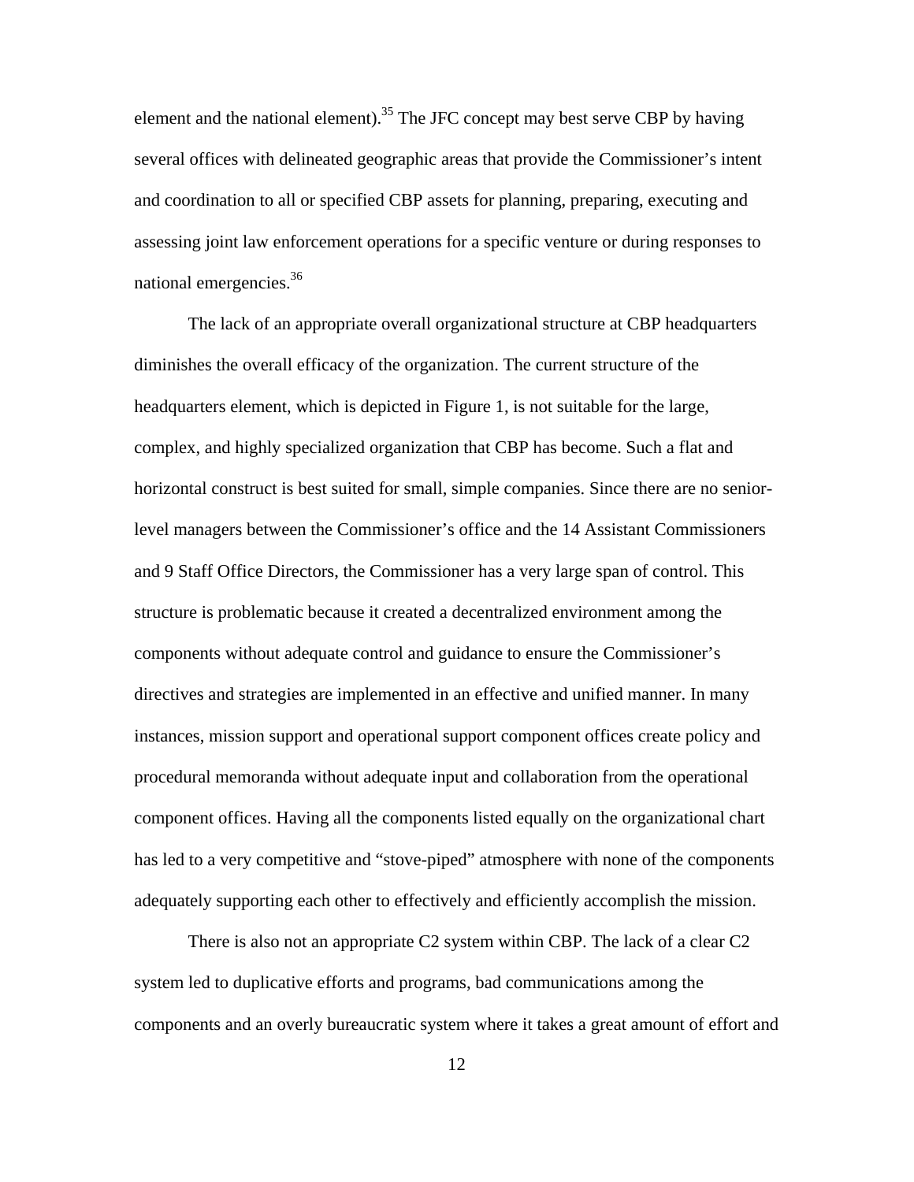element and the national element).[35] The JFC concept may best serve CBP by having several offices with delineated geographic areas that provide the Commissioner's intent and coordination to all or specified CBP assets for planning, preparing, executing and assessing joint law enforcement operations for a specific venture or during responses to national emergencies.[36]

The lack of an appropriate overall organizational structure at CBP headquarters diminishes the overall efficacy of the organization. The current structure of the headquarters element, which is depicted in Figure 1, is not suitable for the large, complex, and highly specialized organization that CBP has become. Such a flat and horizontal construct is best suited for small, simple companies. Since there are no senior-level managers between the Commissioner's office and the 14 Assistant Commissioners and 9 Staff Office Directors, the Commissioner has a very large span of control. This structure is problematic because it created a decentralized environment among the components without adequate control and guidance to ensure the Commissioner's directives and strategies are implemented in an effective and unified manner. In many instances, mission support and operational support component offices create policy and procedural memoranda without adequate input and collaboration from the operational component offices. Having all the components listed equally on the organizational chart has led to a very competitive and "stove-piped" atmosphere with none of the components adequately supporting each other to effectively and efficiently accomplish the mission.

There is also not an appropriate C2 system within CBP. The lack of a clear C2 system led to duplicative efforts and programs, bad communications among the components and an overly bureaucratic system where it takes a great amount of effort and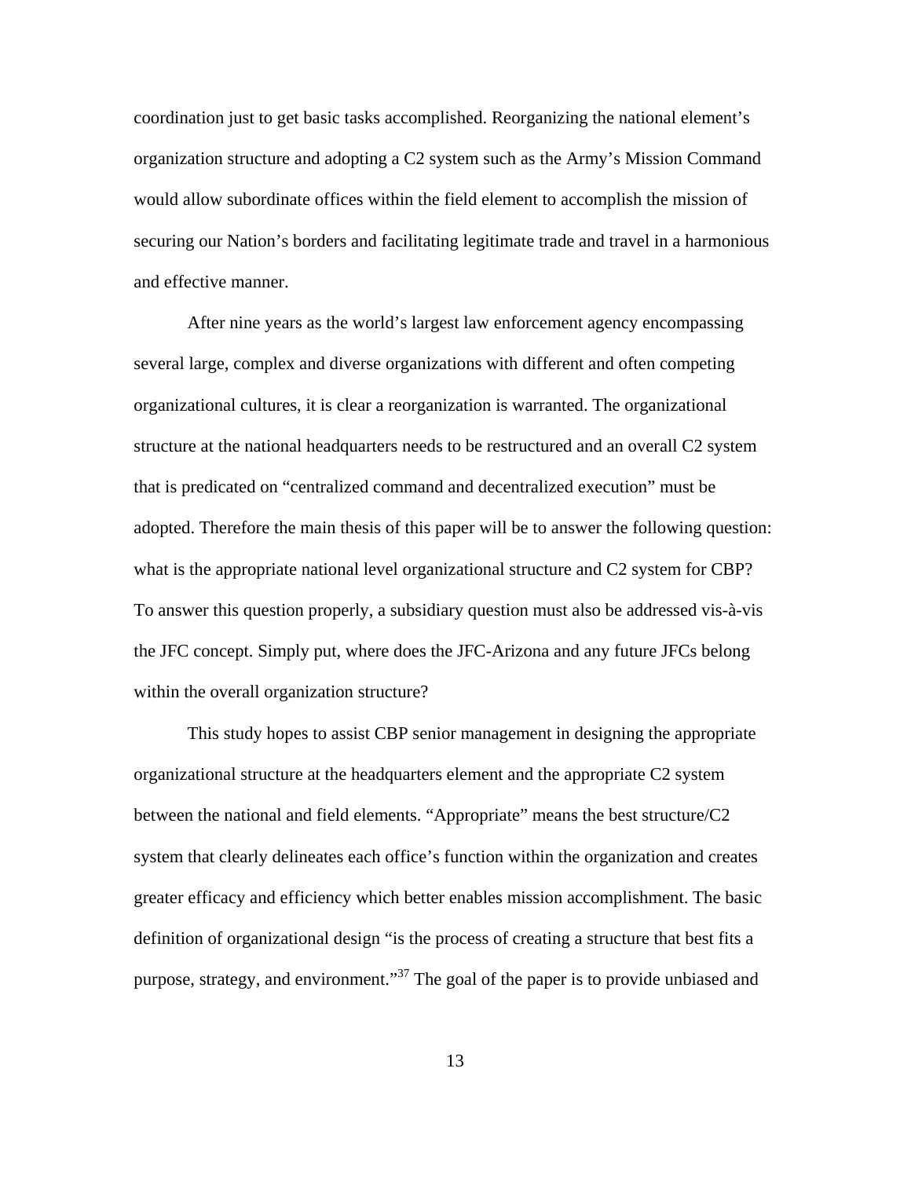coordination just to get basic tasks accomplished. Reorganizing the national element's organization structure and adopting a C2 system such as the Army's Mission Command would allow subordinate offices within the field element to accomplish the mission of securing our Nation's borders and facilitating legitimate trade and travel in a harmonious and effective manner.

After nine years as the world's largest law enforcement agency encompassing several large, complex and diverse organizations with different and often competing organizational cultures, it is clear a reorganization is warranted. The organizational structure at the national headquarters needs to be restructured and an overall C2 system that is predicated on "centralized command and decentralized execution" must be adopted. Therefore the main thesis of this paper will be to answer the following question: what is the appropriate national level organizational structure and C2 system for CBP? To answer this question properly, a subsidiary question must also be addressed vis-à-vis the JFC concept. Simply put, where does the JFC-Arizona and any future JFCs belong within the overall organization structure?

This study hopes to assist CBP senior management in designing the appropriate organizational structure at the headquarters element and the appropriate C2 system between the national and field elements. "Appropriate" means the best structure/C2 system that clearly delineates each office's function within the organization and creates greater efficacy and efficiency which better enables mission accomplishment. The basic definition of organizational design "is the process of creating a structure that best fits a purpose, strategy, and environment."[37] The goal of the paper is to provide unbiased and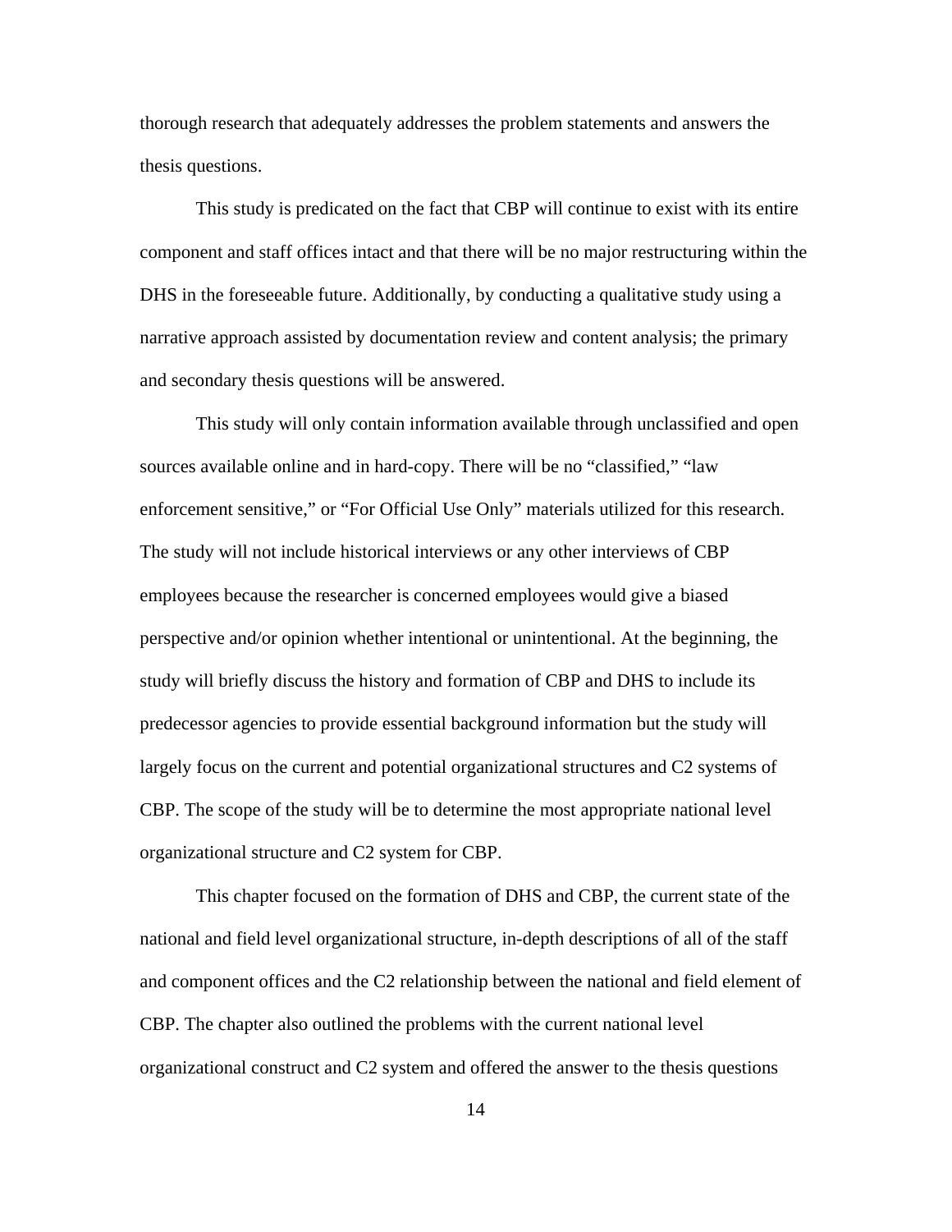thorough research that adequately addresses the problem statements and answers the thesis questions.

This study is predicated on the fact that CBP will continue to exist with its entire component and staff offices intact and that there will be no major restructuring within the DHS in the foreseeable future. Additionally, by conducting a qualitative study using a narrative approach assisted by documentation review and content analysis; the primary and secondary thesis questions will be answered.

This study will only contain information available through unclassified and open sources available online and in hard-copy. There will be no "classified," "law enforcement sensitive," or "For Official Use Only" materials utilized for this research. The study will not include historical interviews or any other interviews of CBP employees because the researcher is concerned employees would give a biased perspective and/or opinion whether intentional or unintentional. At the beginning, the study will briefly discuss the history and formation of CBP and DHS to include its predecessor agencies to provide essential background information but the study will largely focus on the current and potential organizational structures and C2 systems of CBP. The scope of the study will be to determine the most appropriate national level organizational structure and C2 system for CBP.

This chapter focused on the formation of DHS and CBP, the current state of the national and field level organizational structure, in-depth descriptions of all of the staff and component offices and the C2 relationship between the national and field element of CBP. The chapter also outlined the problems with the current national level organizational construct and C2 system and offered the answer to the thesis questions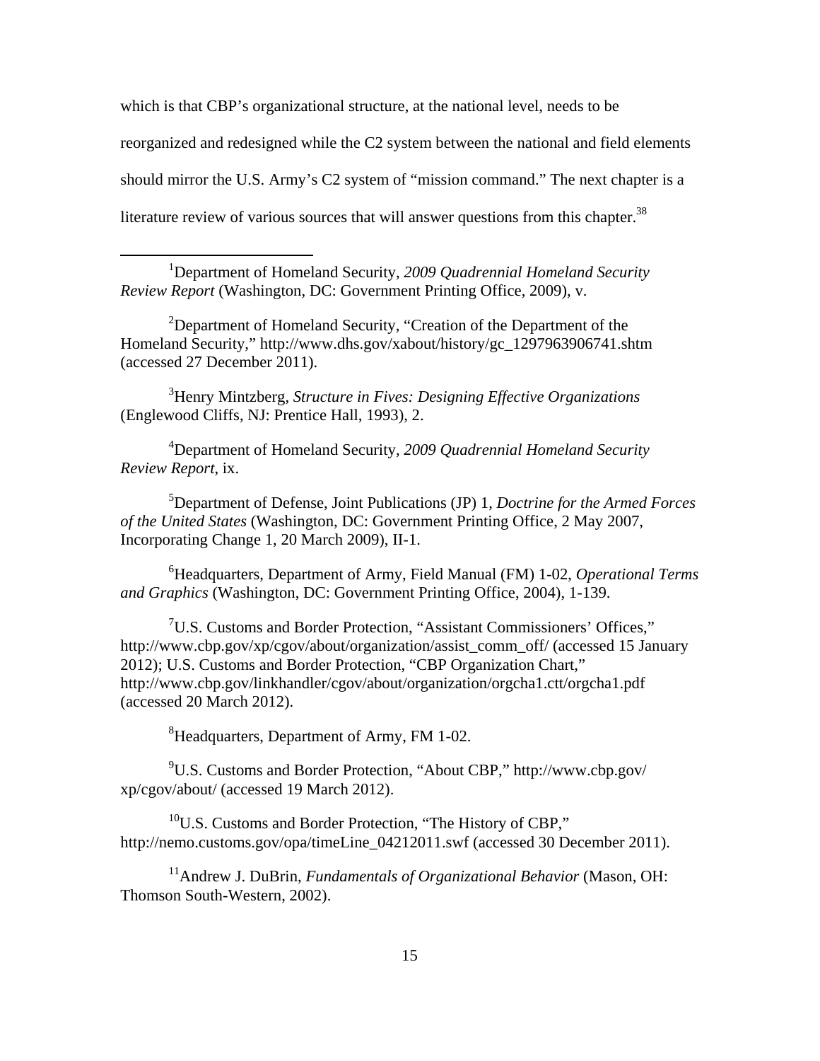which is that CBP's organizational structure, at the national level, needs to be reorganized and redesigned while the C2 system between the national and field elements should mirror the U.S. Army's C2 system of "mission command." The next chapter is a literature review of various sources that will answer questions from this chapter.[38]

---

[1]Department of Homeland Security, *2009 Quadrennial Homeland Security Review Report* (Washington, DC: Government Printing Office, 2009), v.

[2]Department of Homeland Security, "Creation of the Department of the Homeland Security," http://www.dhs.gov/xabout/history/gc_1297963906741.shtm (accessed 27 December 2011).

[3]Henry Mintzberg, *Structure in Fives: Designing Effective Organizations* (Englewood Cliffs, NJ: Prentice Hall, 1993), 2.

[4]Department of Homeland Security, *2009 Quadrennial Homeland Security Review Report*, ix.

[5]Department of Defense, Joint Publications (JP) 1, *Doctrine for the Armed Forces of the United States* (Washington, DC: Government Printing Office, 2 May 2007, Incorporating Change 1, 20 March 2009), II-1.

[6]Headquarters, Department of Army, Field Manual (FM) 1-02, *Operational Terms and Graphics* (Washington, DC: Government Printing Office, 2004), 1-139.

[7]U.S. Customs and Border Protection, "Assistant Commissioners' Offices," http://www.cbp.gov/xp/cgov/about/organization/assist_comm_off/ (accessed 15 January 2012); U.S. Customs and Border Protection, "CBP Organization Chart," http://www.cbp.gov/linkhandler/cgov/about/organization/orgcha1.ctt/orgcha1.pdf (accessed 20 March 2012).

[8]Headquarters, Department of Army, FM 1-02.

[9]U.S. Customs and Border Protection, "About CBP," http://www.cbp.gov/xp/cgov/about/ (accessed 19 March 2012).

[10]U.S. Customs and Border Protection, "The History of CBP," http://nemo.customs.gov/opa/timeLine_04212011.swf (accessed 30 December 2011).

[11]Andrew J. DuBrin, *Fundamentals of Organizational Behavior* (Mason, OH: Thomson South-Western, 2002).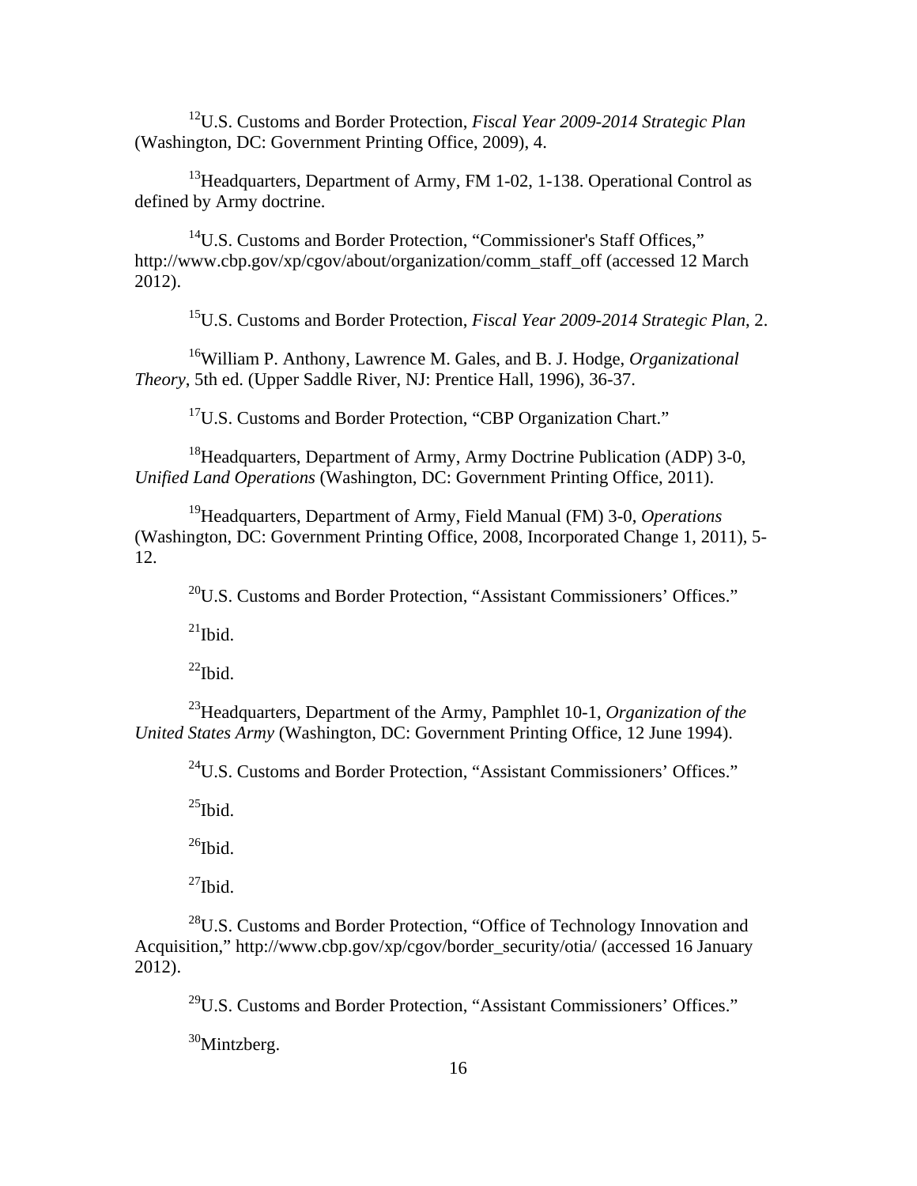[12]U.S. Customs and Border Protection, *Fiscal Year 2009-2014 Strategic Plan* (Washington, DC: Government Printing Office, 2009), 4.

[13]Headquarters, Department of Army, FM 1-02, 1-138. Operational Control as defined by Army doctrine.

[14]U.S. Customs and Border Protection, "Commissioner's Staff Offices," http://www.cbp.gov/xp/cgov/about/organization/comm_staff_off (accessed 12 March 2012).

[15]U.S. Customs and Border Protection, *Fiscal Year 2009-2014 Strategic Plan*, 2.

[16]William P. Anthony, Lawrence M. Gales, and B. J. Hodge, *Organizational Theory*, 5th ed. (Upper Saddle River, NJ: Prentice Hall, 1996), 36-37.

[17]U.S. Customs and Border Protection, "CBP Organization Chart."

[18]Headquarters, Department of Army, Army Doctrine Publication (ADP) 3-0, *Unified Land Operations* (Washington, DC: Government Printing Office, 2011).

[19]Headquarters, Department of Army, Field Manual (FM) 3-0, *Operations* (Washington, DC: Government Printing Office, 2008, Incorporated Change 1, 2011), 5-12.

[20]U.S. Customs and Border Protection, "Assistant Commissioners' Offices."

[21]Ibid.

[22]Ibid.

[23]Headquarters, Department of the Army, Pamphlet 10-1, *Organization of the United States Army* (Washington, DC: Government Printing Office, 12 June 1994).

[24]U.S. Customs and Border Protection, "Assistant Commissioners' Offices."

[25]Ibid.

[26]Ibid.

[27]Ibid.

[28]U.S. Customs and Border Protection, "Office of Technology Innovation and Acquisition," http://www.cbp.gov/xp/cgov/border_security/otia/ (accessed 16 January 2012).

[29]U.S. Customs and Border Protection, "Assistant Commissioners' Offices."

[30]Mintzberg.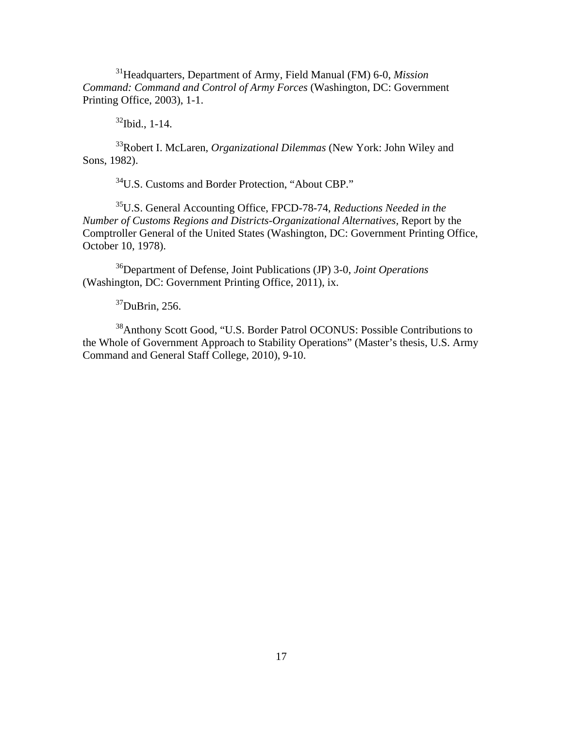[31]Headquarters, Department of Army, Field Manual (FM) 6-0, *Mission Command: Command and Control of Army Forces* (Washington, DC: Government Printing Office, 2003), 1-1.

[32]Ibid., 1-14.

[33]Robert I. McLaren, *Organizational Dilemmas* (New York: John Wiley and Sons, 1982).

[34]U.S. Customs and Border Protection, "About CBP."

[35]U.S. General Accounting Office, FPCD-78-74, *Reductions Needed in the Number of Customs Regions and Districts-Organizational Alternatives,* Report by the Comptroller General of the United States (Washington, DC: Government Printing Office, October 10, 1978).

[36]Department of Defense, Joint Publications (JP) 3-0, *Joint Operations* (Washington, DC: Government Printing Office, 2011), ix.

[37]DuBrin, 256.

[38]Anthony Scott Good, "U.S. Border Patrol OCONUS: Possible Contributions to the Whole of Government Approach to Stability Operations" (Master's thesis, U.S. Army Command and General Staff College, 2010), 9-10.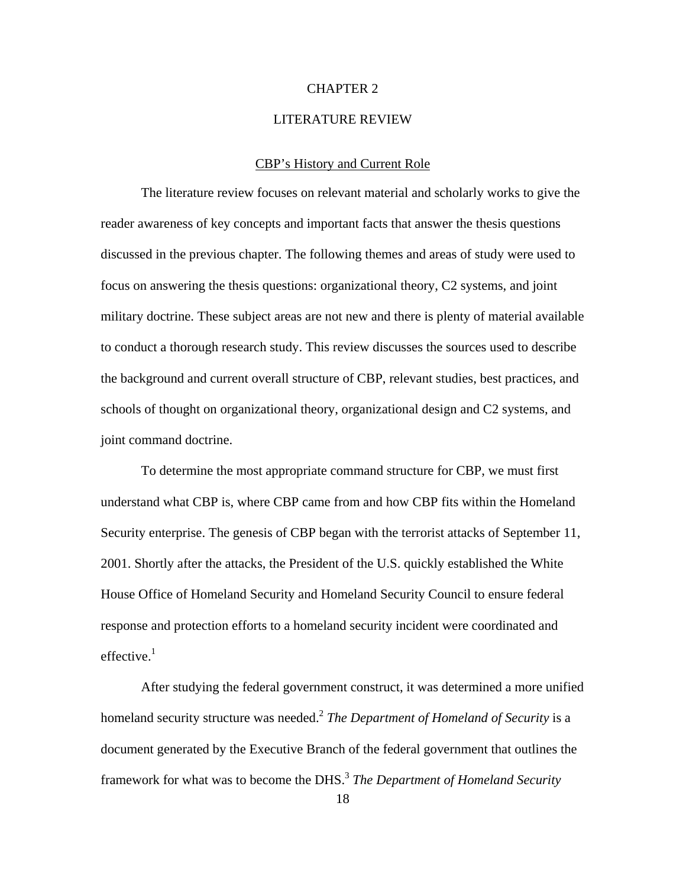# CHAPTER 2

# LITERATURE REVIEW

## CBP's History and Current Role

The literature review focuses on relevant material and scholarly works to give the reader awareness of key concepts and important facts that answer the thesis questions discussed in the previous chapter. The following themes and areas of study were used to focus on answering the thesis questions: organizational theory, C2 systems, and joint military doctrine. These subject areas are not new and there is plenty of material available to conduct a thorough research study. This review discusses the sources used to describe the background and current overall structure of CBP, relevant studies, best practices, and schools of thought on organizational theory, organizational design and C2 systems, and joint command doctrine.

To determine the most appropriate command structure for CBP, we must first understand what CBP is, where CBP came from and how CBP fits within the Homeland Security enterprise. The genesis of CBP began with the terrorist attacks of September 11, 2001. Shortly after the attacks, the President of the U.S. quickly established the White House Office of Homeland Security and Homeland Security Council to ensure federal response and protection efforts to a homeland security incident were coordinated and effective.[1]

After studying the federal government construct, it was determined a more unified homeland security structure was needed.[2] *The Department of Homeland of Security* is a document generated by the Executive Branch of the federal government that outlines the framework for what was to become the DHS.[3] *The Department of Homeland Security*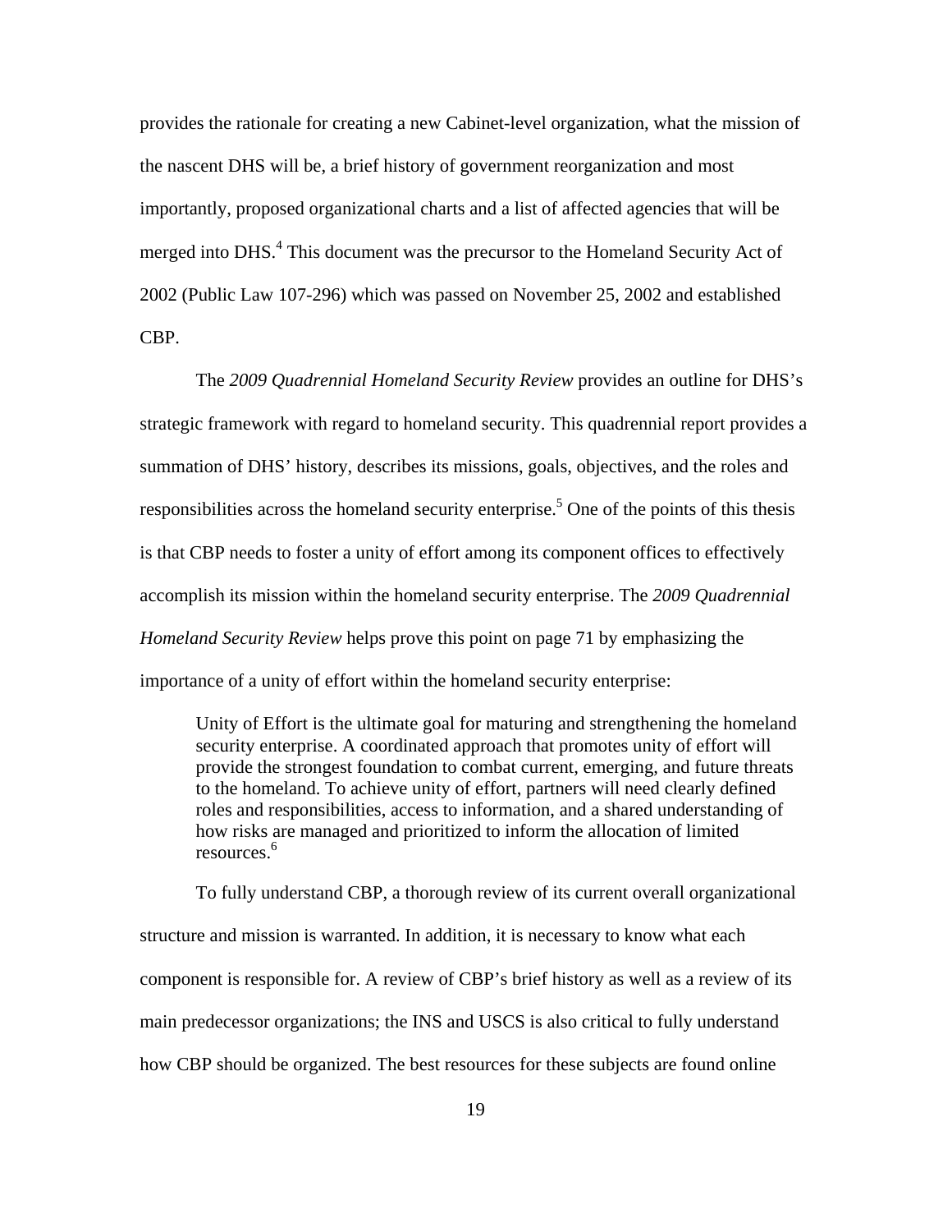provides the rationale for creating a new Cabinet-level organization, what the mission of the nascent DHS will be, a brief history of government reorganization and most importantly, proposed organizational charts and a list of affected agencies that will be merged into DHS.[4] This document was the precursor to the Homeland Security Act of 2002 (Public Law 107-296) which was passed on November 25, 2002 and established CBP.

The *2009 Quadrennial Homeland Security Review* provides an outline for DHS's strategic framework with regard to homeland security. This quadrennial report provides a summation of DHS' history, describes its missions, goals, objectives, and the roles and responsibilities across the homeland security enterprise.[5] One of the points of this thesis is that CBP needs to foster a unity of effort among its component offices to effectively accomplish its mission within the homeland security enterprise. The *2009 Quadrennial Homeland Security Review* helps prove this point on page 71 by emphasizing the importance of a unity of effort within the homeland security enterprise:

> Unity of Effort is the ultimate goal for maturing and strengthening the homeland security enterprise. A coordinated approach that promotes unity of effort will provide the strongest foundation to combat current, emerging, and future threats to the homeland. To achieve unity of effort, partners will need clearly defined roles and responsibilities, access to information, and a shared understanding of how risks are managed and prioritized to inform the allocation of limited resources.[6]

To fully understand CBP, a thorough review of its current overall organizational structure and mission is warranted. In addition, it is necessary to know what each component is responsible for. A review of CBP's brief history as well as a review of its main predecessor organizations; the INS and USCS is also critical to fully understand how CBP should be organized. The best resources for these subjects are found online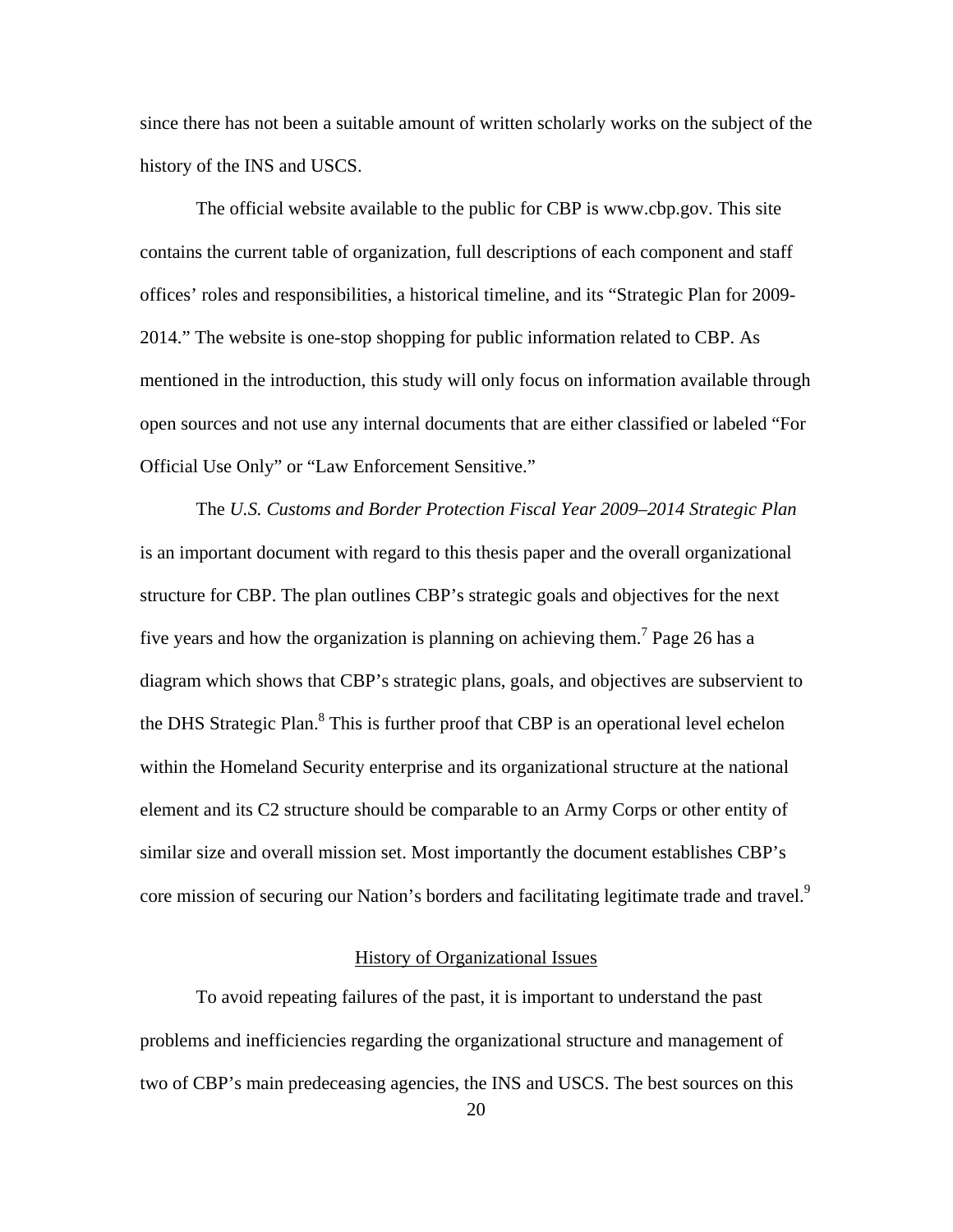since there has not been a suitable amount of written scholarly works on the subject of the history of the INS and USCS.

The official website available to the public for CBP is www.cbp.gov. This site contains the current table of organization, full descriptions of each component and staff offices' roles and responsibilities, a historical timeline, and its "Strategic Plan for 2009-2014." The website is one-stop shopping for public information related to CBP. As mentioned in the introduction, this study will only focus on information available through open sources and not use any internal documents that are either classified or labeled "For Official Use Only" or "Law Enforcement Sensitive."

The *U.S. Customs and Border Protection Fiscal Year 2009–2014 Strategic Plan* is an important document with regard to this thesis paper and the overall organizational structure for CBP. The plan outlines CBP's strategic goals and objectives for the next five years and how the organization is planning on achieving them.[7] Page 26 has a diagram which shows that CBP's strategic plans, goals, and objectives are subservient to the DHS Strategic Plan.[8] This is further proof that CBP is an operational level echelon within the Homeland Security enterprise and its organizational structure at the national element and its C2 structure should be comparable to an Army Corps or other entity of similar size and overall mission set. Most importantly the document establishes CBP's core mission of securing our Nation's borders and facilitating legitimate trade and travel.[9]

## History of Organizational Issues

To avoid repeating failures of the past, it is important to understand the past problems and inefficiencies regarding the organizational structure and management of two of CBP's main predeceasing agencies, the INS and USCS. The best sources on this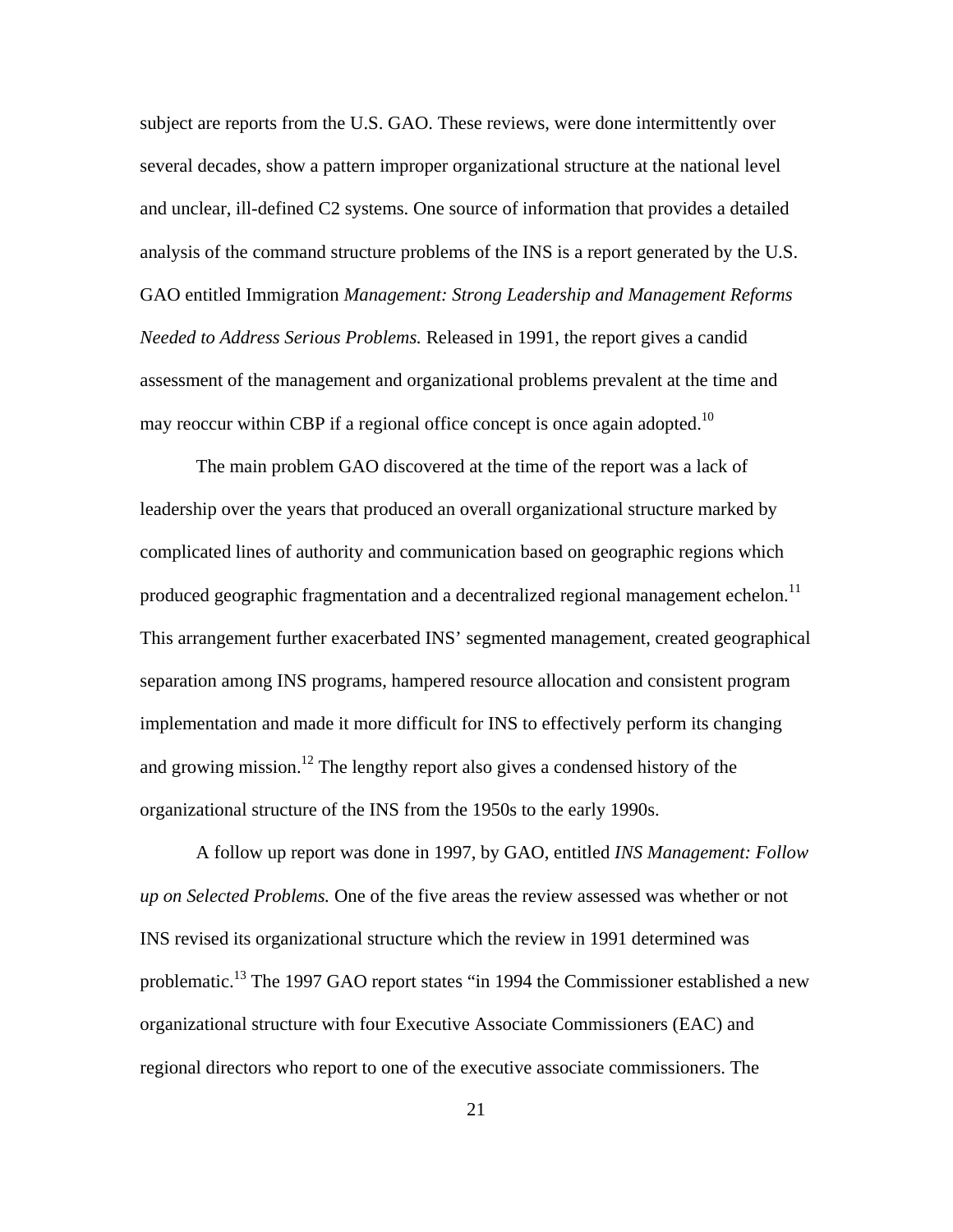subject are reports from the U.S. GAO. These reviews, were done intermittently over several decades, show a pattern improper organizational structure at the national level and unclear, ill-defined C2 systems. One source of information that provides a detailed analysis of the command structure problems of the INS is a report generated by the U.S. GAO entitled Immigration *Management: Strong Leadership and Management Reforms Needed to Address Serious Problems.* Released in 1991, the report gives a candid assessment of the management and organizational problems prevalent at the time and may reoccur within CBP if a regional office concept is once again adopted.[10]

The main problem GAO discovered at the time of the report was a lack of leadership over the years that produced an overall organizational structure marked by complicated lines of authority and communication based on geographic regions which produced geographic fragmentation and a decentralized regional management echelon.[11] This arrangement further exacerbated INS' segmented management, created geographical separation among INS programs, hampered resource allocation and consistent program implementation and made it more difficult for INS to effectively perform its changing and growing mission.[12] The lengthy report also gives a condensed history of the organizational structure of the INS from the 1950s to the early 1990s.

A follow up report was done in 1997, by GAO, entitled *INS Management: Follow up on Selected Problems.* One of the five areas the review assessed was whether or not INS revised its organizational structure which the review in 1991 determined was problematic.[13] The 1997 GAO report states "in 1994 the Commissioner established a new organizational structure with four Executive Associate Commissioners (EAC) and regional directors who report to one of the executive associate commissioners. The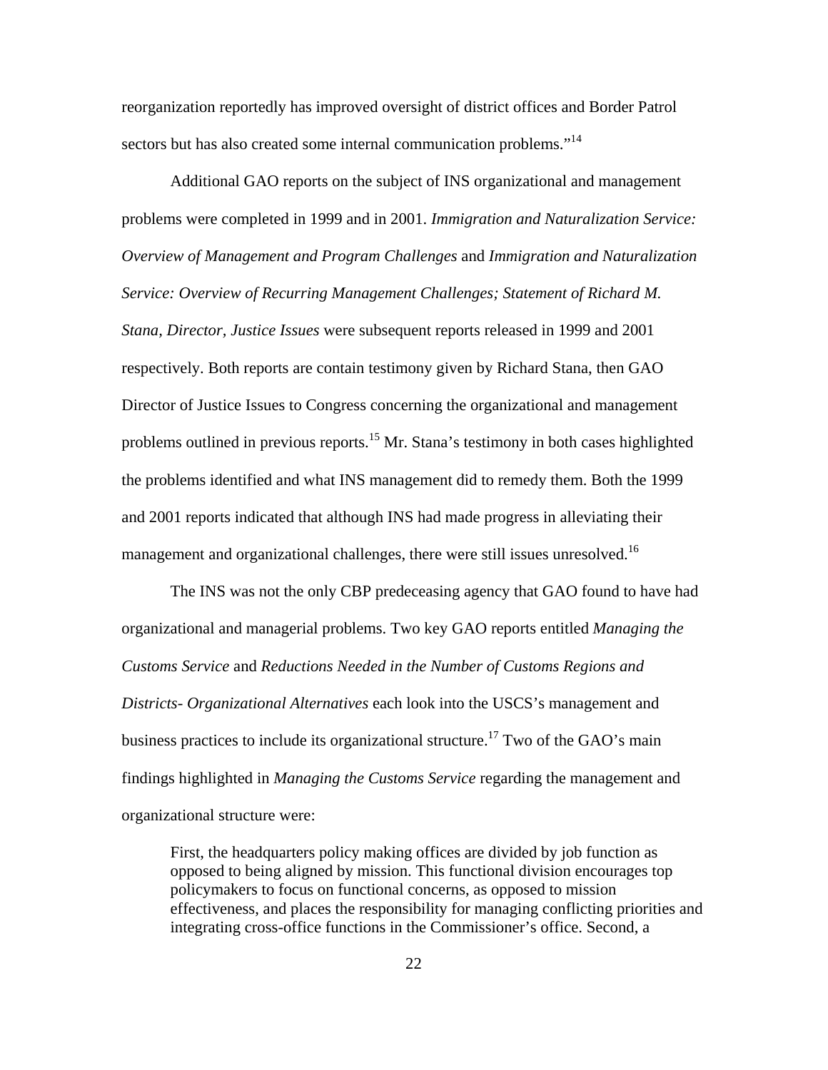reorganization reportedly has improved oversight of district offices and Border Patrol sectors but has also created some internal communication problems."[14]

Additional GAO reports on the subject of INS organizational and management problems were completed in 1999 and in 2001. *Immigration and Naturalization Service: Overview of Management and Program Challenges* and *Immigration and Naturalization Service: Overview of Recurring Management Challenges; Statement of Richard M. Stana, Director, Justice Issues* were subsequent reports released in 1999 and 2001 respectively. Both reports are contain testimony given by Richard Stana, then GAO Director of Justice Issues to Congress concerning the organizational and management problems outlined in previous reports.[15] Mr. Stana's testimony in both cases highlighted the problems identified and what INS management did to remedy them. Both the 1999 and 2001 reports indicated that although INS had made progress in alleviating their management and organizational challenges, there were still issues unresolved.[16]

The INS was not the only CBP predeceasing agency that GAO found to have had organizational and managerial problems. Two key GAO reports entitled *Managing the Customs Service* and *Reductions Needed in the Number of Customs Regions and Districts- Organizational Alternatives* each look into the USCS's management and business practices to include its organizational structure.[17] Two of the GAO's main findings highlighted in *Managing the Customs Service* regarding the management and organizational structure were:

> First, the headquarters policy making offices are divided by job function as opposed to being aligned by mission. This functional division encourages top policymakers to focus on functional concerns, as opposed to mission effectiveness, and places the responsibility for managing conflicting priorities and integrating cross-office functions in the Commissioner's office. Second, a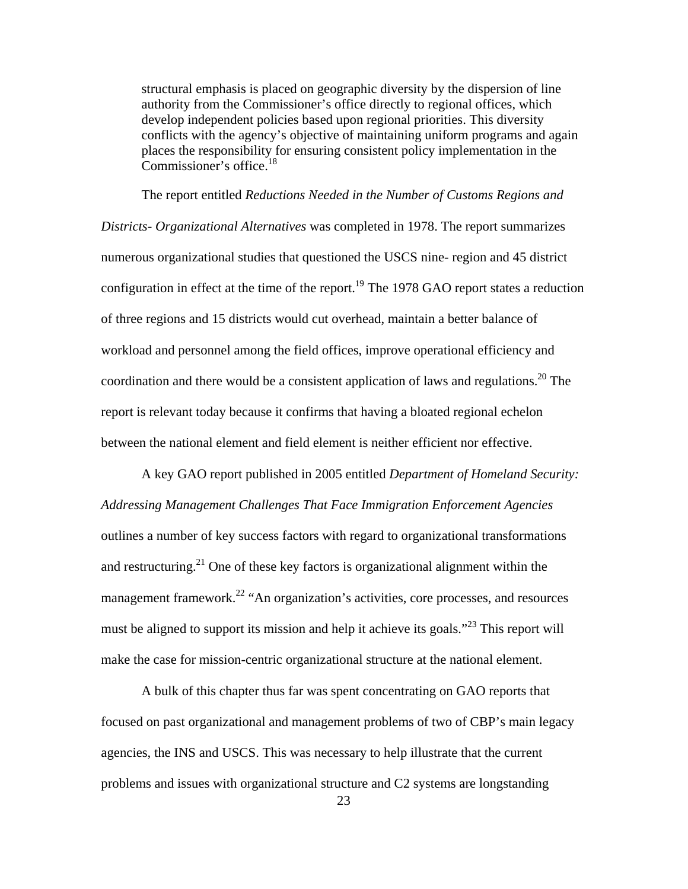> structural emphasis is placed on geographic diversity by the dispersion of line authority from the Commissioner's office directly to regional offices, which develop independent policies based upon regional priorities. This diversity conflicts with the agency's objective of maintaining uniform programs and again places the responsibility for ensuring consistent policy implementation in the Commissioner's office.[18]

The report entitled *Reductions Needed in the Number of Customs Regions and Districts- Organizational Alternatives* was completed in 1978. The report summarizes numerous organizational studies that questioned the USCS nine- region and 45 district configuration in effect at the time of the report.[19] The 1978 GAO report states a reduction of three regions and 15 districts would cut overhead, maintain a better balance of workload and personnel among the field offices, improve operational efficiency and coordination and there would be a consistent application of laws and regulations.[20] The report is relevant today because it confirms that having a bloated regional echelon between the national element and field element is neither efficient nor effective.

A key GAO report published in 2005 entitled *Department of Homeland Security: Addressing Management Challenges That Face Immigration Enforcement Agencies* outlines a number of key success factors with regard to organizational transformations and restructuring.[21] One of these key factors is organizational alignment within the management framework.[22] "An organization's activities, core processes, and resources must be aligned to support its mission and help it achieve its goals."[23] This report will make the case for mission-centric organizational structure at the national element.

A bulk of this chapter thus far was spent concentrating on GAO reports that focused on past organizational and management problems of two of CBP's main legacy agencies, the INS and USCS. This was necessary to help illustrate that the current problems and issues with organizational structure and C2 systems are longstanding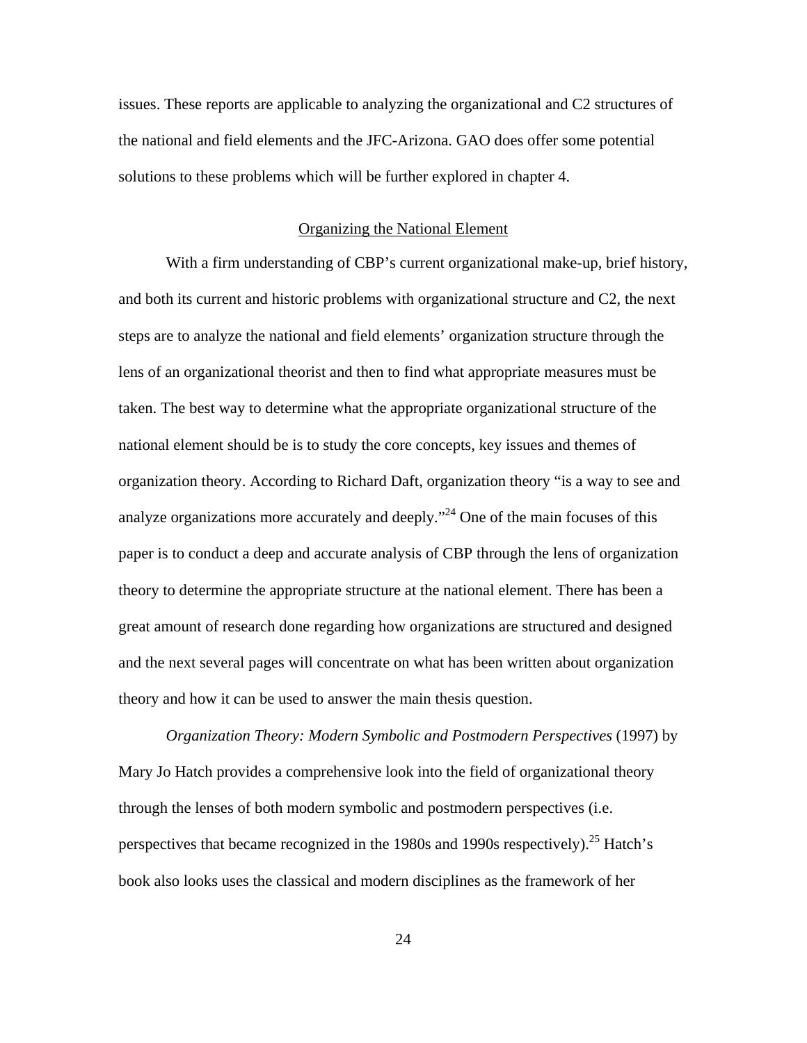issues. These reports are applicable to analyzing the organizational and C2 structures of the national and field elements and the JFC-Arizona. GAO does offer some potential solutions to these problems which will be further explored in chapter 4.

## Organizing the National Element

With a firm understanding of CBP's current organizational make-up, brief history, and both its current and historic problems with organizational structure and C2, the next steps are to analyze the national and field elements' organization structure through the lens of an organizational theorist and then to find what appropriate measures must be taken. The best way to determine what the appropriate organizational structure of the national element should be is to study the core concepts, key issues and themes of organization theory. According to Richard Daft, organization theory "is a way to see and analyze organizations more accurately and deeply."[24] One of the main focuses of this paper is to conduct a deep and accurate analysis of CBP through the lens of organization theory to determine the appropriate structure at the national element. There has been a great amount of research done regarding how organizations are structured and designed and the next several pages will concentrate on what has been written about organization theory and how it can be used to answer the main thesis question.

*Organization Theory: Modern Symbolic and Postmodern Perspectives* (1997) by Mary Jo Hatch provides a comprehensive look into the field of organizational theory through the lenses of both modern symbolic and postmodern perspectives (i.e. perspectives that became recognized in the 1980s and 1990s respectively).[25] Hatch's book also looks uses the classical and modern disciplines as the framework of her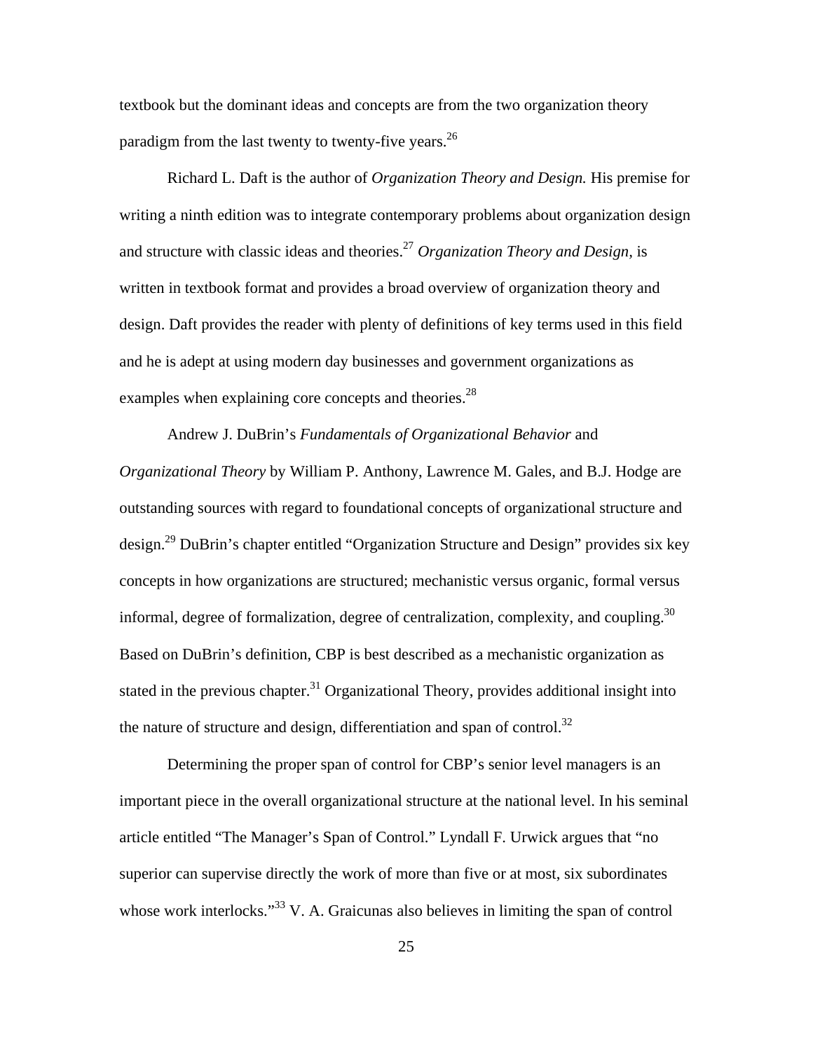textbook but the dominant ideas and concepts are from the two organization theory paradigm from the last twenty to twenty-five years.[26]

Richard L. Daft is the author of *Organization Theory and Design.* His premise for writing a ninth edition was to integrate contemporary problems about organization design and structure with classic ideas and theories.[27] *Organization Theory and Design*, is written in textbook format and provides a broad overview of organization theory and design. Daft provides the reader with plenty of definitions of key terms used in this field and he is adept at using modern day businesses and government organizations as examples when explaining core concepts and theories.[28]

Andrew J. DuBrin's *Fundamentals of Organizational Behavior* and *Organizational Theory* by William P. Anthony, Lawrence M. Gales, and B.J. Hodge are outstanding sources with regard to foundational concepts of organizational structure and design.[29] DuBrin's chapter entitled "Organization Structure and Design" provides six key concepts in how organizations are structured; mechanistic versus organic, formal versus informal, degree of formalization, degree of centralization, complexity, and coupling.[30] Based on DuBrin's definition, CBP is best described as a mechanistic organization as stated in the previous chapter.[31] Organizational Theory, provides additional insight into the nature of structure and design, differentiation and span of control.[32]

Determining the proper span of control for CBP's senior level managers is an important piece in the overall organizational structure at the national level. In his seminal article entitled "The Manager's Span of Control." Lyndall F. Urwick argues that "no superior can supervise directly the work of more than five or at most, six subordinates whose work interlocks."[33] V. A. Graicunas also believes in limiting the span of control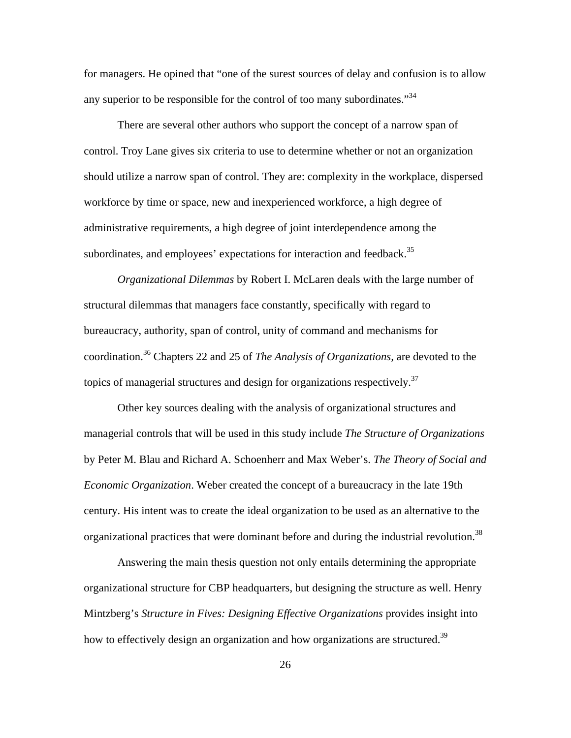for managers. He opined that "one of the surest sources of delay and confusion is to allow any superior to be responsible for the control of too many subordinates."[34]

There are several other authors who support the concept of a narrow span of control. Troy Lane gives six criteria to use to determine whether or not an organization should utilize a narrow span of control. They are: complexity in the workplace, dispersed workforce by time or space, new and inexperienced workforce, a high degree of administrative requirements, a high degree of joint interdependence among the subordinates, and employees' expectations for interaction and feedback.[35]

*Organizational Dilemmas* by Robert I. McLaren deals with the large number of structural dilemmas that managers face constantly, specifically with regard to bureaucracy, authority, span of control, unity of command and mechanisms for coordination.[36] Chapters 22 and 25 of *The Analysis of Organizations*, are devoted to the topics of managerial structures and design for organizations respectively.[37]

Other key sources dealing with the analysis of organizational structures and managerial controls that will be used in this study include *The Structure of Organizations* by Peter M. Blau and Richard A. Schoenherr and Max Weber's. *The Theory of Social and Economic Organization*. Weber created the concept of a bureaucracy in the late 19th century. His intent was to create the ideal organization to be used as an alternative to the organizational practices that were dominant before and during the industrial revolution.[38]

Answering the main thesis question not only entails determining the appropriate organizational structure for CBP headquarters, but designing the structure as well. Henry Mintzberg's *Structure in Fives: Designing Effective Organizations* provides insight into how to effectively design an organization and how organizations are structured.[39]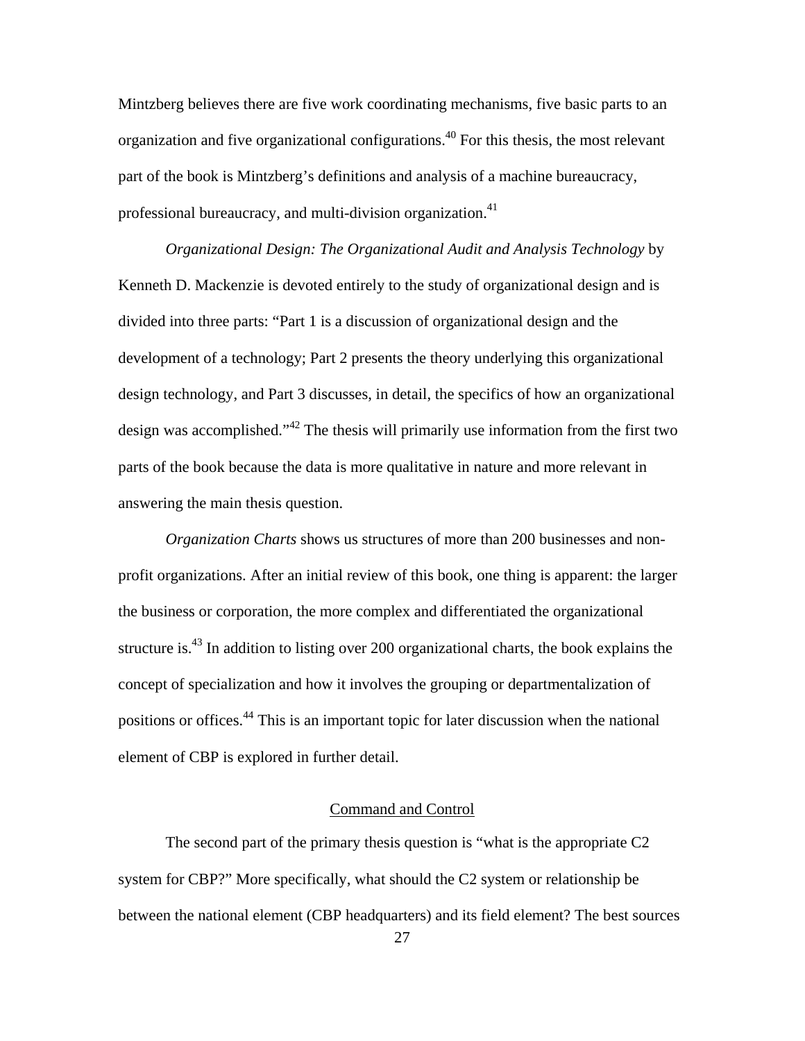Mintzberg believes there are five work coordinating mechanisms, five basic parts to an organization and five organizational configurations.[40] For this thesis, the most relevant part of the book is Mintzberg's definitions and analysis of a machine bureaucracy, professional bureaucracy, and multi-division organization.[41]

*Organizational Design: The Organizational Audit and Analysis Technology* by Kenneth D. Mackenzie is devoted entirely to the study of organizational design and is divided into three parts: "Part 1 is a discussion of organizational design and the development of a technology; Part 2 presents the theory underlying this organizational design technology, and Part 3 discusses, in detail, the specifics of how an organizational design was accomplished."[42] The thesis will primarily use information from the first two parts of the book because the data is more qualitative in nature and more relevant in answering the main thesis question.

*Organization Charts* shows us structures of more than 200 businesses and non-profit organizations. After an initial review of this book, one thing is apparent: the larger the business or corporation, the more complex and differentiated the organizational structure is.[43] In addition to listing over 200 organizational charts, the book explains the concept of specialization and how it involves the grouping or departmentalization of positions or offices.[44] This is an important topic for later discussion when the national element of CBP is explored in further detail.

## Command and Control

The second part of the primary thesis question is "what is the appropriate C2 system for CBP?" More specifically, what should the C2 system or relationship be between the national element (CBP headquarters) and its field element? The best sources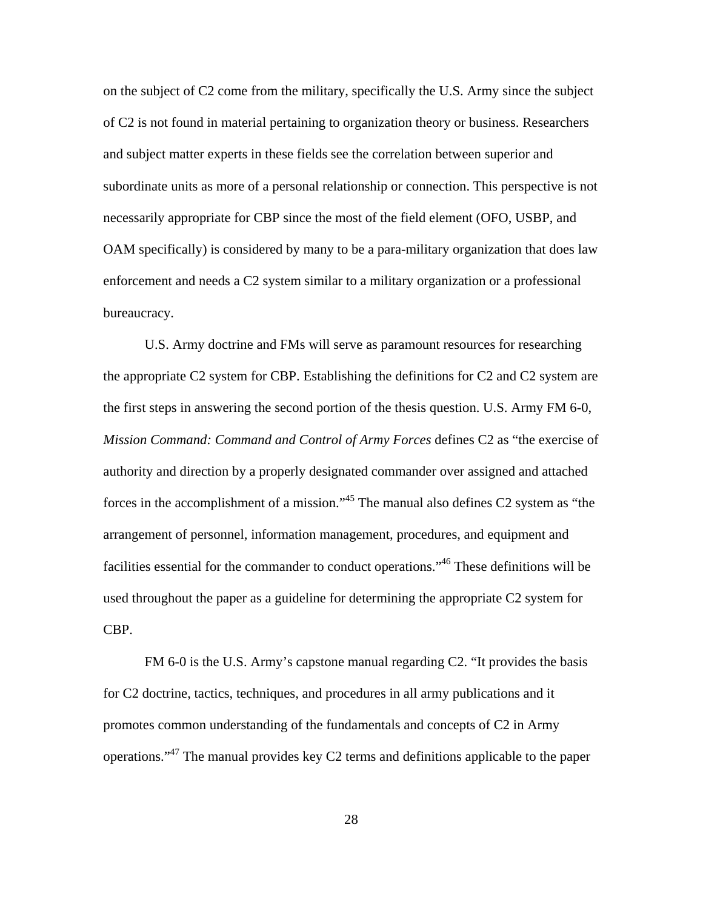on the subject of C2 come from the military, specifically the U.S. Army since the subject of C2 is not found in material pertaining to organization theory or business. Researchers and subject matter experts in these fields see the correlation between superior and subordinate units as more of a personal relationship or connection. This perspective is not necessarily appropriate for CBP since the most of the field element (OFO, USBP, and OAM specifically) is considered by many to be a para-military organization that does law enforcement and needs a C2 system similar to a military organization or a professional bureaucracy.

U.S. Army doctrine and FMs will serve as paramount resources for researching the appropriate C2 system for CBP. Establishing the definitions for C2 and C2 system are the first steps in answering the second portion of the thesis question. U.S. Army FM 6-0, *Mission Command: Command and Control of Army Forces* defines C2 as "the exercise of authority and direction by a properly designated commander over assigned and attached forces in the accomplishment of a mission."[45] The manual also defines C2 system as "the arrangement of personnel, information management, procedures, and equipment and facilities essential for the commander to conduct operations."[46] These definitions will be used throughout the paper as a guideline for determining the appropriate C2 system for CBP.

FM 6-0 is the U.S. Army's capstone manual regarding C2. "It provides the basis for C2 doctrine, tactics, techniques, and procedures in all army publications and it promotes common understanding of the fundamentals and concepts of C2 in Army operations."[47] The manual provides key C2 terms and definitions applicable to the paper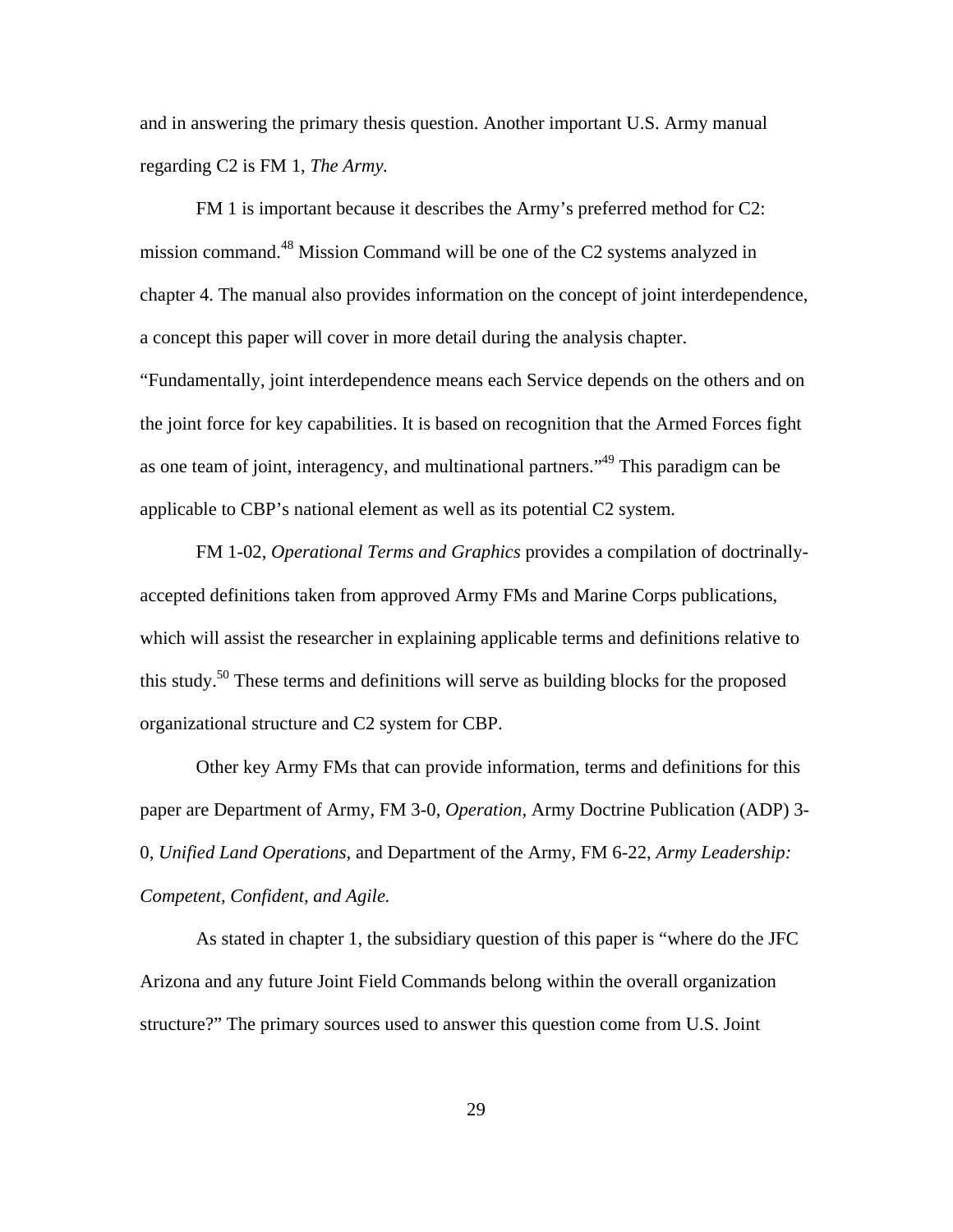and in answering the primary thesis question. Another important U.S. Army manual regarding C2 is FM 1, *The Army.*

FM 1 is important because it describes the Army's preferred method for C2: mission command.[48] Mission Command will be one of the C2 systems analyzed in chapter 4. The manual also provides information on the concept of joint interdependence, a concept this paper will cover in more detail during the analysis chapter. "Fundamentally, joint interdependence means each Service depends on the others and on the joint force for key capabilities. It is based on recognition that the Armed Forces fight as one team of joint, interagency, and multinational partners."[49] This paradigm can be applicable to CBP's national element as well as its potential C2 system.

FM 1-02, *Operational Terms and Graphics* provides a compilation of doctrinally-accepted definitions taken from approved Army FMs and Marine Corps publications, which will assist the researcher in explaining applicable terms and definitions relative to this study.[50] These terms and definitions will serve as building blocks for the proposed organizational structure and C2 system for CBP.

Other key Army FMs that can provide information, terms and definitions for this paper are Department of Army, FM 3-0, *Operation*, Army Doctrine Publication (ADP) 3-0, *Unified Land Operations*, and Department of the Army, FM 6-22, *Army Leadership: Competent, Confident, and Agile.*

As stated in chapter 1, the subsidiary question of this paper is "where do the JFC Arizona and any future Joint Field Commands belong within the overall organization structure?" The primary sources used to answer this question come from U.S. Joint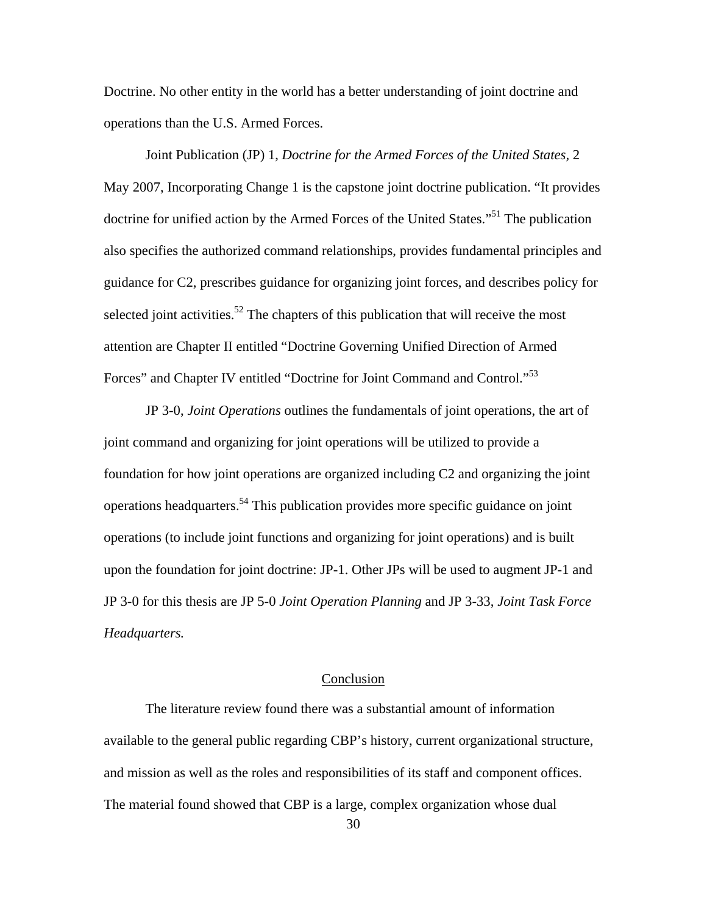Doctrine. No other entity in the world has a better understanding of joint doctrine and operations than the U.S. Armed Forces.

Joint Publication (JP) 1, *Doctrine for the Armed Forces of the United States*, 2 May 2007, Incorporating Change 1 is the capstone joint doctrine publication. "It provides doctrine for unified action by the Armed Forces of the United States."[51] The publication also specifies the authorized command relationships, provides fundamental principles and guidance for C2, prescribes guidance for organizing joint forces, and describes policy for selected joint activities.[52] The chapters of this publication that will receive the most attention are Chapter II entitled "Doctrine Governing Unified Direction of Armed Forces" and Chapter IV entitled "Doctrine for Joint Command and Control."[53]

JP 3-0, *Joint Operations* outlines the fundamentals of joint operations, the art of joint command and organizing for joint operations will be utilized to provide a foundation for how joint operations are organized including C2 and organizing the joint operations headquarters.[54] This publication provides more specific guidance on joint operations (to include joint functions and organizing for joint operations) and is built upon the foundation for joint doctrine: JP-1. Other JPs will be used to augment JP-1 and JP 3-0 for this thesis are JP 5-0 *Joint Operation Planning* and JP 3-33, *Joint Task Force Headquarters.*

## Conclusion

The literature review found there was a substantial amount of information available to the general public regarding CBP's history, current organizational structure, and mission as well as the roles and responsibilities of its staff and component offices. The material found showed that CBP is a large, complex organization whose dual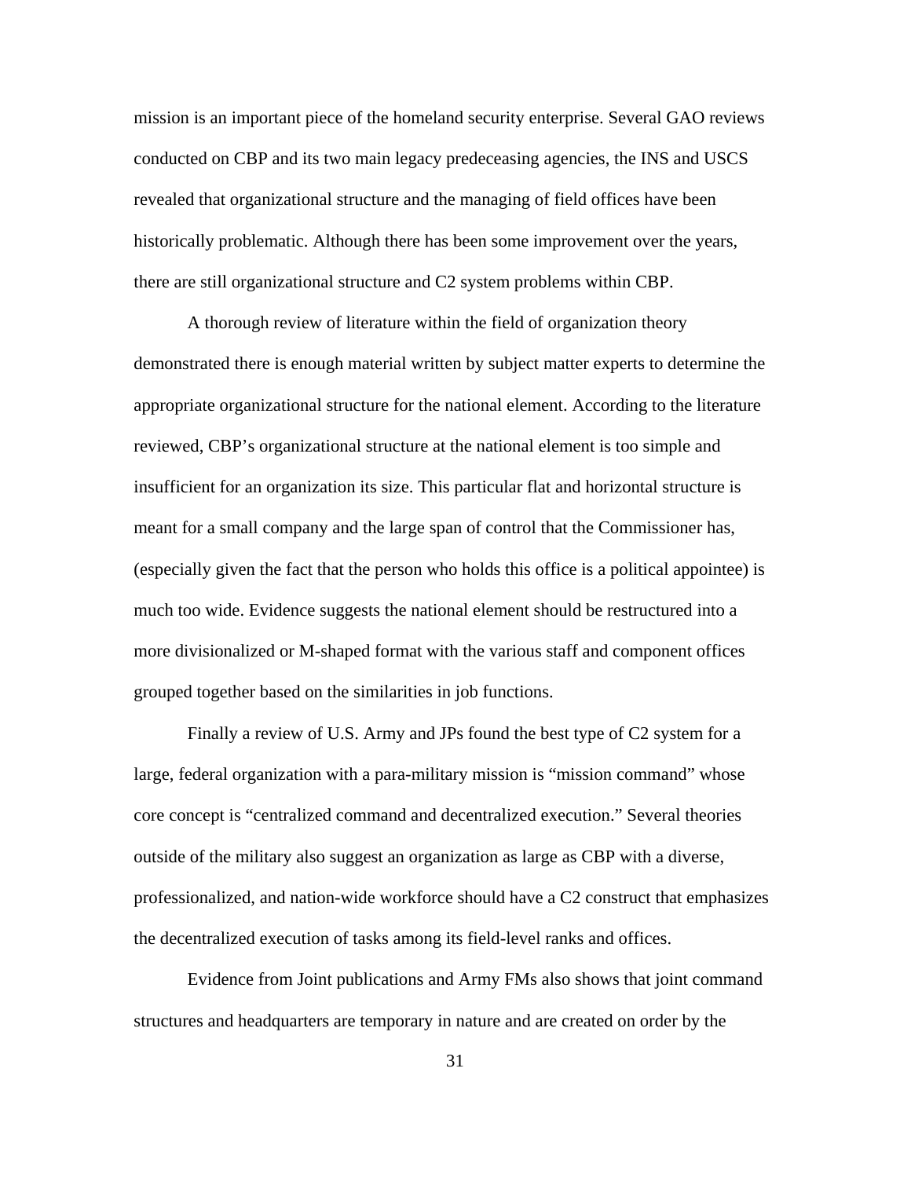mission is an important piece of the homeland security enterprise. Several GAO reviews conducted on CBP and its two main legacy predeceasing agencies, the INS and USCS revealed that organizational structure and the managing of field offices have been historically problematic. Although there has been some improvement over the years, there are still organizational structure and C2 system problems within CBP.

A thorough review of literature within the field of organization theory demonstrated there is enough material written by subject matter experts to determine the appropriate organizational structure for the national element. According to the literature reviewed, CBP's organizational structure at the national element is too simple and insufficient for an organization its size. This particular flat and horizontal structure is meant for a small company and the large span of control that the Commissioner has, (especially given the fact that the person who holds this office is a political appointee) is much too wide. Evidence suggests the national element should be restructured into a more divisionalized or M-shaped format with the various staff and component offices grouped together based on the similarities in job functions.

Finally a review of U.S. Army and JPs found the best type of C2 system for a large, federal organization with a para-military mission is "mission command" whose core concept is "centralized command and decentralized execution." Several theories outside of the military also suggest an organization as large as CBP with a diverse, professionalized, and nation-wide workforce should have a C2 construct that emphasizes the decentralized execution of tasks among its field-level ranks and offices.

Evidence from Joint publications and Army FMs also shows that joint command structures and headquarters are temporary in nature and are created on order by the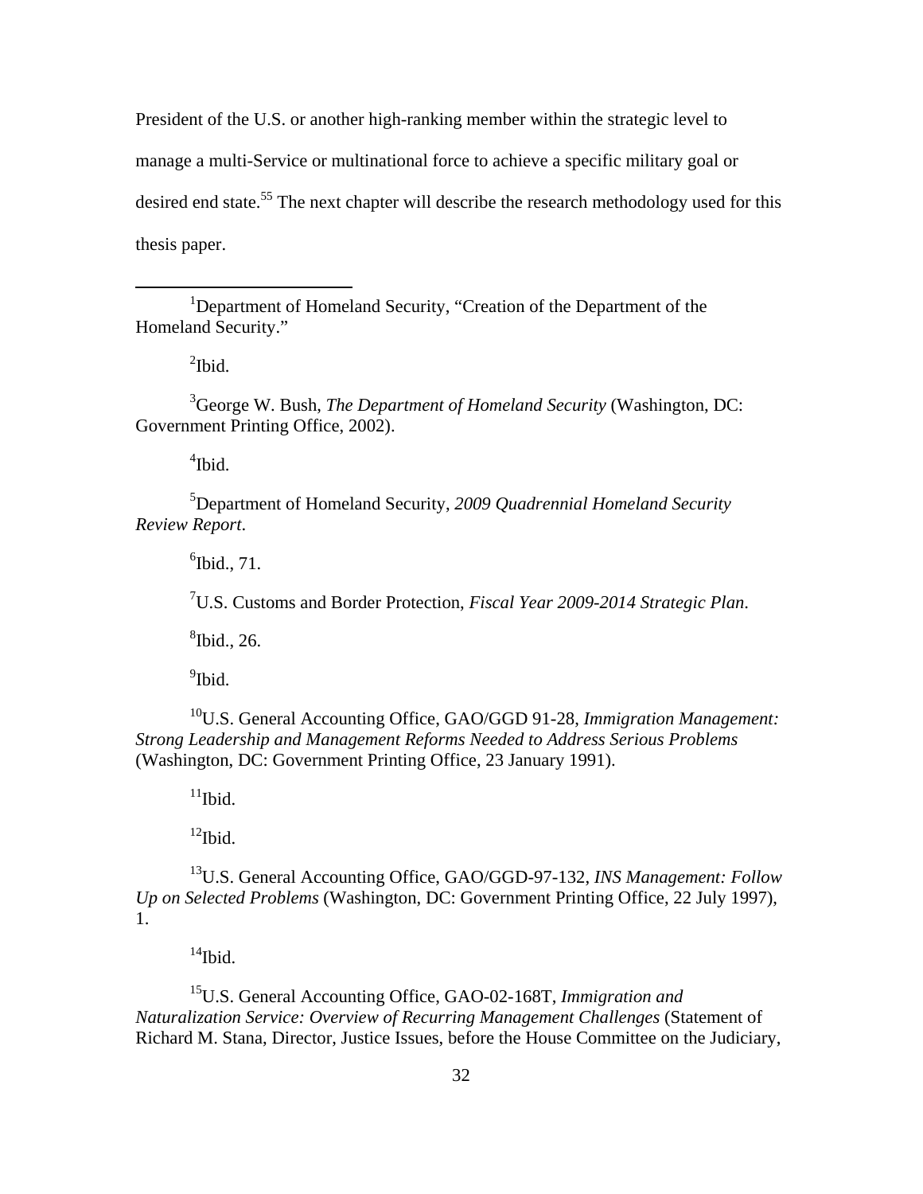President of the U.S. or another high-ranking member within the strategic level to manage a multi-Service or multinational force to achieve a specific military goal or desired end state.[55] The next chapter will describe the research methodology used for this thesis paper.

---

[1]Department of Homeland Security, "Creation of the Department of the Homeland Security."

[2]Ibid.

[3]George W. Bush, *The Department of Homeland Security* (Washington, DC: Government Printing Office, 2002).

[4]Ibid.

[5]Department of Homeland Security, *2009 Quadrennial Homeland Security Review Report*.

[6]Ibid., 71.

[7]U.S. Customs and Border Protection, *Fiscal Year 2009-2014 Strategic Plan*.

[8]Ibid., 26.

[9]Ibid.

[10]U.S. General Accounting Office, GAO/GGD 91-28, *Immigration Management: Strong Leadership and Management Reforms Needed to Address Serious Problems* (Washington, DC: Government Printing Office, 23 January 1991).

[11]Ibid.

[12]Ibid.

[13]U.S. General Accounting Office, GAO/GGD-97-132, *INS Management: Follow Up on Selected Problems* (Washington, DC: Government Printing Office, 22 July 1997), 1.

[14]Ibid.

[15]U.S. General Accounting Office, GAO-02-168T, *Immigration and Naturalization Service: Overview of Recurring Management Challenges* (Statement of Richard M. Stana, Director, Justice Issues, before the House Committee on the Judiciary,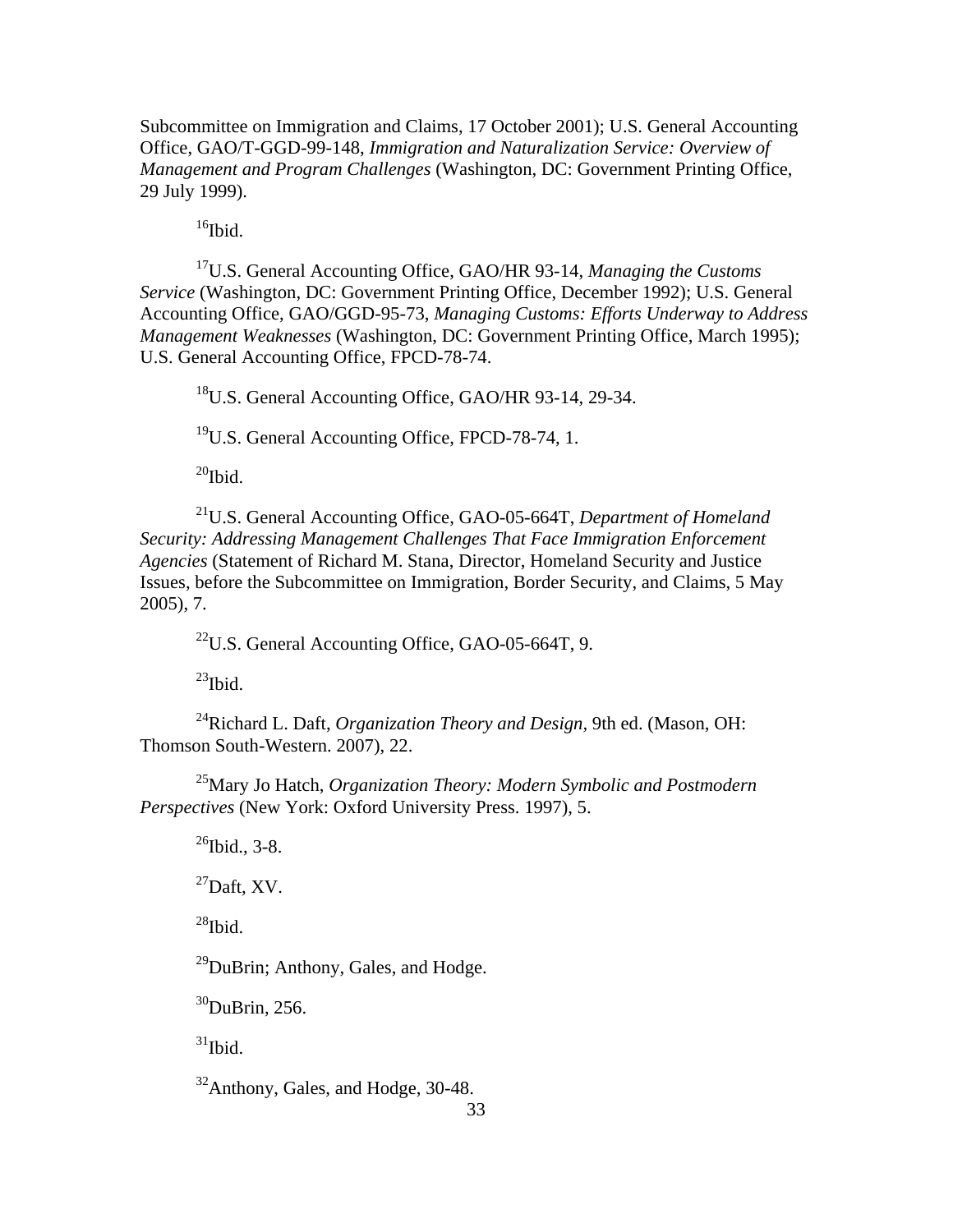Subcommittee on Immigration and Claims, 17 October 2001); U.S. General Accounting Office, GAO/T-GGD-99-148, *Immigration and Naturalization Service: Overview of Management and Program Challenges* (Washington, DC: Government Printing Office, 29 July 1999).

[16]Ibid.

[17]U.S. General Accounting Office, GAO/HR 93-14, *Managing the Customs Service* (Washington, DC: Government Printing Office, December 1992); U.S. General Accounting Office, GAO/GGD-95-73, *Managing Customs: Efforts Underway to Address Management Weaknesses* (Washington, DC: Government Printing Office, March 1995); U.S. General Accounting Office, FPCD-78-74.

[18]U.S. General Accounting Office, GAO/HR 93-14, 29-34.

[19]U.S. General Accounting Office, FPCD-78-74, 1.

[20]Ibid.

[21]U.S. General Accounting Office, GAO-05-664T, *Department of Homeland Security: Addressing Management Challenges That Face Immigration Enforcement Agencies* (Statement of Richard M. Stana, Director, Homeland Security and Justice Issues, before the Subcommittee on Immigration, Border Security, and Claims, 5 May 2005), 7.

[22]U.S. General Accounting Office, GAO-05-664T, 9.

[23]Ibid.

[24]Richard L. Daft, *Organization Theory and Design*, 9th ed. (Mason, OH: Thomson South-Western. 2007), 22.

[25]Mary Jo Hatch, *Organization Theory: Modern Symbolic and Postmodern Perspectives* (New York: Oxford University Press. 1997), 5.

[26]Ibid., 3-8.

[27]Daft, XV.

[28]Ibid.

[29]DuBrin; Anthony, Gales, and Hodge.

[30]DuBrin, 256.

[31]Ibid.

[32]Anthony, Gales, and Hodge, 30-48.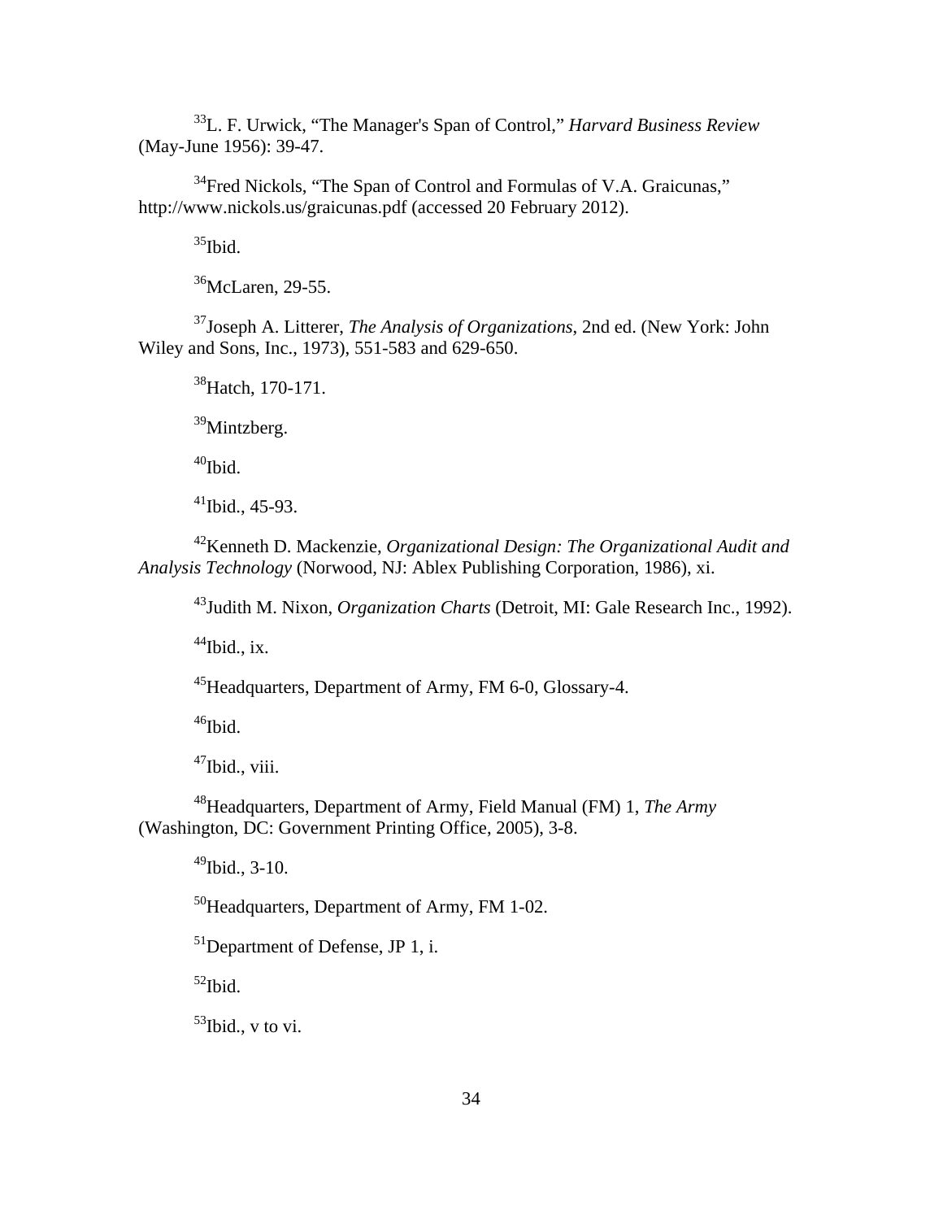[33]L. F. Urwick, "The Manager's Span of Control," *Harvard Business Review* (May-June 1956): 39-47.

[34]Fred Nickols, "The Span of Control and Formulas of V.A. Graicunas," http://www.nickols.us/graicunas.pdf (accessed 20 February 2012).

[35]Ibid.

[36]McLaren, 29-55.

[37]Joseph A. Litterer, *The Analysis of Organizations*, 2nd ed. (New York: John Wiley and Sons, Inc., 1973), 551-583 and 629-650.

[38]Hatch, 170-171.

[39]Mintzberg.

[40]Ibid.

[41]Ibid., 45-93.

[42]Kenneth D. Mackenzie, *Organizational Design: The Organizational Audit and Analysis Technology* (Norwood, NJ: Ablex Publishing Corporation, 1986), xi.

[43]Judith M. Nixon, *Organization Charts* (Detroit, MI: Gale Research Inc., 1992).

[44]Ibid., ix.

[45]Headquarters, Department of Army, FM 6-0, Glossary-4.

[46]Ibid.

[47]Ibid., viii.

[48]Headquarters, Department of Army, Field Manual (FM) 1, *The Army* (Washington, DC: Government Printing Office, 2005), 3-8.

[49]Ibid., 3-10.

[50]Headquarters, Department of Army, FM 1-02.

[51]Department of Defense, JP 1, i.

[52]Ibid.

[53]Ibid., v to vi.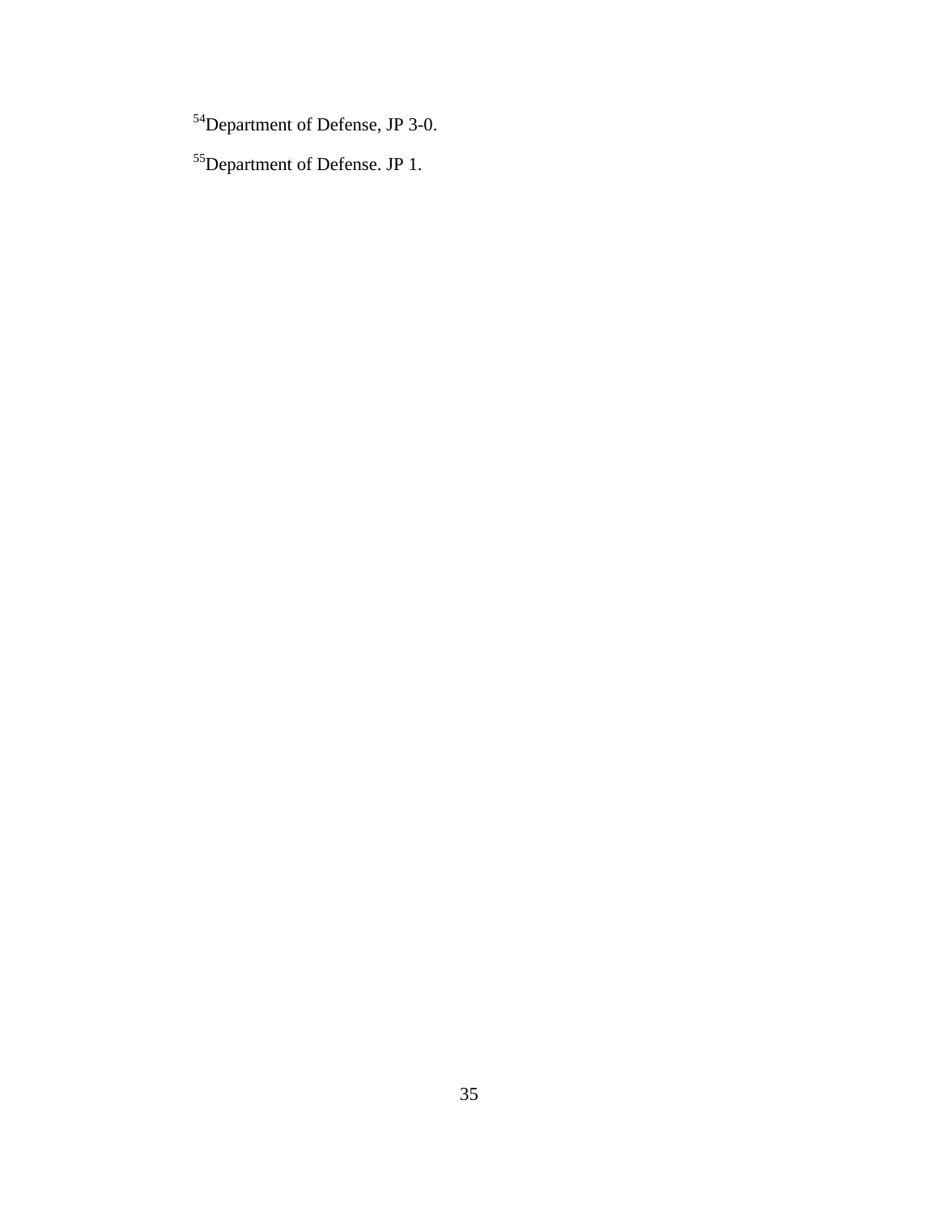[54]Department of Defense, JP 3-0.

[55]Department of Defense. JP 1.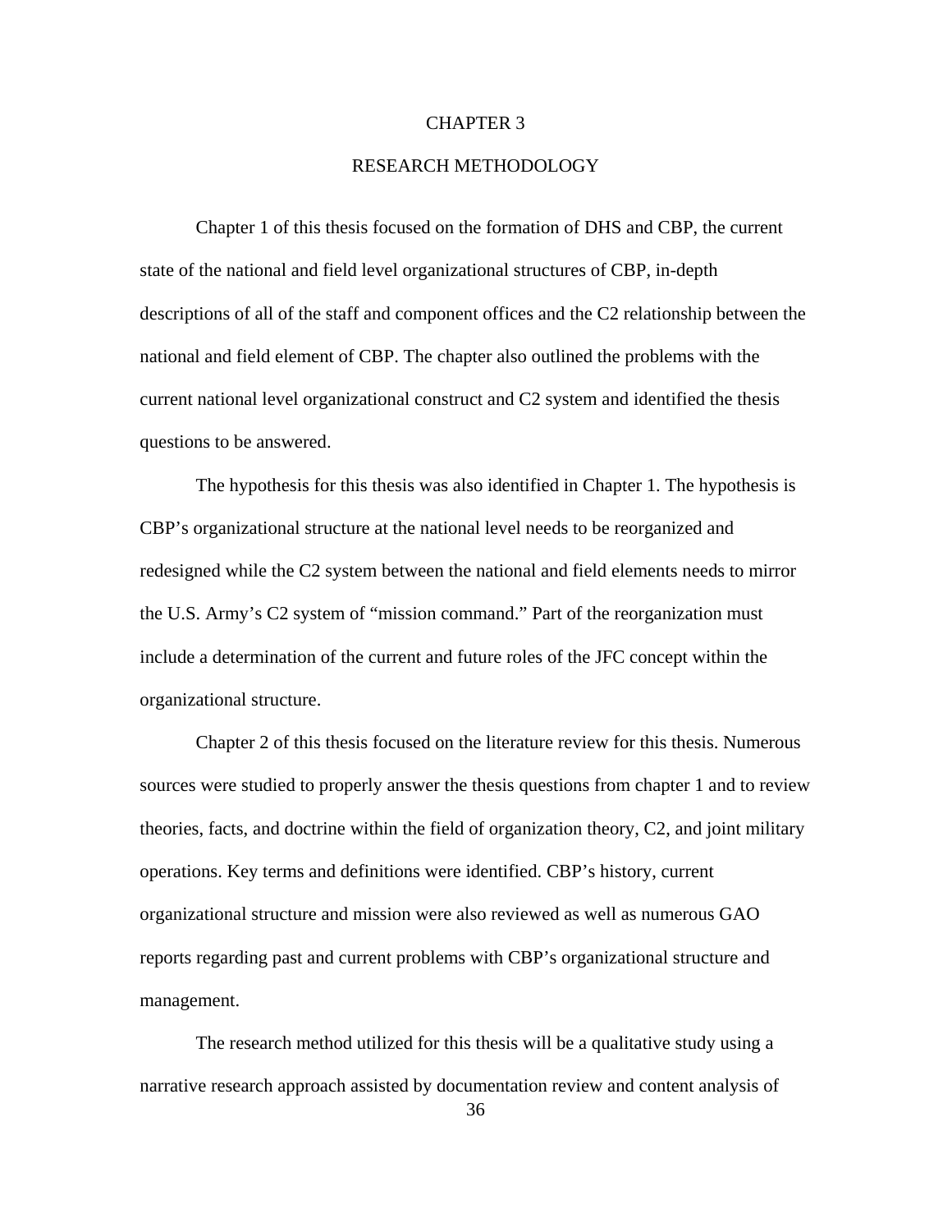# CHAPTER 3

## RESEARCH METHODOLOGY

Chapter 1 of this thesis focused on the formation of DHS and CBP, the current state of the national and field level organizational structures of CBP, in-depth descriptions of all of the staff and component offices and the C2 relationship between the national and field element of CBP. The chapter also outlined the problems with the current national level organizational construct and C2 system and identified the thesis questions to be answered.

The hypothesis for this thesis was also identified in Chapter 1. The hypothesis is CBP's organizational structure at the national level needs to be reorganized and redesigned while the C2 system between the national and field elements needs to mirror the U.S. Army's C2 system of "mission command." Part of the reorganization must include a determination of the current and future roles of the JFC concept within the organizational structure.

Chapter 2 of this thesis focused on the literature review for this thesis. Numerous sources were studied to properly answer the thesis questions from chapter 1 and to review theories, facts, and doctrine within the field of organization theory, C2, and joint military operations. Key terms and definitions were identified. CBP's history, current organizational structure and mission were also reviewed as well as numerous GAO reports regarding past and current problems with CBP's organizational structure and management.

The research method utilized for this thesis will be a qualitative study using a narrative research approach assisted by documentation review and content analysis of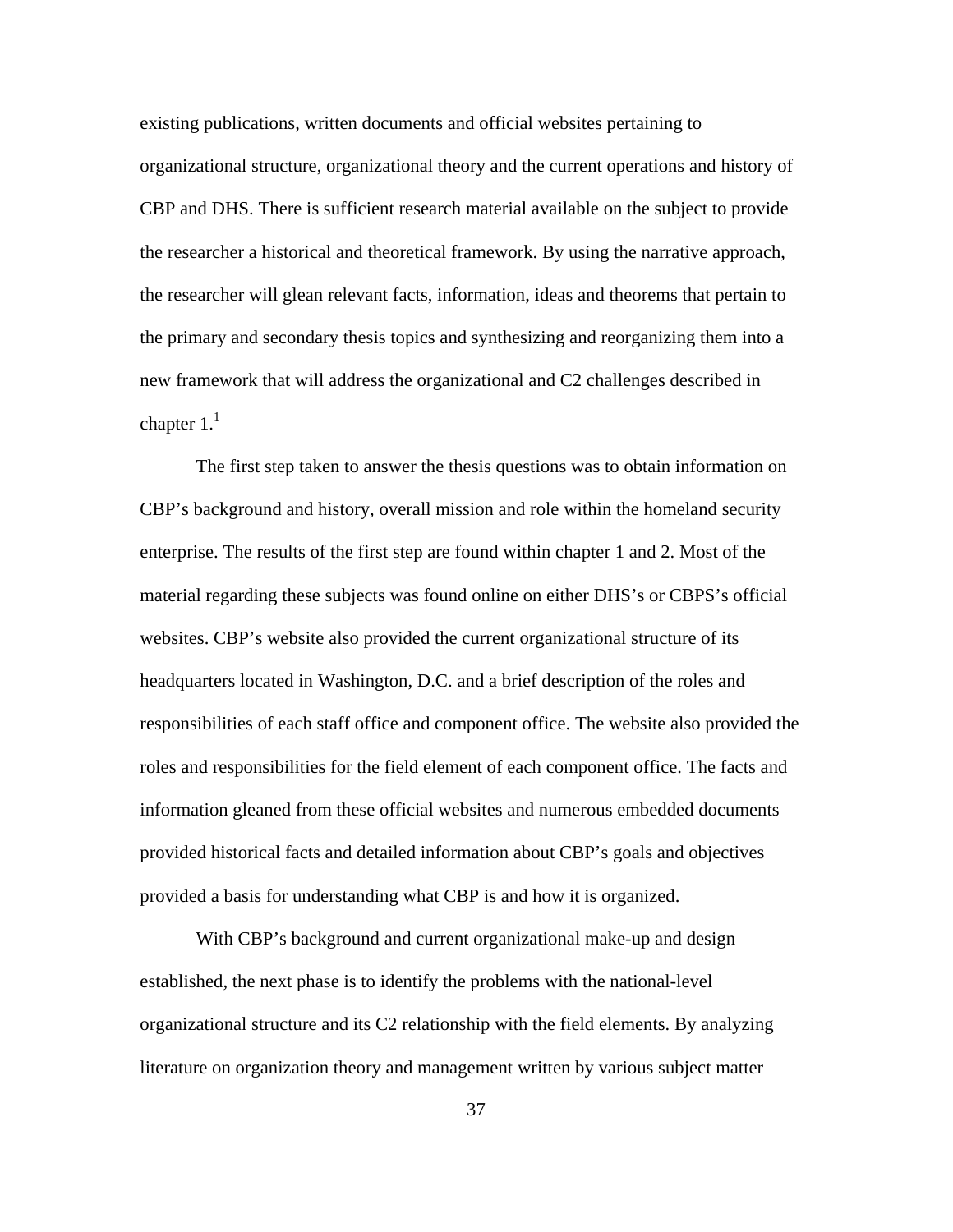existing publications, written documents and official websites pertaining to organizational structure, organizational theory and the current operations and history of CBP and DHS. There is sufficient research material available on the subject to provide the researcher a historical and theoretical framework. By using the narrative approach, the researcher will glean relevant facts, information, ideas and theorems that pertain to the primary and secondary thesis topics and synthesizing and reorganizing them into a new framework that will address the organizational and C2 challenges described in chapter 1.[1]

The first step taken to answer the thesis questions was to obtain information on CBP's background and history, overall mission and role within the homeland security enterprise. The results of the first step are found within chapter 1 and 2. Most of the material regarding these subjects was found online on either DHS's or CBPS's official websites. CBP's website also provided the current organizational structure of its headquarters located in Washington, D.C. and a brief description of the roles and responsibilities of each staff office and component office. The website also provided the roles and responsibilities for the field element of each component office. The facts and information gleaned from these official websites and numerous embedded documents provided historical facts and detailed information about CBP's goals and objectives provided a basis for understanding what CBP is and how it is organized.

With CBP's background and current organizational make-up and design established, the next phase is to identify the problems with the national-level organizational structure and its C2 relationship with the field elements. By analyzing literature on organization theory and management written by various subject matter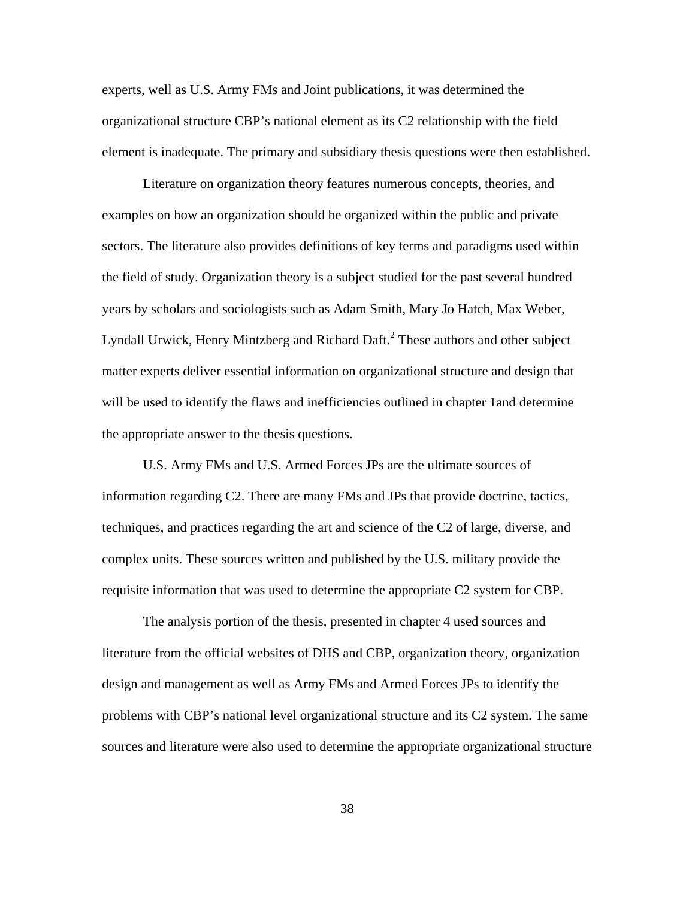experts, well as U.S. Army FMs and Joint publications, it was determined the organizational structure CBP's national element as its C2 relationship with the field element is inadequate. The primary and subsidiary thesis questions were then established.

Literature on organization theory features numerous concepts, theories, and examples on how an organization should be organized within the public and private sectors. The literature also provides definitions of key terms and paradigms used within the field of study. Organization theory is a subject studied for the past several hundred years by scholars and sociologists such as Adam Smith, Mary Jo Hatch, Max Weber, Lyndall Urwick, Henry Mintzberg and Richard Daft.[2] These authors and other subject matter experts deliver essential information on organizational structure and design that will be used to identify the flaws and inefficiencies outlined in chapter 1and determine the appropriate answer to the thesis questions.

U.S. Army FMs and U.S. Armed Forces JPs are the ultimate sources of information regarding C2. There are many FMs and JPs that provide doctrine, tactics, techniques, and practices regarding the art and science of the C2 of large, diverse, and complex units. These sources written and published by the U.S. military provide the requisite information that was used to determine the appropriate C2 system for CBP.

The analysis portion of the thesis, presented in chapter 4 used sources and literature from the official websites of DHS and CBP, organization theory, organization design and management as well as Army FMs and Armed Forces JPs to identify the problems with CBP's national level organizational structure and its C2 system. The same sources and literature were also used to determine the appropriate organizational structure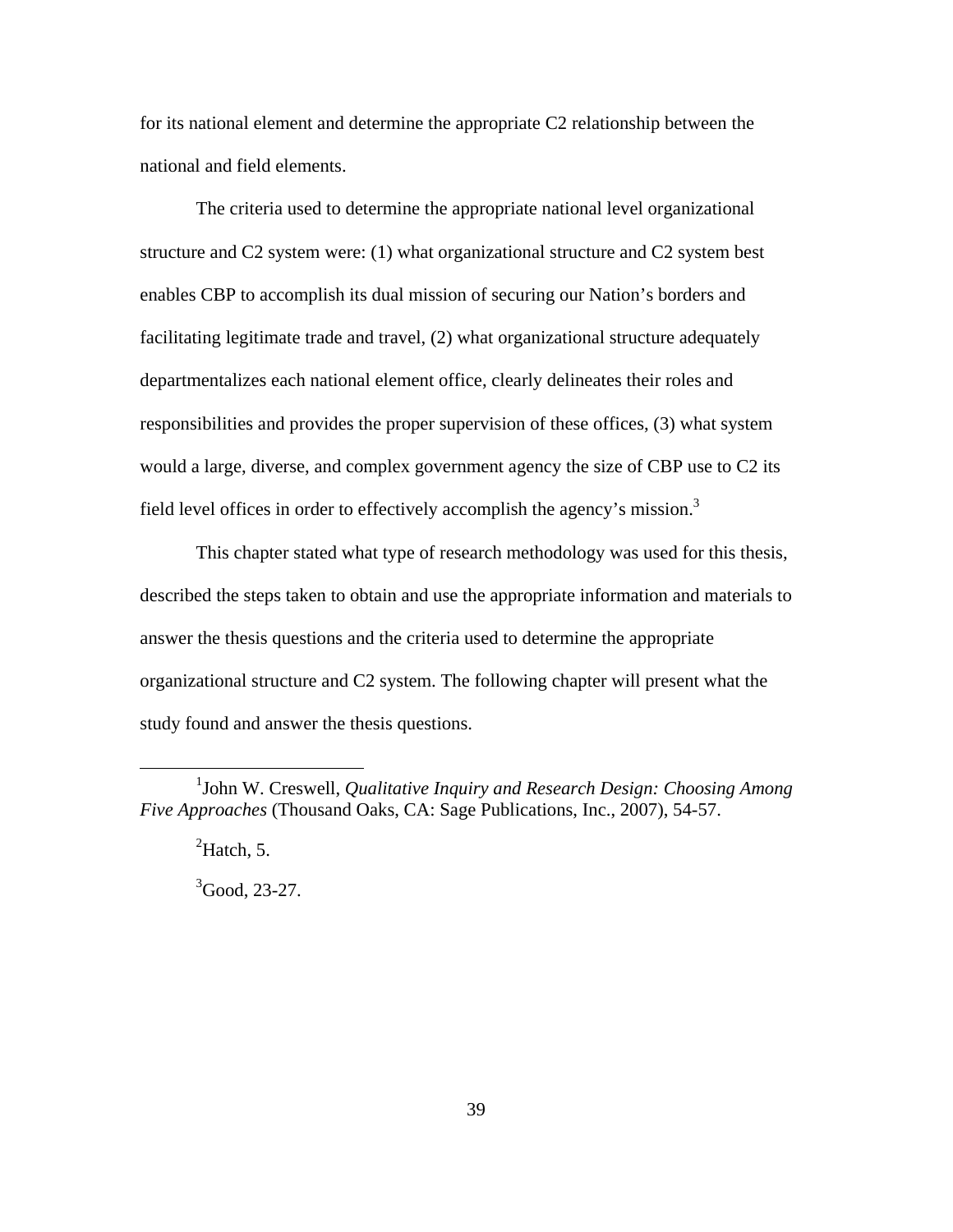for its national element and determine the appropriate C2 relationship between the national and field elements.

The criteria used to determine the appropriate national level organizational structure and C2 system were: (1) what organizational structure and C2 system best enables CBP to accomplish its dual mission of securing our Nation's borders and facilitating legitimate trade and travel, (2) what organizational structure adequately departmentalizes each national element office, clearly delineates their roles and responsibilities and provides the proper supervision of these offices, (3) what system would a large, diverse, and complex government agency the size of CBP use to C2 its field level offices in order to effectively accomplish the agency's mission.[3]

This chapter stated what type of research methodology was used for this thesis, described the steps taken to obtain and use the appropriate information and materials to answer the thesis questions and the criteria used to determine the appropriate organizational structure and C2 system. The following chapter will present what the study found and answer the thesis questions.

---

[1]John W. Creswell, *Qualitative Inquiry and Research Design: Choosing Among Five Approaches* (Thousand Oaks, CA: Sage Publications, Inc., 2007), 54-57.

[2]Hatch, 5.

[3]Good, 23-27.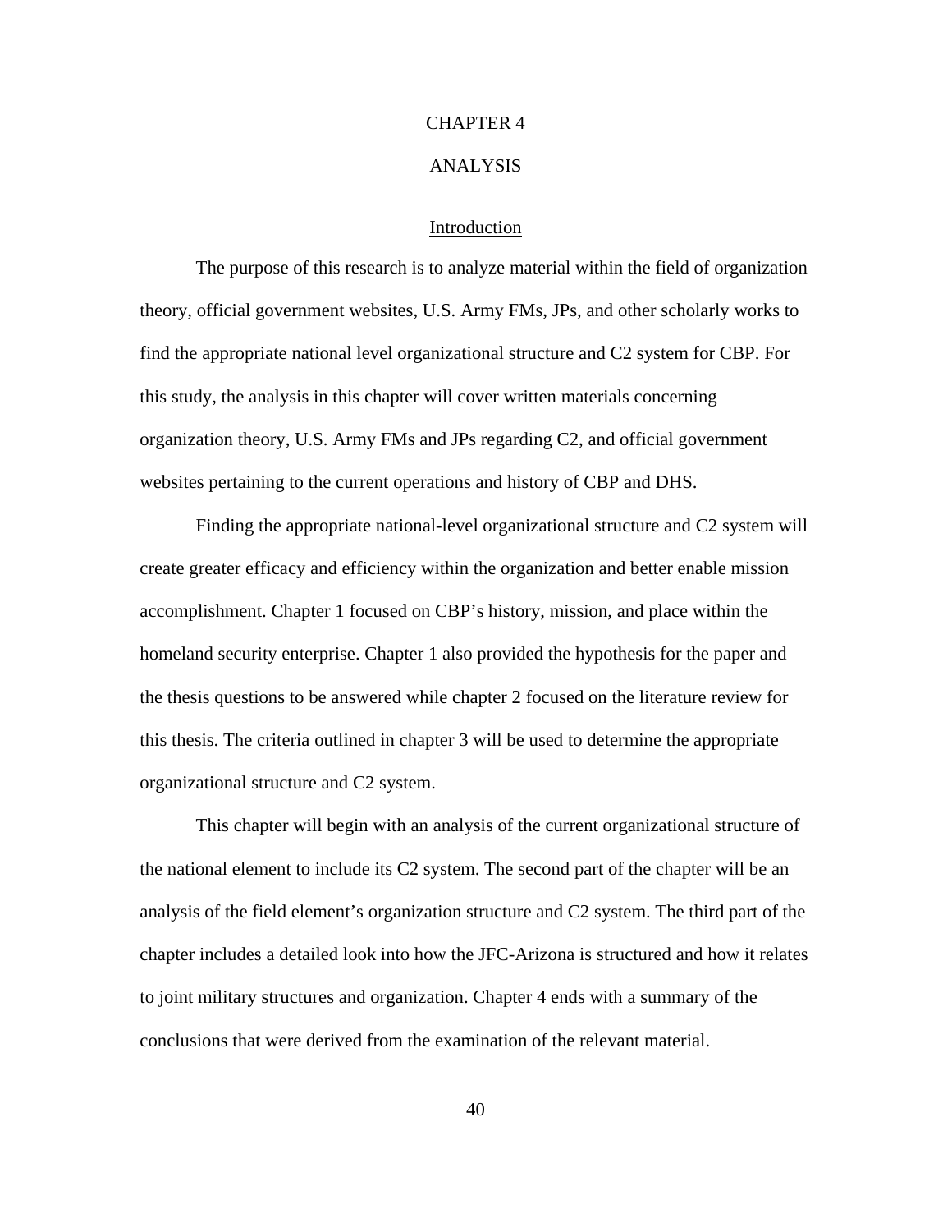# CHAPTER 4

# ANALYSIS

## Introduction

The purpose of this research is to analyze material within the field of organization theory, official government websites, U.S. Army FMs, JPs, and other scholarly works to find the appropriate national level organizational structure and C2 system for CBP. For this study, the analysis in this chapter will cover written materials concerning organization theory, U.S. Army FMs and JPs regarding C2, and official government websites pertaining to the current operations and history of CBP and DHS.

Finding the appropriate national-level organizational structure and C2 system will create greater efficacy and efficiency within the organization and better enable mission accomplishment. Chapter 1 focused on CBP's history, mission, and place within the homeland security enterprise. Chapter 1 also provided the hypothesis for the paper and the thesis questions to be answered while chapter 2 focused on the literature review for this thesis. The criteria outlined in chapter 3 will be used to determine the appropriate organizational structure and C2 system.

This chapter will begin with an analysis of the current organizational structure of the national element to include its C2 system. The second part of the chapter will be an analysis of the field element's organization structure and C2 system. The third part of the chapter includes a detailed look into how the JFC-Arizona is structured and how it relates to joint military structures and organization. Chapter 4 ends with a summary of the conclusions that were derived from the examination of the relevant material.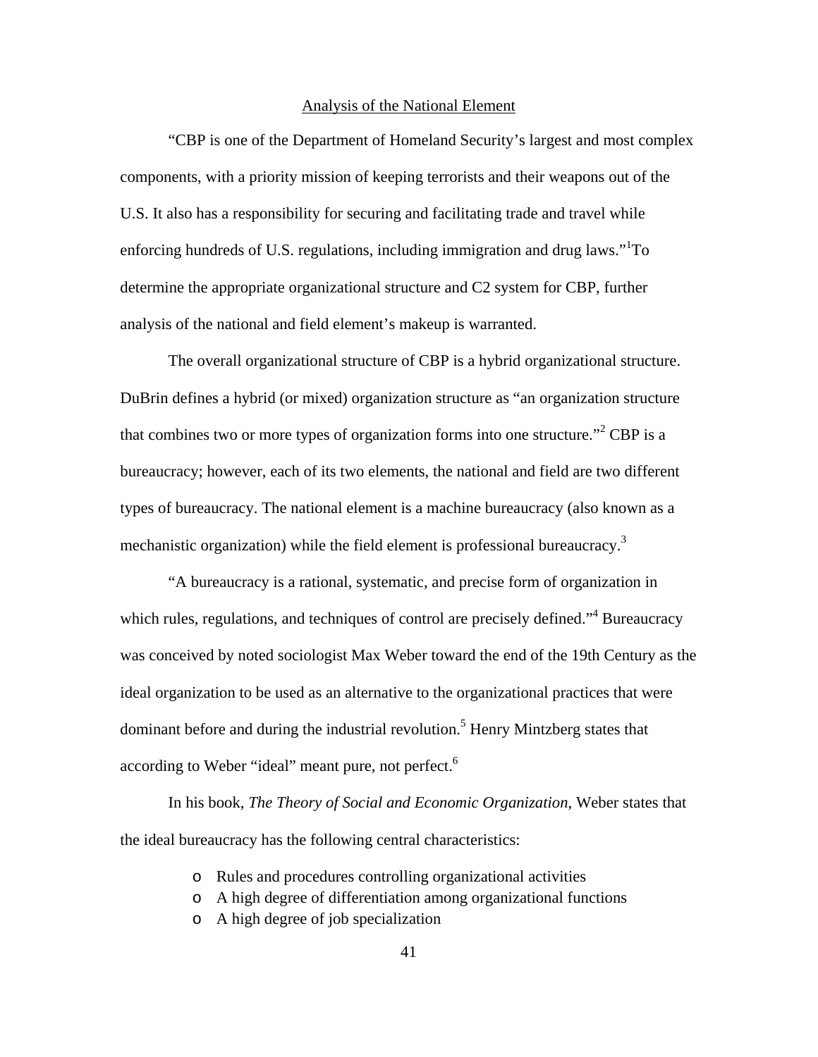## Analysis of the National Element

"CBP is one of the Department of Homeland Security's largest and most complex components, with a priority mission of keeping terrorists and their weapons out of the U.S. It also has a responsibility for securing and facilitating trade and travel while enforcing hundreds of U.S. regulations, including immigration and drug laws."[1]To determine the appropriate organizational structure and C2 system for CBP, further analysis of the national and field element's makeup is warranted.

The overall organizational structure of CBP is a hybrid organizational structure. DuBrin defines a hybrid (or mixed) organization structure as "an organization structure that combines two or more types of organization forms into one structure."[2] CBP is a bureaucracy; however, each of its two elements, the national and field are two different types of bureaucracy. The national element is a machine bureaucracy (also known as a mechanistic organization) while the field element is professional bureaucracy.[3]

"A bureaucracy is a rational, systematic, and precise form of organization in which rules, regulations, and techniques of control are precisely defined."[4] Bureaucracy was conceived by noted sociologist Max Weber toward the end of the 19th Century as the ideal organization to be used as an alternative to the organizational practices that were dominant before and during the industrial revolution.[5] Henry Mintzberg states that according to Weber "ideal" meant pure, not perfect.[6]

In his book, *The Theory of Social and Economic Organization*, Weber states that the ideal bureaucracy has the following central characteristics:

- Rules and procedures controlling organizational activities
- A high degree of differentiation among organizational functions
- A high degree of job specialization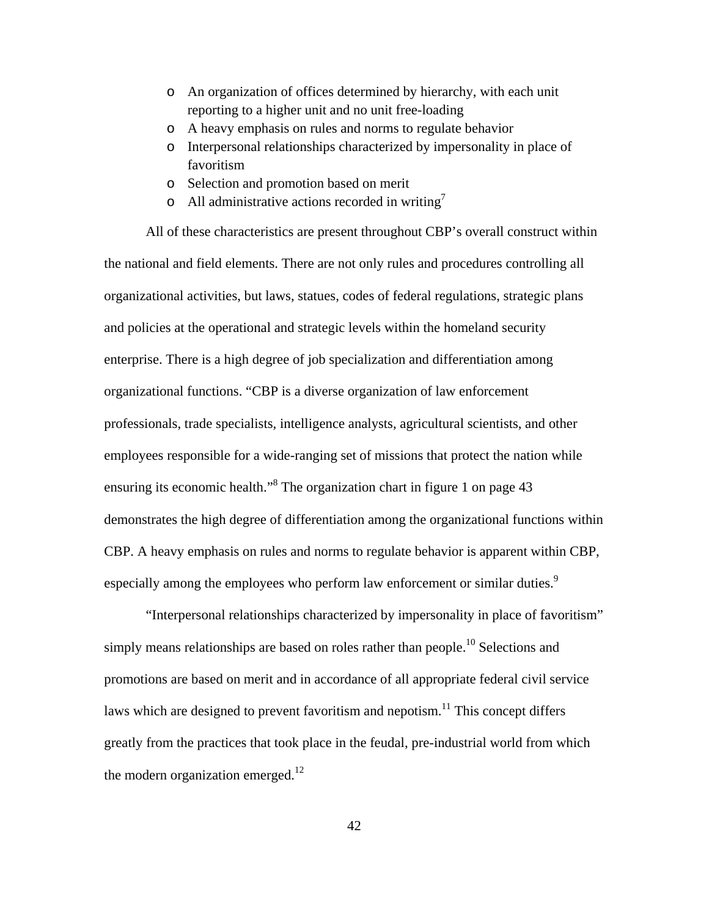- An organization of offices determined by hierarchy, with each unit reporting to a higher unit and no unit free-loading
- A heavy emphasis on rules and norms to regulate behavior
- Interpersonal relationships characterized by impersonality in place of favoritism
- Selection and promotion based on merit
- All administrative actions recorded in writing[7]

All of these characteristics are present throughout CBP's overall construct within the national and field elements. There are not only rules and procedures controlling all organizational activities, but laws, statues, codes of federal regulations, strategic plans and policies at the operational and strategic levels within the homeland security enterprise. There is a high degree of job specialization and differentiation among organizational functions. "CBP is a diverse organization of law enforcement professionals, trade specialists, intelligence analysts, agricultural scientists, and other employees responsible for a wide-ranging set of missions that protect the nation while ensuring its economic health."[8] The organization chart in figure 1 on page 43 demonstrates the high degree of differentiation among the organizational functions within CBP. A heavy emphasis on rules and norms to regulate behavior is apparent within CBP, especially among the employees who perform law enforcement or similar duties.[9]

"Interpersonal relationships characterized by impersonality in place of favoritism" simply means relationships are based on roles rather than people.[10] Selections and promotions are based on merit and in accordance of all appropriate federal civil service laws which are designed to prevent favoritism and nepotism.[11] This concept differs greatly from the practices that took place in the feudal, pre-industrial world from which the modern organization emerged.[12]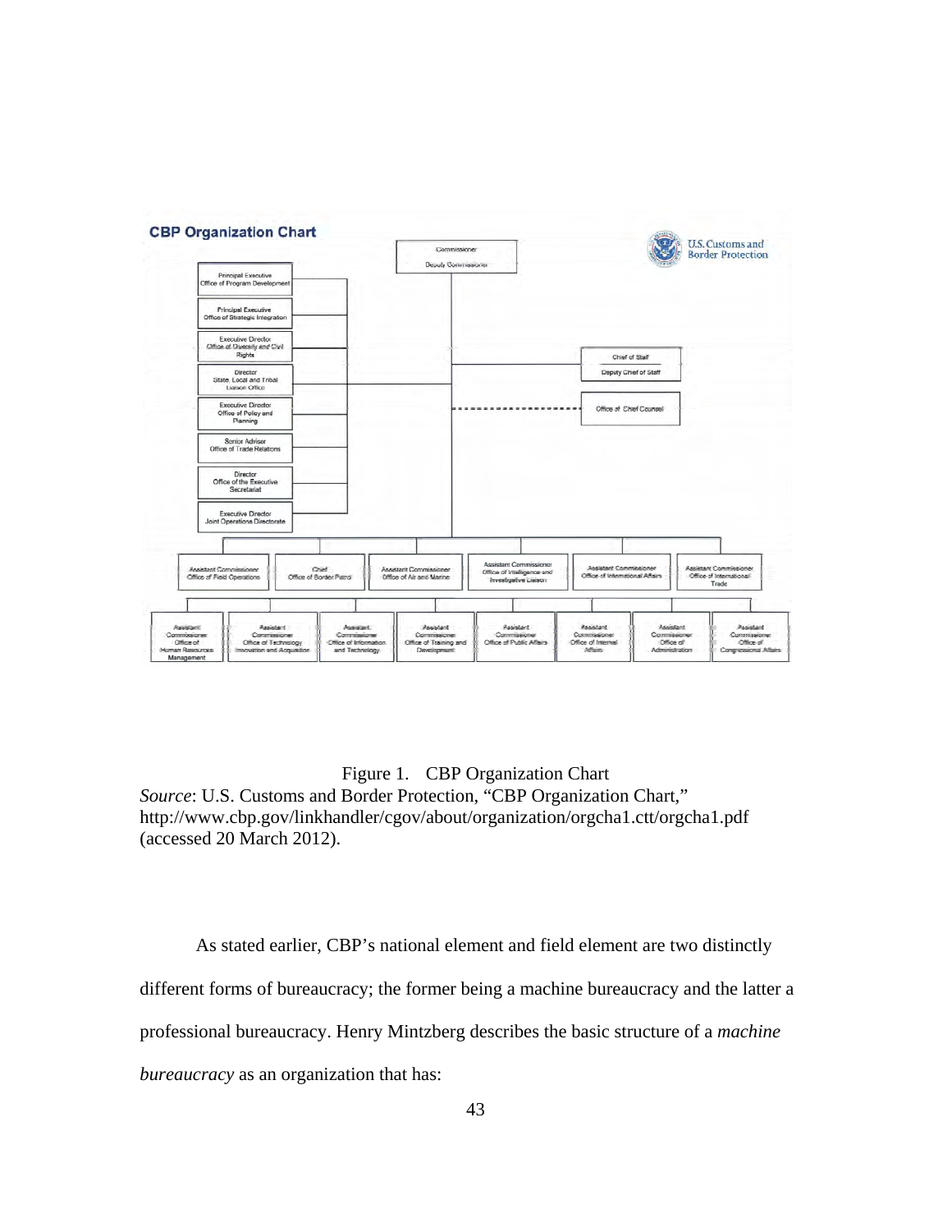CBP Organization Chart

Commissioner

Deputy Commissioner

U.S. Customs and Border Protection

Principal Executive Office of Program Development

Principal Executive Office of Strategic Integration

Executive Director Office of Diversity and Civil Rights

Director State, Local and Tribal Liaison Office

Executive Director Office of Policy and Planning

Senior Advisor Office of Trade Relations

Director Office of the Executive Secretariat

Executive Director Joint Operations Directorate

Chief of Staff

Deputy Chief of Staff

Office of Chief Counsel

Assistant Commissioner Office of Field Operations

Chief Office of Border Patrol

Assistant Commissioner Office of Air and Marine

Assistant Commissioner Office of Intelligence and Investigative Liaison

Assistant Commissioner Office of International Affairs

Assistant Commissioner Office of International Trade

Assistant Commissioner Office of Human Resources Management

Assistant Commissioner Office of Technology Innovation and Acquisition

Assistant Commissioner Office of Information and Technology

Assistant Commissioner Office of Training and Development

Assistant Commissioner Office of Public Affairs

Assistant Commissioner Office of Internal Affairs

Assistant Commissioner Office of Administration

Assistant Commissioner Office of Congressional Affairs

Figure 1. CBP Organization Chart

*Source*: U.S. Customs and Border Protection, "CBP Organization Chart," http://www.cbp.gov/linkhandler/cgov/about/organization/orgcha1.ctt/orgcha1.pdf (accessed 20 March 2012).

As stated earlier, CBP's national element and field element are two distinctly different forms of bureaucracy; the former being a machine bureaucracy and the latter a professional bureaucracy. Henry Mintzberg describes the basic structure of a *machine bureaucracy* as an organization that has: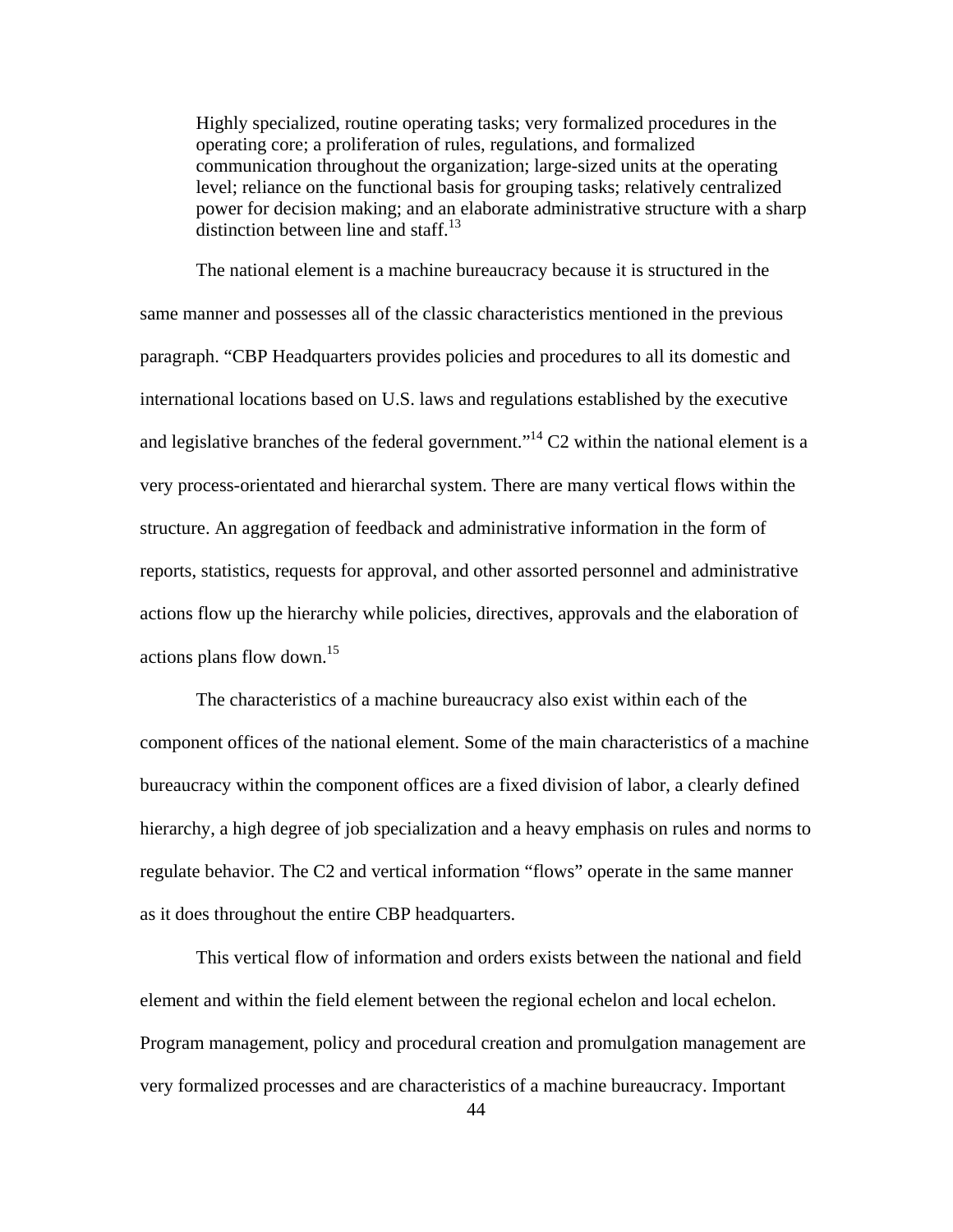> Highly specialized, routine operating tasks; very formalized procedures in the operating core; a proliferation of rules, regulations, and formalized communication throughout the organization; large-sized units at the operating level; reliance on the functional basis for grouping tasks; relatively centralized power for decision making; and an elaborate administrative structure with a sharp distinction between line and staff.[13]

The national element is a machine bureaucracy because it is structured in the same manner and possesses all of the classic characteristics mentioned in the previous paragraph. "CBP Headquarters provides policies and procedures to all its domestic and international locations based on U.S. laws and regulations established by the executive and legislative branches of the federal government."[14] C2 within the national element is a very process-orientated and hierarchal system. There are many vertical flows within the structure. An aggregation of feedback and administrative information in the form of reports, statistics, requests for approval, and other assorted personnel and administrative actions flow up the hierarchy while policies, directives, approvals and the elaboration of actions plans flow down.[15]

The characteristics of a machine bureaucracy also exist within each of the component offices of the national element. Some of the main characteristics of a machine bureaucracy within the component offices are a fixed division of labor, a clearly defined hierarchy, a high degree of job specialization and a heavy emphasis on rules and norms to regulate behavior. The C2 and vertical information "flows" operate in the same manner as it does throughout the entire CBP headquarters.

This vertical flow of information and orders exists between the national and field element and within the field element between the regional echelon and local echelon. Program management, policy and procedural creation and promulgation management are very formalized processes and are characteristics of a machine bureaucracy. Important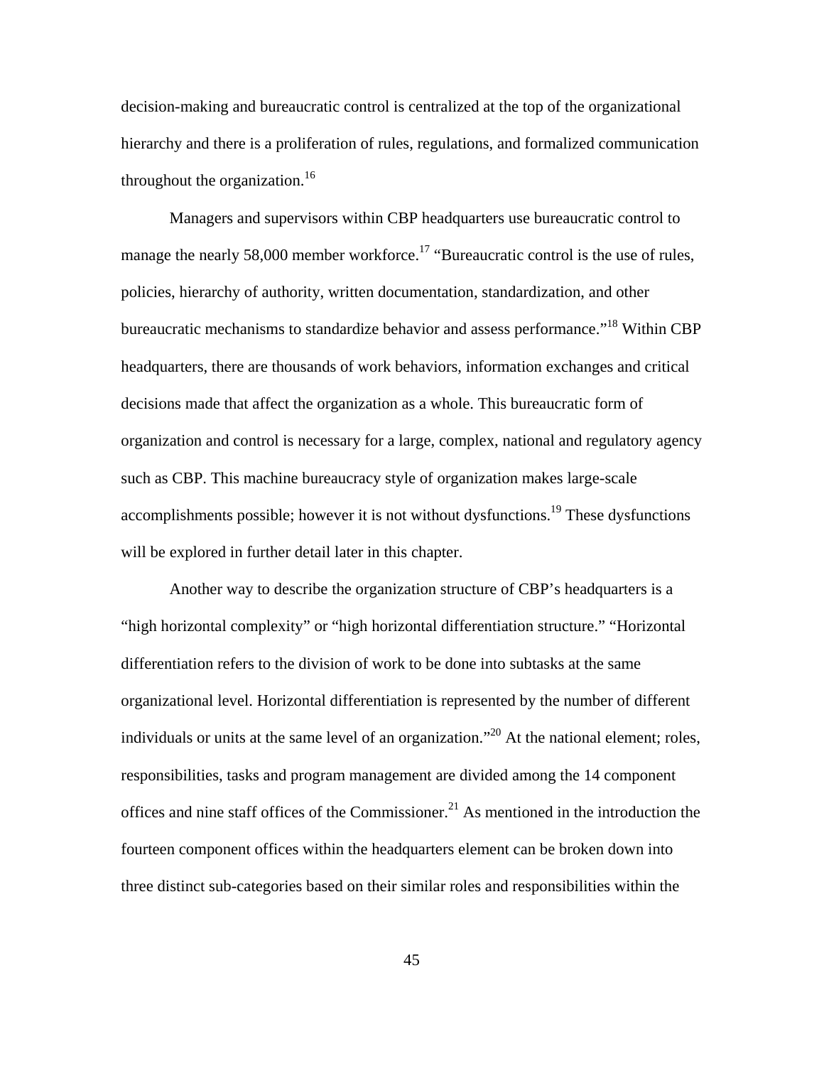decision-making and bureaucratic control is centralized at the top of the organizational hierarchy and there is a proliferation of rules, regulations, and formalized communication throughout the organization.[16]

Managers and supervisors within CBP headquarters use bureaucratic control to manage the nearly 58,000 member workforce.[17] "Bureaucratic control is the use of rules, policies, hierarchy of authority, written documentation, standardization, and other bureaucratic mechanisms to standardize behavior and assess performance."[18] Within CBP headquarters, there are thousands of work behaviors, information exchanges and critical decisions made that affect the organization as a whole. This bureaucratic form of organization and control is necessary for a large, complex, national and regulatory agency such as CBP. This machine bureaucracy style of organization makes large-scale accomplishments possible; however it is not without dysfunctions.[19] These dysfunctions will be explored in further detail later in this chapter.

Another way to describe the organization structure of CBP's headquarters is a "high horizontal complexity" or "high horizontal differentiation structure." "Horizontal differentiation refers to the division of work to be done into subtasks at the same organizational level. Horizontal differentiation is represented by the number of different individuals or units at the same level of an organization."[20] At the national element; roles, responsibilities, tasks and program management are divided among the 14 component offices and nine staff offices of the Commissioner.[21] As mentioned in the introduction the fourteen component offices within the headquarters element can be broken down into three distinct sub-categories based on their similar roles and responsibilities within the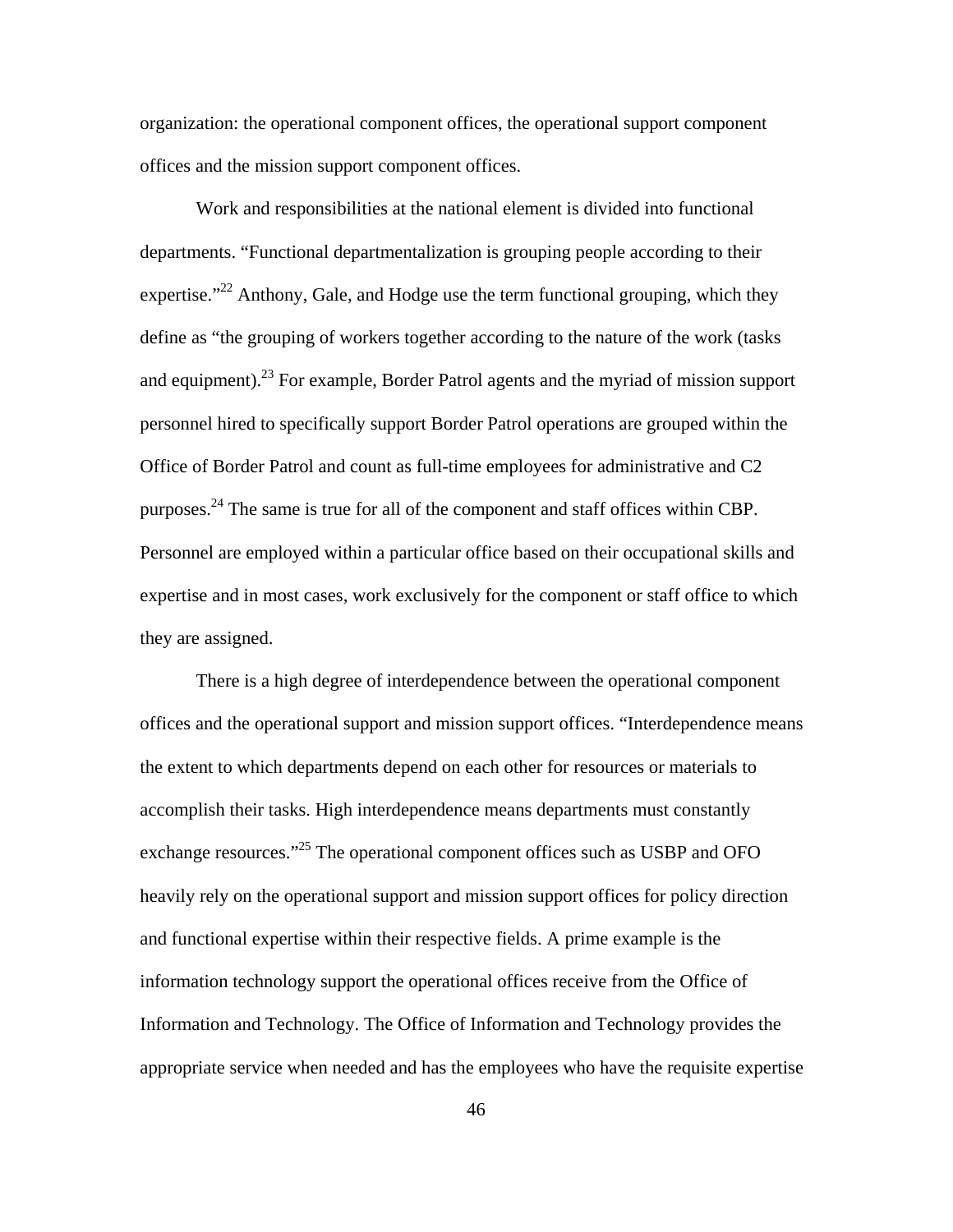organization: the operational component offices, the operational support component offices and the mission support component offices.

Work and responsibilities at the national element is divided into functional departments. "Functional departmentalization is grouping people according to their expertise."[22] Anthony, Gale, and Hodge use the term functional grouping, which they define as "the grouping of workers together according to the nature of the work (tasks and equipment).[23] For example, Border Patrol agents and the myriad of mission support personnel hired to specifically support Border Patrol operations are grouped within the Office of Border Patrol and count as full-time employees for administrative and C2 purposes.[24] The same is true for all of the component and staff offices within CBP. Personnel are employed within a particular office based on their occupational skills and expertise and in most cases, work exclusively for the component or staff office to which they are assigned.

There is a high degree of interdependence between the operational component offices and the operational support and mission support offices. "Interdependence means the extent to which departments depend on each other for resources or materials to accomplish their tasks. High interdependence means departments must constantly exchange resources."[25] The operational component offices such as USBP and OFO heavily rely on the operational support and mission support offices for policy direction and functional expertise within their respective fields. A prime example is the information technology support the operational offices receive from the Office of Information and Technology. The Office of Information and Technology provides the appropriate service when needed and has the employees who have the requisite expertise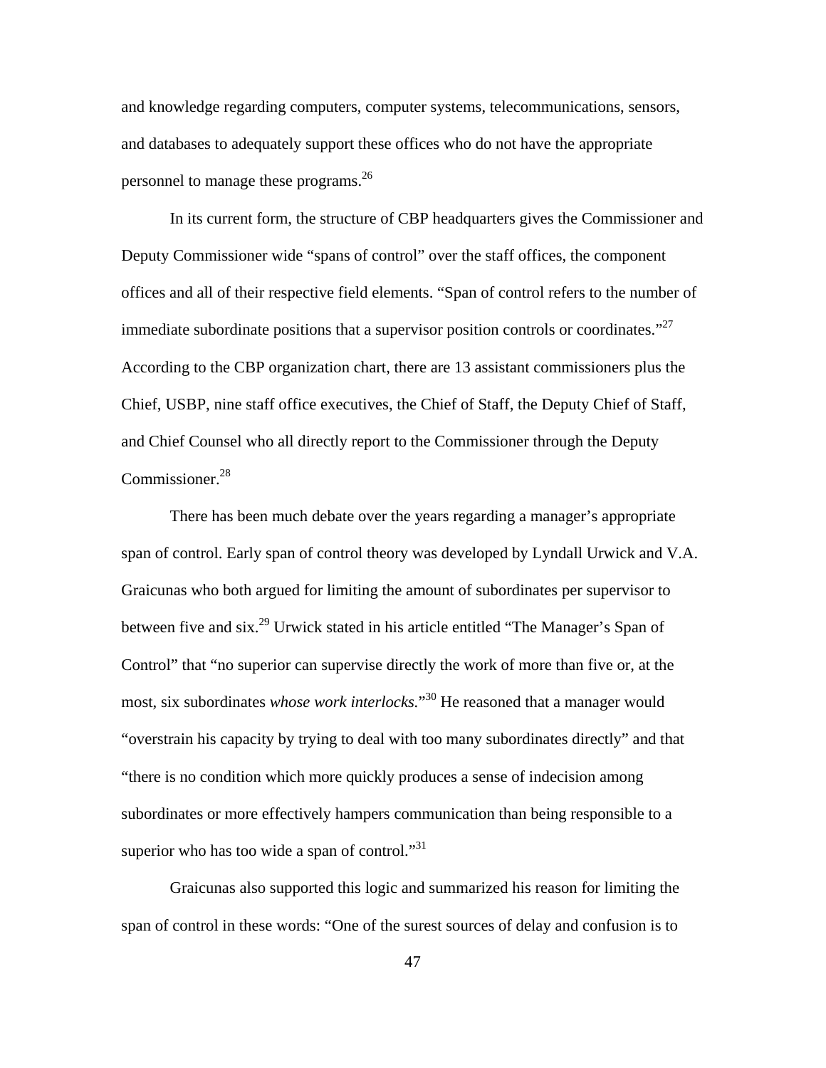and knowledge regarding computers, computer systems, telecommunications, sensors, and databases to adequately support these offices who do not have the appropriate personnel to manage these programs.[26]

In its current form, the structure of CBP headquarters gives the Commissioner and Deputy Commissioner wide "spans of control" over the staff offices, the component offices and all of their respective field elements. "Span of control refers to the number of immediate subordinate positions that a supervisor position controls or coordinates."[27] According to the CBP organization chart, there are 13 assistant commissioners plus the Chief, USBP, nine staff office executives, the Chief of Staff, the Deputy Chief of Staff, and Chief Counsel who all directly report to the Commissioner through the Deputy Commissioner.[28]

There has been much debate over the years regarding a manager's appropriate span of control. Early span of control theory was developed by Lyndall Urwick and V.A. Graicunas who both argued for limiting the amount of subordinates per supervisor to between five and six.[29] Urwick stated in his article entitled "The Manager's Span of Control" that "no superior can supervise directly the work of more than five or, at the most, six subordinates *whose work interlocks*."[30] He reasoned that a manager would "overstrain his capacity by trying to deal with too many subordinates directly" and that "there is no condition which more quickly produces a sense of indecision among subordinates or more effectively hampers communication than being responsible to a superior who has too wide a span of control."[31]

Graicunas also supported this logic and summarized his reason for limiting the span of control in these words: "One of the surest sources of delay and confusion is to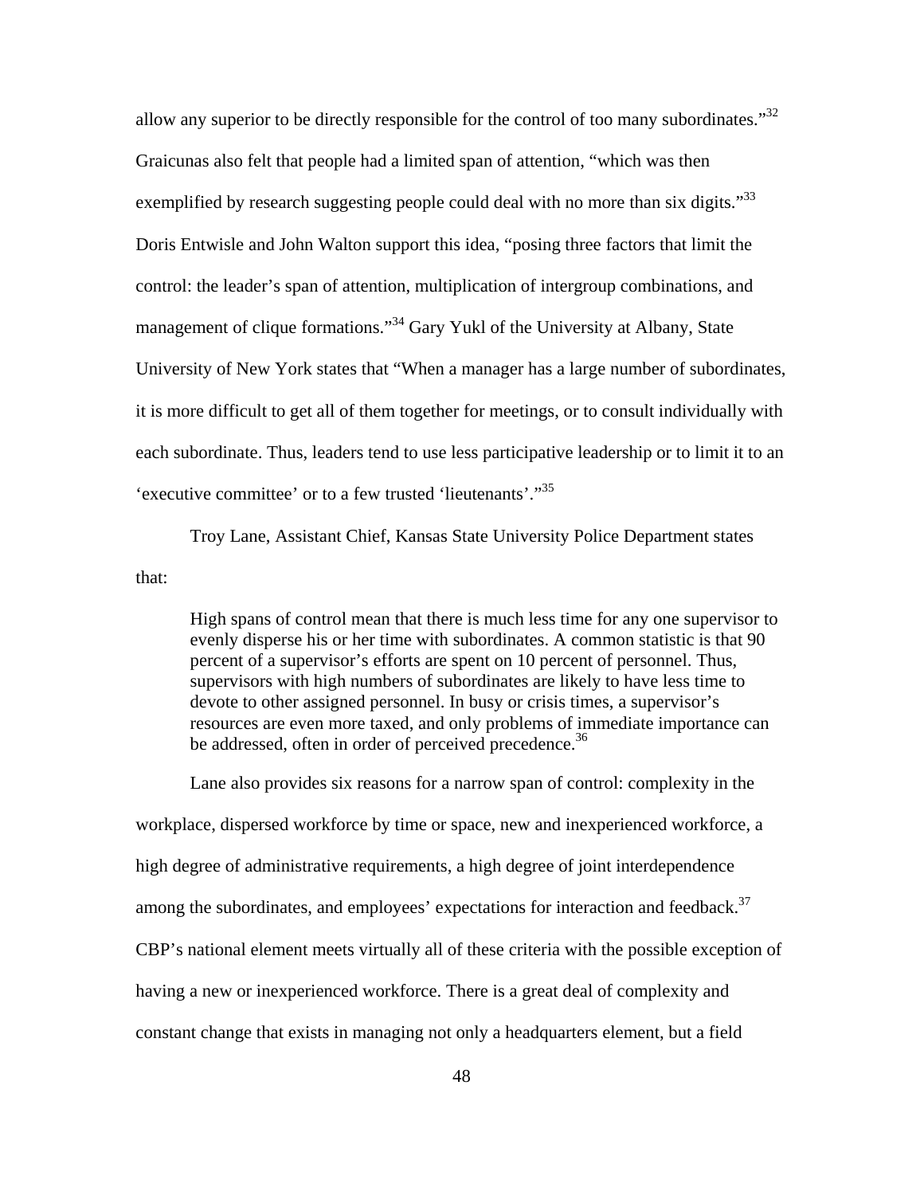allow any superior to be directly responsible for the control of too many subordinates."[32] Graicunas also felt that people had a limited span of attention, "which was then exemplified by research suggesting people could deal with no more than six digits."[33] Doris Entwisle and John Walton support this idea, "posing three factors that limit the control: the leader's span of attention, multiplication of intergroup combinations, and management of clique formations."[34] Gary Yukl of the University at Albany, State University of New York states that "When a manager has a large number of subordinates, it is more difficult to get all of them together for meetings, or to consult individually with each subordinate. Thus, leaders tend to use less participative leadership or to limit it to an 'executive committee' or to a few trusted 'lieutenants'."[35]

Troy Lane, Assistant Chief, Kansas State University Police Department states that:

> High spans of control mean that there is much less time for any one supervisor to evenly disperse his or her time with subordinates. A common statistic is that 90 percent of a supervisor's efforts are spent on 10 percent of personnel. Thus, supervisors with high numbers of subordinates are likely to have less time to devote to other assigned personnel. In busy or crisis times, a supervisor's resources are even more taxed, and only problems of immediate importance can be addressed, often in order of perceived precedence.[36]

Lane also provides six reasons for a narrow span of control: complexity in the workplace, dispersed workforce by time or space, new and inexperienced workforce, a high degree of administrative requirements, a high degree of joint interdependence among the subordinates, and employees' expectations for interaction and feedback.[37] CBP's national element meets virtually all of these criteria with the possible exception of having a new or inexperienced workforce. There is a great deal of complexity and constant change that exists in managing not only a headquarters element, but a field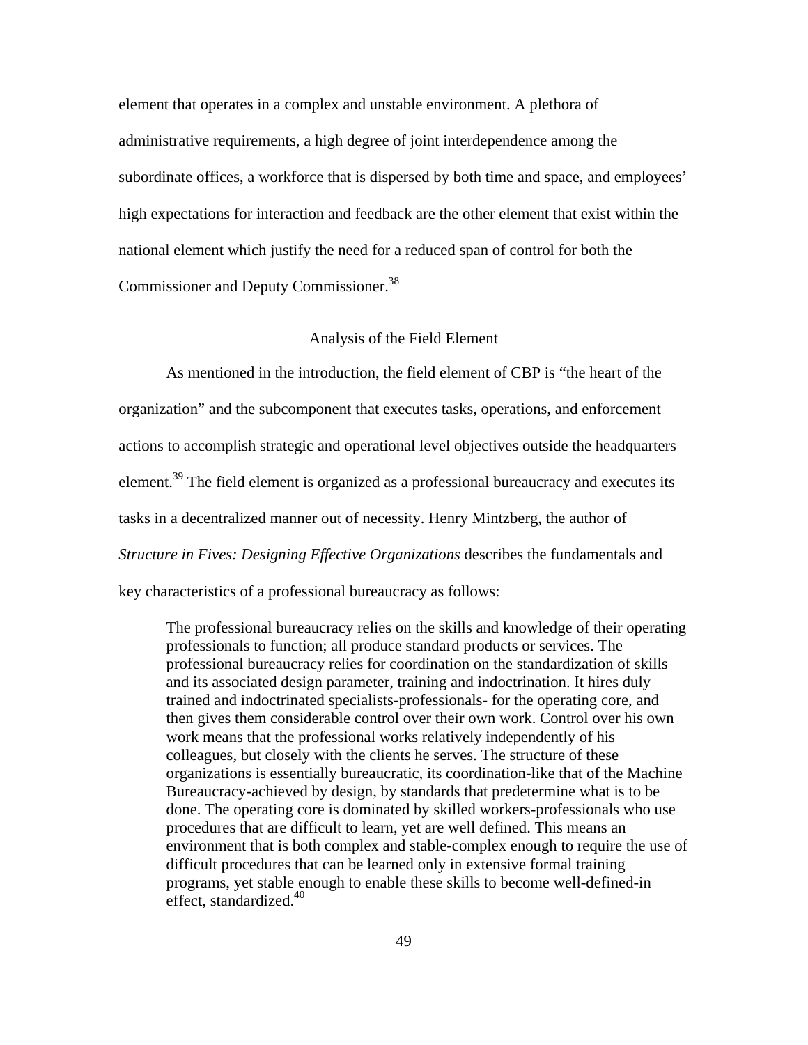element that operates in a complex and unstable environment. A plethora of administrative requirements, a high degree of joint interdependence among the subordinate offices, a workforce that is dispersed by both time and space, and employees' high expectations for interaction and feedback are the other element that exist within the national element which justify the need for a reduced span of control for both the Commissioner and Deputy Commissioner.[38]

## Analysis of the Field Element

As mentioned in the introduction, the field element of CBP is "the heart of the organization" and the subcomponent that executes tasks, operations, and enforcement actions to accomplish strategic and operational level objectives outside the headquarters element.[39] The field element is organized as a professional bureaucracy and executes its tasks in a decentralized manner out of necessity. Henry Mintzberg, the author of *Structure in Fives: Designing Effective Organizations* describes the fundamentals and key characteristics of a professional bureaucracy as follows:

> The professional bureaucracy relies on the skills and knowledge of their operating professionals to function; all produce standard products or services. The professional bureaucracy relies for coordination on the standardization of skills and its associated design parameter, training and indoctrination. It hires duly trained and indoctrinated specialists-professionals- for the operating core, and then gives them considerable control over their own work. Control over his own work means that the professional works relatively independently of his colleagues, but closely with the clients he serves. The structure of these organizations is essentially bureaucratic, its coordination-like that of the Machine Bureaucracy-achieved by design, by standards that predetermine what is to be done. The operating core is dominated by skilled workers-professionals who use procedures that are difficult to learn, yet are well defined. This means an environment that is both complex and stable-complex enough to require the use of difficult procedures that can be learned only in extensive formal training programs, yet stable enough to enable these skills to become well-defined-in effect, standardized.[40]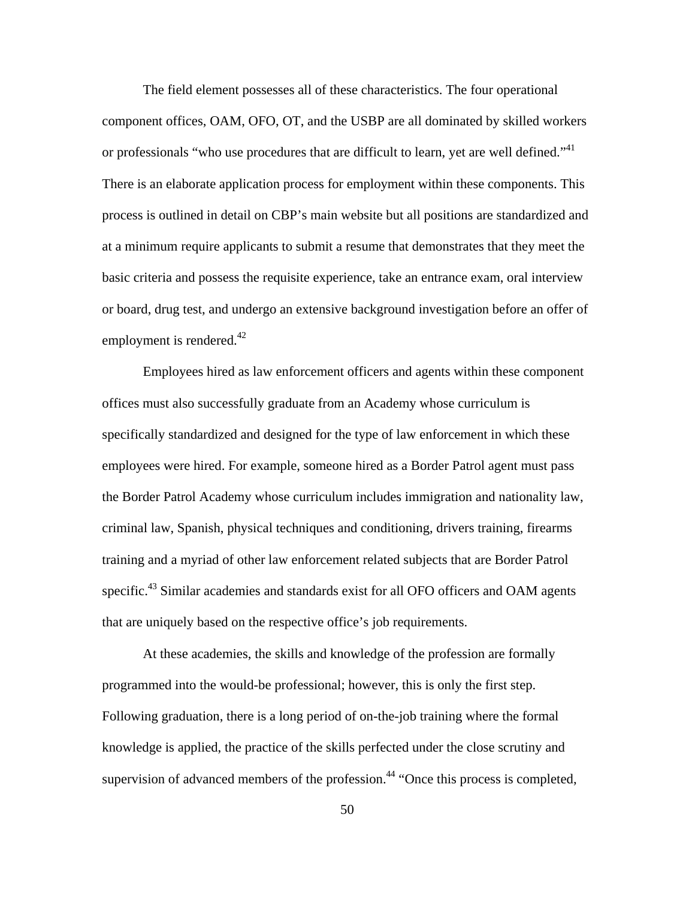The field element possesses all of these characteristics. The four operational component offices, OAM, OFO, OT, and the USBP are all dominated by skilled workers or professionals "who use procedures that are difficult to learn, yet are well defined."[41] There is an elaborate application process for employment within these components. This process is outlined in detail on CBP's main website but all positions are standardized and at a minimum require applicants to submit a resume that demonstrates that they meet the basic criteria and possess the requisite experience, take an entrance exam, oral interview or board, drug test, and undergo an extensive background investigation before an offer of employment is rendered.[42]

Employees hired as law enforcement officers and agents within these component offices must also successfully graduate from an Academy whose curriculum is specifically standardized and designed for the type of law enforcement in which these employees were hired. For example, someone hired as a Border Patrol agent must pass the Border Patrol Academy whose curriculum includes immigration and nationality law, criminal law, Spanish, physical techniques and conditioning, drivers training, firearms training and a myriad of other law enforcement related subjects that are Border Patrol specific.[43] Similar academies and standards exist for all OFO officers and OAM agents that are uniquely based on the respective office's job requirements.

At these academies, the skills and knowledge of the profession are formally programmed into the would-be professional; however, this is only the first step. Following graduation, there is a long period of on-the-job training where the formal knowledge is applied, the practice of the skills perfected under the close scrutiny and supervision of advanced members of the profession.[44] "Once this process is completed,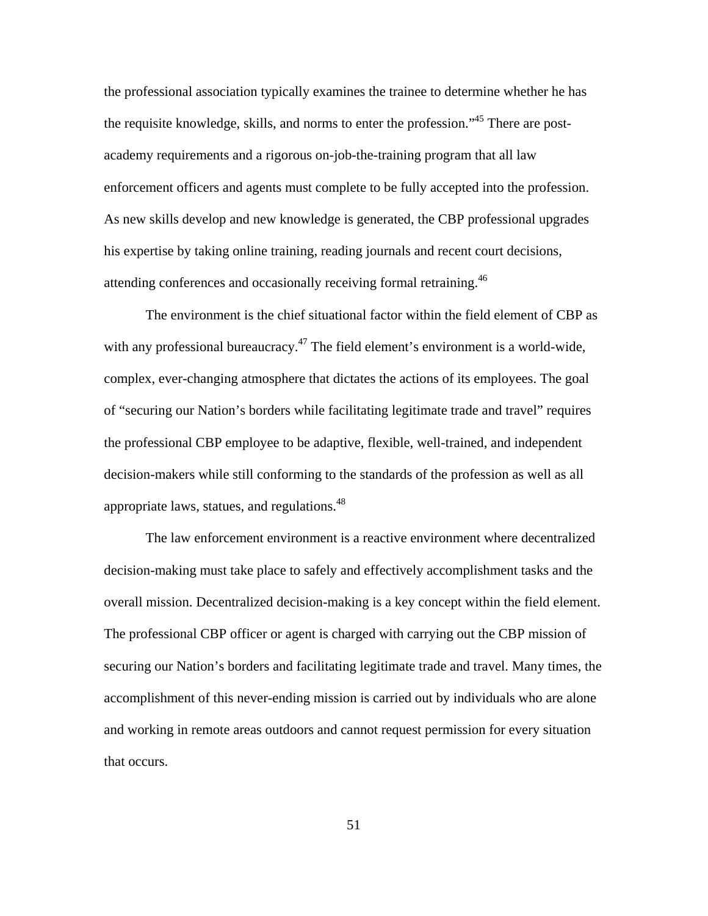the professional association typically examines the trainee to determine whether he has the requisite knowledge, skills, and norms to enter the profession."[45] There are post-academy requirements and a rigorous on-job-the-training program that all law enforcement officers and agents must complete to be fully accepted into the profession. As new skills develop and new knowledge is generated, the CBP professional upgrades his expertise by taking online training, reading journals and recent court decisions, attending conferences and occasionally receiving formal retraining.[46]

The environment is the chief situational factor within the field element of CBP as with any professional bureaucracy.[47] The field element's environment is a world-wide, complex, ever-changing atmosphere that dictates the actions of its employees. The goal of "securing our Nation's borders while facilitating legitimate trade and travel" requires the professional CBP employee to be adaptive, flexible, well-trained, and independent decision-makers while still conforming to the standards of the profession as well as all appropriate laws, statues, and regulations.[48]

The law enforcement environment is a reactive environment where decentralized decision-making must take place to safely and effectively accomplishment tasks and the overall mission. Decentralized decision-making is a key concept within the field element. The professional CBP officer or agent is charged with carrying out the CBP mission of securing our Nation's borders and facilitating legitimate trade and travel. Many times, the accomplishment of this never-ending mission is carried out by individuals who are alone and working in remote areas outdoors and cannot request permission for every situation that occurs.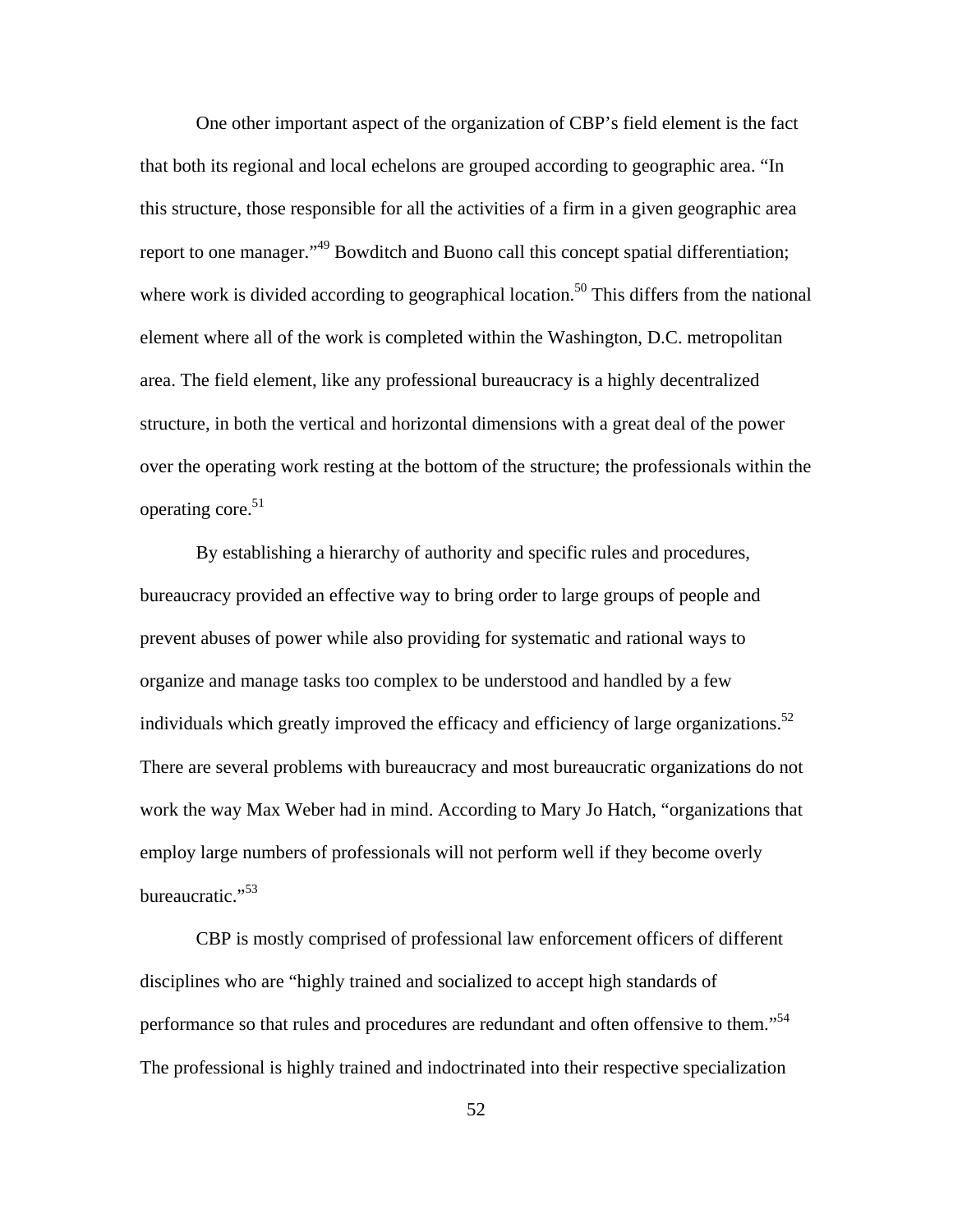One other important aspect of the organization of CBP's field element is the fact that both its regional and local echelons are grouped according to geographic area. "In this structure, those responsible for all the activities of a firm in a given geographic area report to one manager."[49] Bowditch and Buono call this concept spatial differentiation; where work is divided according to geographical location.[50] This differs from the national element where all of the work is completed within the Washington, D.C. metropolitan area. The field element, like any professional bureaucracy is a highly decentralized structure, in both the vertical and horizontal dimensions with a great deal of the power over the operating work resting at the bottom of the structure; the professionals within the operating core.[51]

By establishing a hierarchy of authority and specific rules and procedures, bureaucracy provided an effective way to bring order to large groups of people and prevent abuses of power while also providing for systematic and rational ways to organize and manage tasks too complex to be understood and handled by a few individuals which greatly improved the efficacy and efficiency of large organizations.[52] There are several problems with bureaucracy and most bureaucratic organizations do not work the way Max Weber had in mind. According to Mary Jo Hatch, "organizations that employ large numbers of professionals will not perform well if they become overly bureaucratic."[53]

CBP is mostly comprised of professional law enforcement officers of different disciplines who are "highly trained and socialized to accept high standards of performance so that rules and procedures are redundant and often offensive to them."[54] The professional is highly trained and indoctrinated into their respective specialization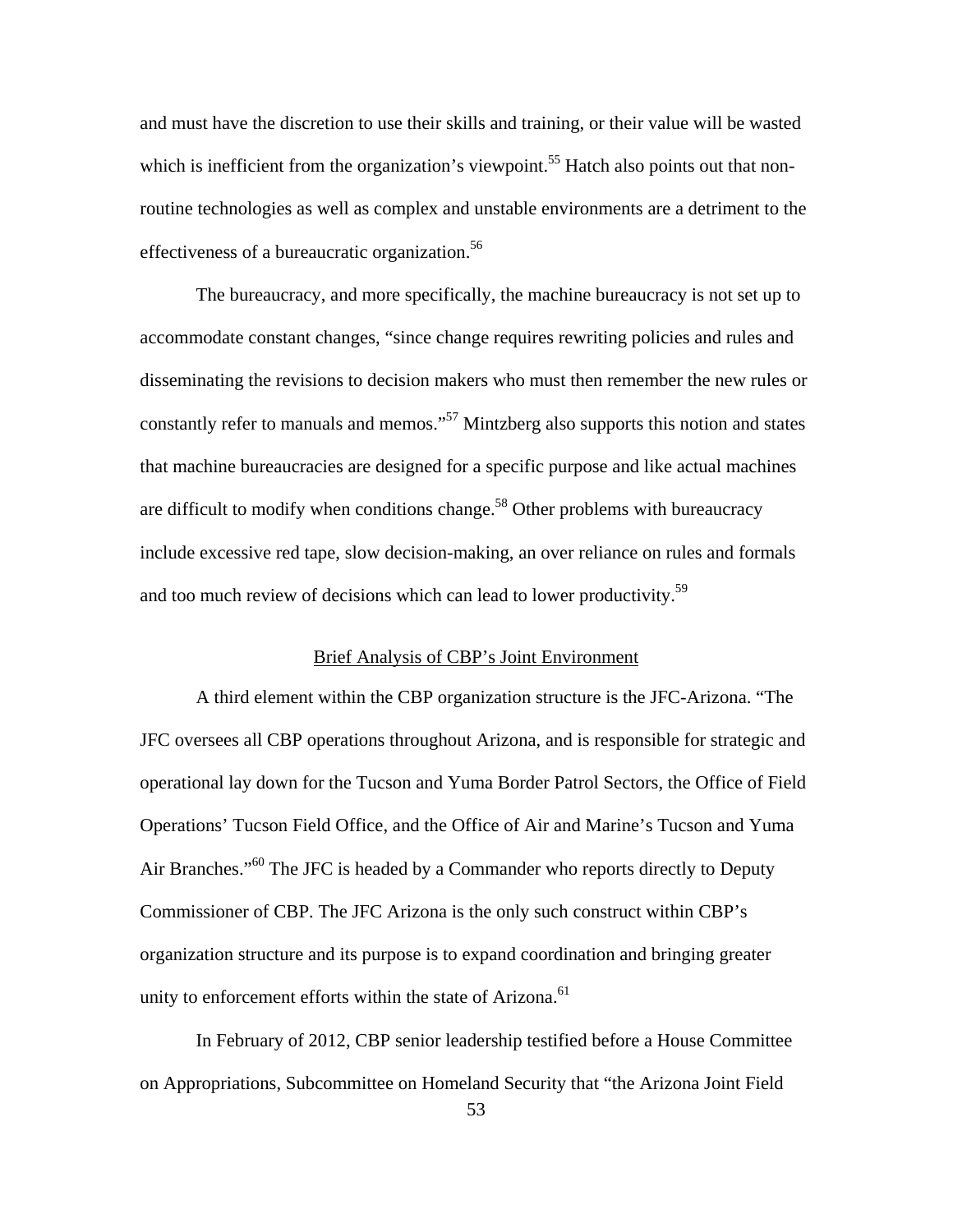and must have the discretion to use their skills and training, or their value will be wasted which is inefficient from the organization's viewpoint.[55] Hatch also points out that non-routine technologies as well as complex and unstable environments are a detriment to the effectiveness of a bureaucratic organization.[56]

The bureaucracy, and more specifically, the machine bureaucracy is not set up to accommodate constant changes, "since change requires rewriting policies and rules and disseminating the revisions to decision makers who must then remember the new rules or constantly refer to manuals and memos."[57] Mintzberg also supports this notion and states that machine bureaucracies are designed for a specific purpose and like actual machines are difficult to modify when conditions change.[58] Other problems with bureaucracy include excessive red tape, slow decision-making, an over reliance on rules and formals and too much review of decisions which can lead to lower productivity.[59]

## Brief Analysis of CBP's Joint Environment

A third element within the CBP organization structure is the JFC-Arizona. "The JFC oversees all CBP operations throughout Arizona, and is responsible for strategic and operational lay down for the Tucson and Yuma Border Patrol Sectors, the Office of Field Operations' Tucson Field Office, and the Office of Air and Marine's Tucson and Yuma Air Branches."[60] The JFC is headed by a Commander who reports directly to Deputy Commissioner of CBP. The JFC Arizona is the only such construct within CBP's organization structure and its purpose is to expand coordination and bringing greater unity to enforcement efforts within the state of Arizona.[61]

In February of 2012, CBP senior leadership testified before a House Committee on Appropriations, Subcommittee on Homeland Security that "the Arizona Joint Field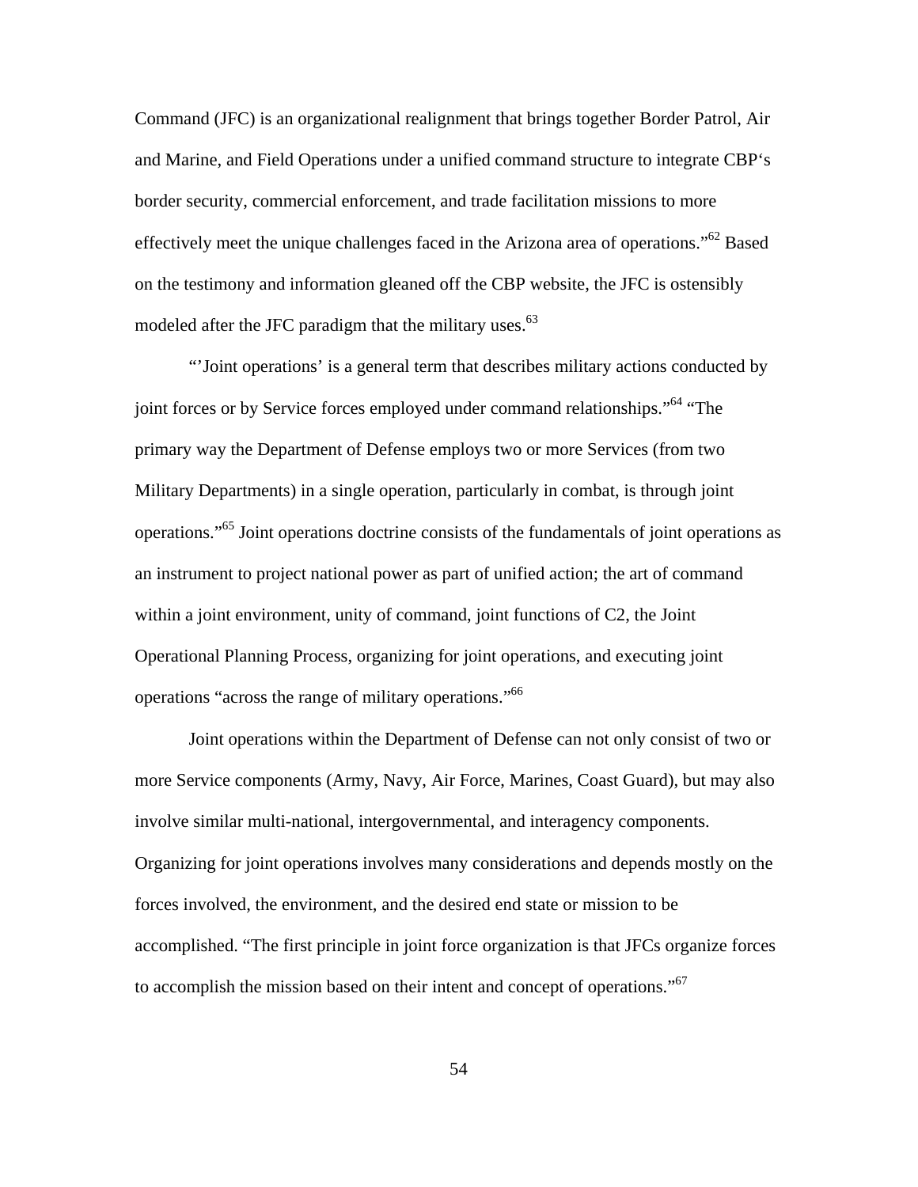Command (JFC) is an organizational realignment that brings together Border Patrol, Air and Marine, and Field Operations under a unified command structure to integrate CBP's border security, commercial enforcement, and trade facilitation missions to more effectively meet the unique challenges faced in the Arizona area of operations."[62] Based on the testimony and information gleaned off the CBP website, the JFC is ostensibly modeled after the JFC paradigm that the military uses.[63]

"'Joint operations' is a general term that describes military actions conducted by joint forces or by Service forces employed under command relationships."[64] "The primary way the Department of Defense employs two or more Services (from two Military Departments) in a single operation, particularly in combat, is through joint operations."[65] Joint operations doctrine consists of the fundamentals of joint operations as an instrument to project national power as part of unified action; the art of command within a joint environment, unity of command, joint functions of C2, the Joint Operational Planning Process, organizing for joint operations, and executing joint operations "across the range of military operations."[66]

Joint operations within the Department of Defense can not only consist of two or more Service components (Army, Navy, Air Force, Marines, Coast Guard), but may also involve similar multi-national, intergovernmental, and interagency components. Organizing for joint operations involves many considerations and depends mostly on the forces involved, the environment, and the desired end state or mission to be accomplished. "The first principle in joint force organization is that JFCs organize forces to accomplish the mission based on their intent and concept of operations."[67]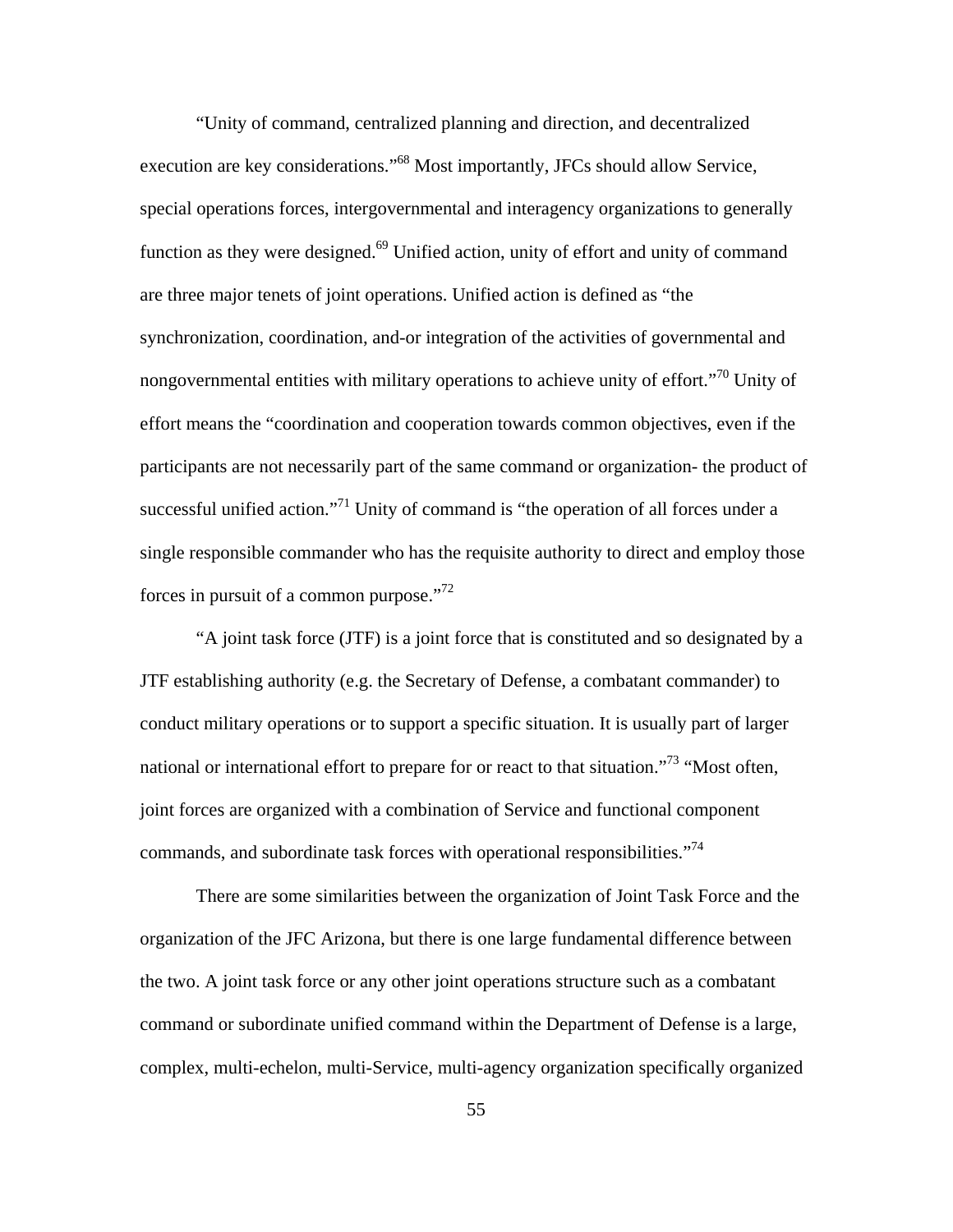"Unity of command, centralized planning and direction, and decentralized execution are key considerations."[68] Most importantly, JFCs should allow Service, special operations forces, intergovernmental and interagency organizations to generally function as they were designed.[69] Unified action, unity of effort and unity of command are three major tenets of joint operations. Unified action is defined as "the synchronization, coordination, and-or integration of the activities of governmental and nongovernmental entities with military operations to achieve unity of effort."[70] Unity of effort means the "coordination and cooperation towards common objectives, even if the participants are not necessarily part of the same command or organization- the product of successful unified action."[71] Unity of command is "the operation of all forces under a single responsible commander who has the requisite authority to direct and employ those forces in pursuit of a common purpose."[72]

"A joint task force (JTF) is a joint force that is constituted and so designated by a JTF establishing authority (e.g. the Secretary of Defense, a combatant commander) to conduct military operations or to support a specific situation. It is usually part of larger national or international effort to prepare for or react to that situation."[73] "Most often, joint forces are organized with a combination of Service and functional component commands, and subordinate task forces with operational responsibilities."[74]

There are some similarities between the organization of Joint Task Force and the organization of the JFC Arizona, but there is one large fundamental difference between the two. A joint task force or any other joint operations structure such as a combatant command or subordinate unified command within the Department of Defense is a large, complex, multi-echelon, multi-Service, multi-agency organization specifically organized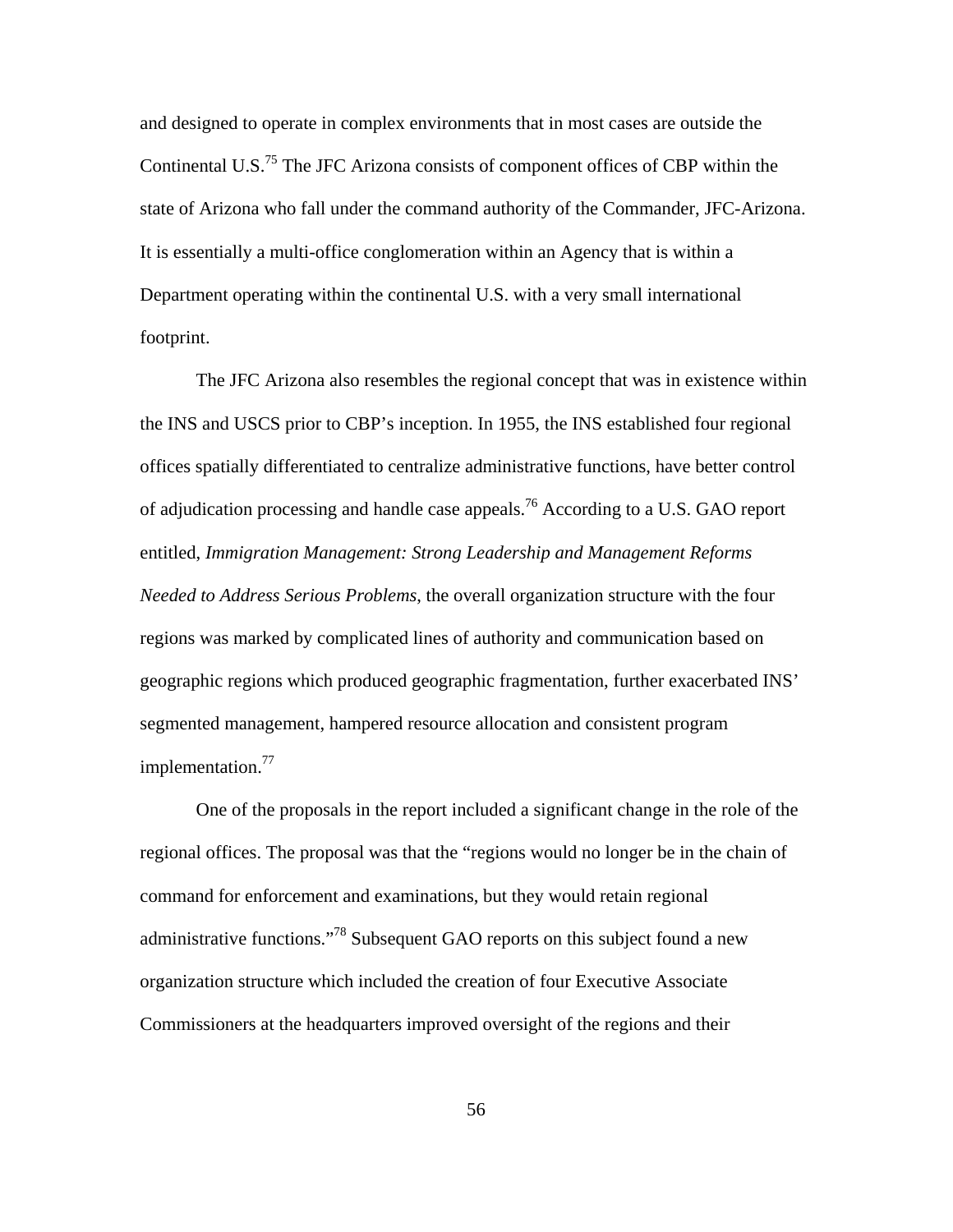and designed to operate in complex environments that in most cases are outside the Continental U.S.[75] The JFC Arizona consists of component offices of CBP within the state of Arizona who fall under the command authority of the Commander, JFC-Arizona. It is essentially a multi-office conglomeration within an Agency that is within a Department operating within the continental U.S. with a very small international footprint.

The JFC Arizona also resembles the regional concept that was in existence within the INS and USCS prior to CBP's inception. In 1955, the INS established four regional offices spatially differentiated to centralize administrative functions, have better control of adjudication processing and handle case appeals.[76] According to a U.S. GAO report entitled, *Immigration Management: Strong Leadership and Management Reforms Needed to Address Serious Problems*, the overall organization structure with the four regions was marked by complicated lines of authority and communication based on geographic regions which produced geographic fragmentation, further exacerbated INS' segmented management, hampered resource allocation and consistent program implementation.[77]

One of the proposals in the report included a significant change in the role of the regional offices. The proposal was that the "regions would no longer be in the chain of command for enforcement and examinations, but they would retain regional administrative functions."[78] Subsequent GAO reports on this subject found a new organization structure which included the creation of four Executive Associate Commissioners at the headquarters improved oversight of the regions and their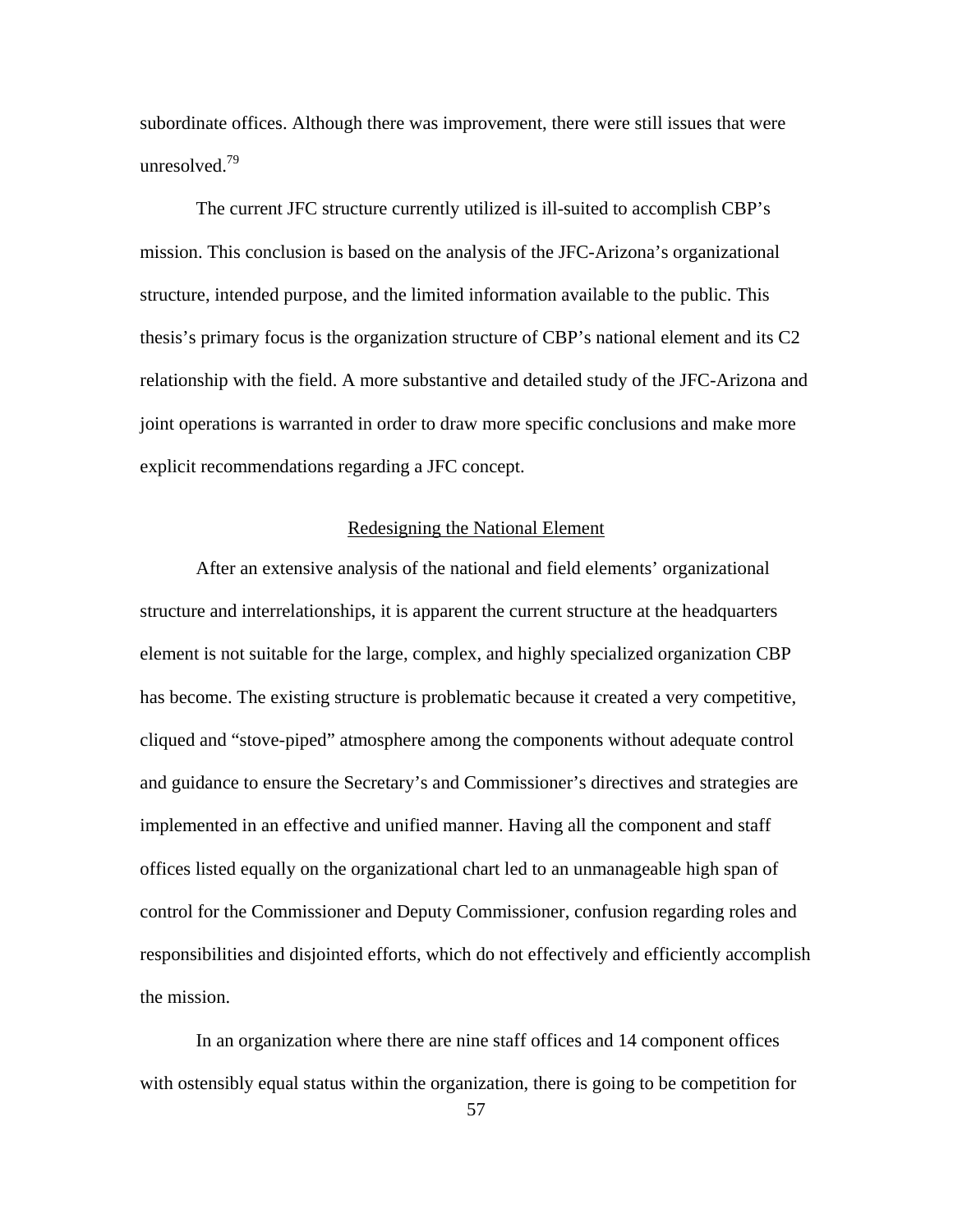subordinate offices. Although there was improvement, there were still issues that were unresolved.[79]

The current JFC structure currently utilized is ill-suited to accomplish CBP's mission. This conclusion is based on the analysis of the JFC-Arizona's organizational structure, intended purpose, and the limited information available to the public. This thesis's primary focus is the organization structure of CBP's national element and its C2 relationship with the field. A more substantive and detailed study of the JFC-Arizona and joint operations is warranted in order to draw more specific conclusions and make more explicit recommendations regarding a JFC concept.

## Redesigning the National Element

After an extensive analysis of the national and field elements' organizational structure and interrelationships, it is apparent the current structure at the headquarters element is not suitable for the large, complex, and highly specialized organization CBP has become. The existing structure is problematic because it created a very competitive, cliqued and "stove-piped" atmosphere among the components without adequate control and guidance to ensure the Secretary's and Commissioner's directives and strategies are implemented in an effective and unified manner. Having all the component and staff offices listed equally on the organizational chart led to an unmanageable high span of control for the Commissioner and Deputy Commissioner, confusion regarding roles and responsibilities and disjointed efforts, which do not effectively and efficiently accomplish the mission.

In an organization where there are nine staff offices and 14 component offices with ostensibly equal status within the organization, there is going to be competition for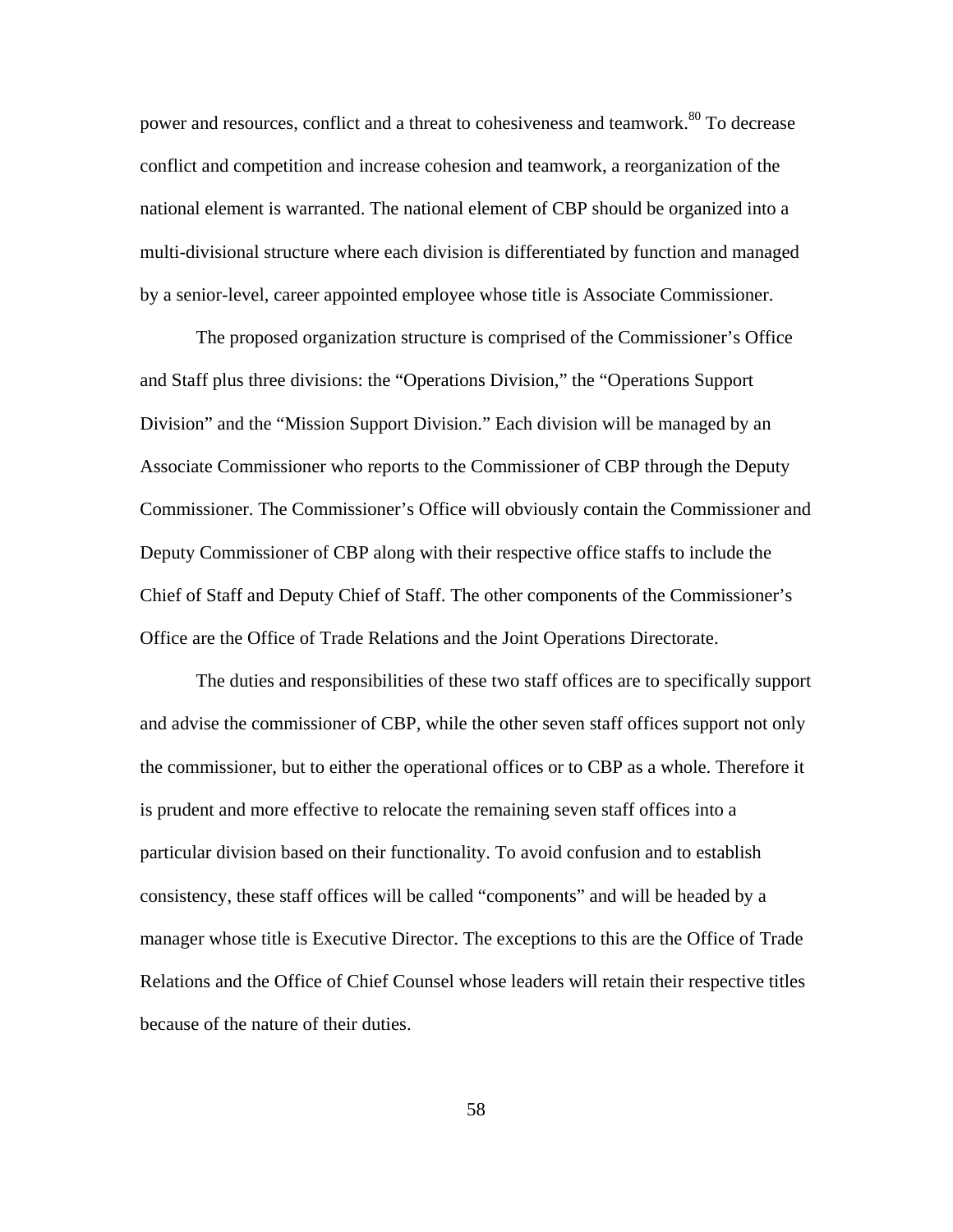power and resources, conflict and a threat to cohesiveness and teamwork.[80] To decrease conflict and competition and increase cohesion and teamwork, a reorganization of the national element is warranted. The national element of CBP should be organized into a multi-divisional structure where each division is differentiated by function and managed by a senior-level, career appointed employee whose title is Associate Commissioner.

The proposed organization structure is comprised of the Commissioner's Office and Staff plus three divisions: the "Operations Division," the "Operations Support Division" and the "Mission Support Division." Each division will be managed by an Associate Commissioner who reports to the Commissioner of CBP through the Deputy Commissioner. The Commissioner's Office will obviously contain the Commissioner and Deputy Commissioner of CBP along with their respective office staffs to include the Chief of Staff and Deputy Chief of Staff. The other components of the Commissioner's Office are the Office of Trade Relations and the Joint Operations Directorate.

The duties and responsibilities of these two staff offices are to specifically support and advise the commissioner of CBP, while the other seven staff offices support not only the commissioner, but to either the operational offices or to CBP as a whole. Therefore it is prudent and more effective to relocate the remaining seven staff offices into a particular division based on their functionality. To avoid confusion and to establish consistency, these staff offices will be called "components" and will be headed by a manager whose title is Executive Director. The exceptions to this are the Office of Trade Relations and the Office of Chief Counsel whose leaders will retain their respective titles because of the nature of their duties.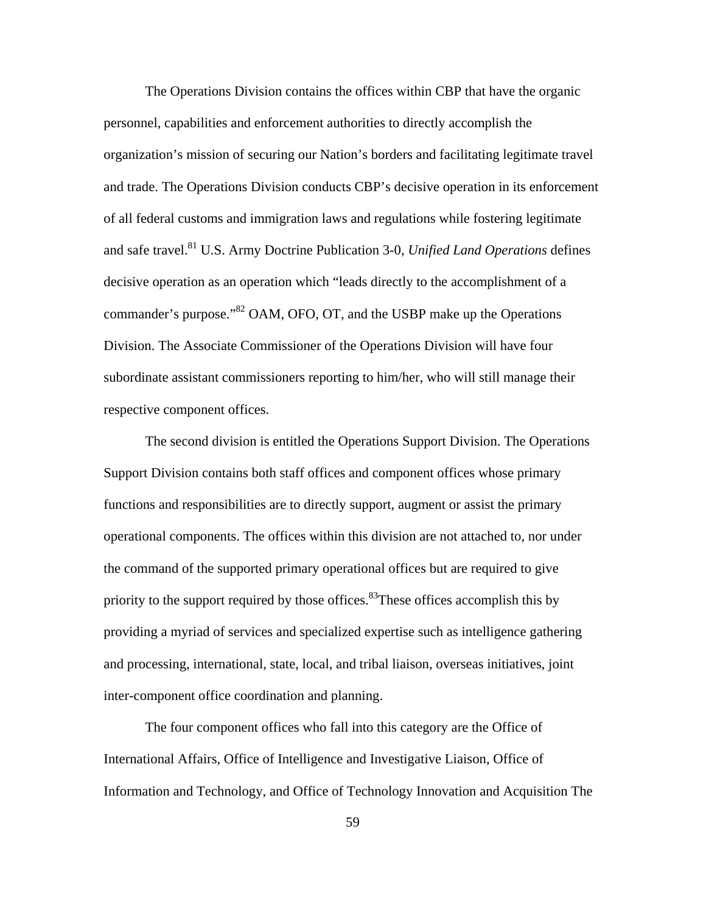The Operations Division contains the offices within CBP that have the organic personnel, capabilities and enforcement authorities to directly accomplish the organization's mission of securing our Nation's borders and facilitating legitimate travel and trade. The Operations Division conducts CBP's decisive operation in its enforcement of all federal customs and immigration laws and regulations while fostering legitimate and safe travel.[81] U.S. Army Doctrine Publication 3-0, *Unified Land Operations* defines decisive operation as an operation which "leads directly to the accomplishment of a commander's purpose."[82] OAM, OFO, OT, and the USBP make up the Operations Division. The Associate Commissioner of the Operations Division will have four subordinate assistant commissioners reporting to him/her, who will still manage their respective component offices.

The second division is entitled the Operations Support Division. The Operations Support Division contains both staff offices and component offices whose primary functions and responsibilities are to directly support, augment or assist the primary operational components. The offices within this division are not attached to, nor under the command of the supported primary operational offices but are required to give priority to the support required by those offices.[83]These offices accomplish this by providing a myriad of services and specialized expertise such as intelligence gathering and processing, international, state, local, and tribal liaison, overseas initiatives, joint inter-component office coordination and planning.

The four component offices who fall into this category are the Office of International Affairs, Office of Intelligence and Investigative Liaison, Office of Information and Technology, and Office of Technology Innovation and Acquisition The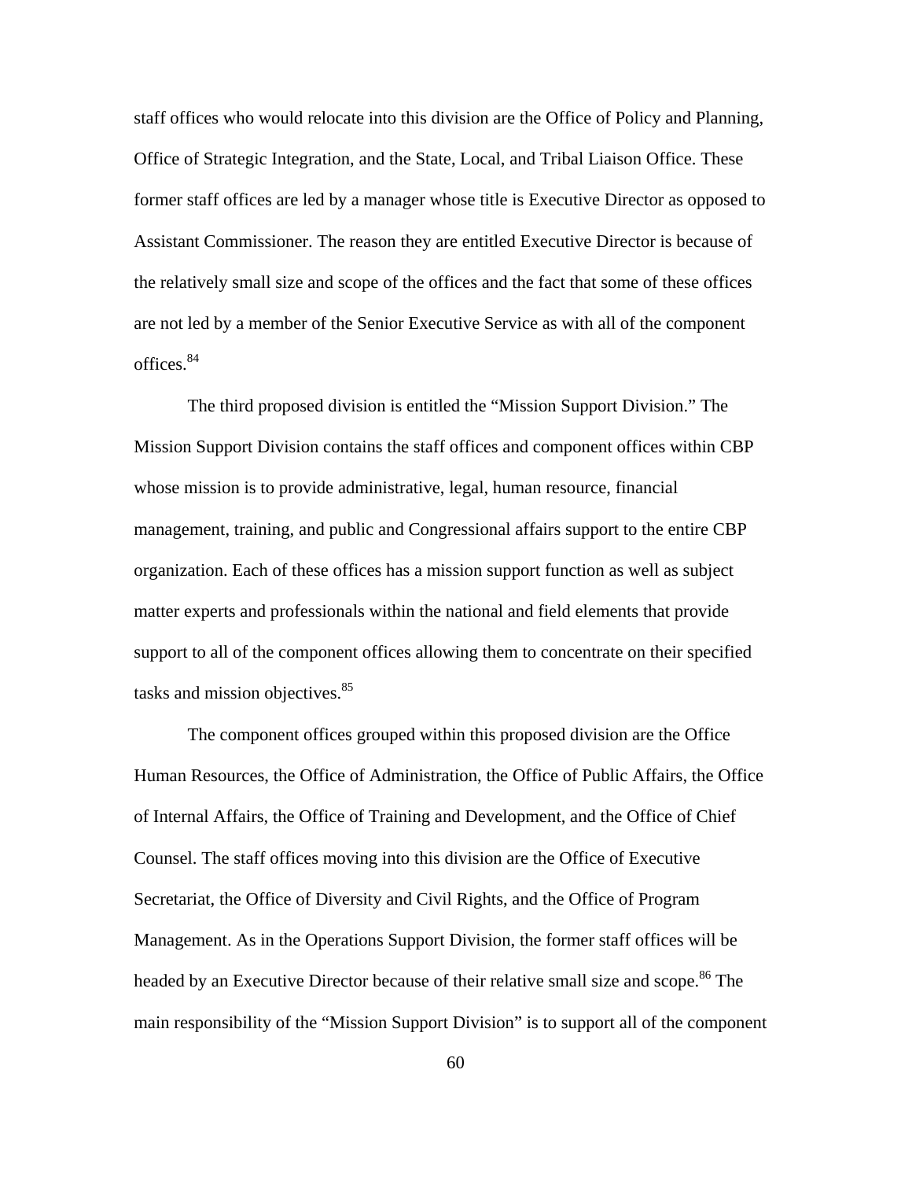staff offices who would relocate into this division are the Office of Policy and Planning, Office of Strategic Integration, and the State, Local, and Tribal Liaison Office. These former staff offices are led by a manager whose title is Executive Director as opposed to Assistant Commissioner. The reason they are entitled Executive Director is because of the relatively small size and scope of the offices and the fact that some of these offices are not led by a member of the Senior Executive Service as with all of the component offices.[84]

The third proposed division is entitled the "Mission Support Division." The Mission Support Division contains the staff offices and component offices within CBP whose mission is to provide administrative, legal, human resource, financial management, training, and public and Congressional affairs support to the entire CBP organization. Each of these offices has a mission support function as well as subject matter experts and professionals within the national and field elements that provide support to all of the component offices allowing them to concentrate on their specified tasks and mission objectives.[85]

The component offices grouped within this proposed division are the Office Human Resources, the Office of Administration, the Office of Public Affairs, the Office of Internal Affairs, the Office of Training and Development, and the Office of Chief Counsel. The staff offices moving into this division are the Office of Executive Secretariat, the Office of Diversity and Civil Rights, and the Office of Program Management. As in the Operations Support Division, the former staff offices will be headed by an Executive Director because of their relative small size and scope.[86] The main responsibility of the "Mission Support Division" is to support all of the component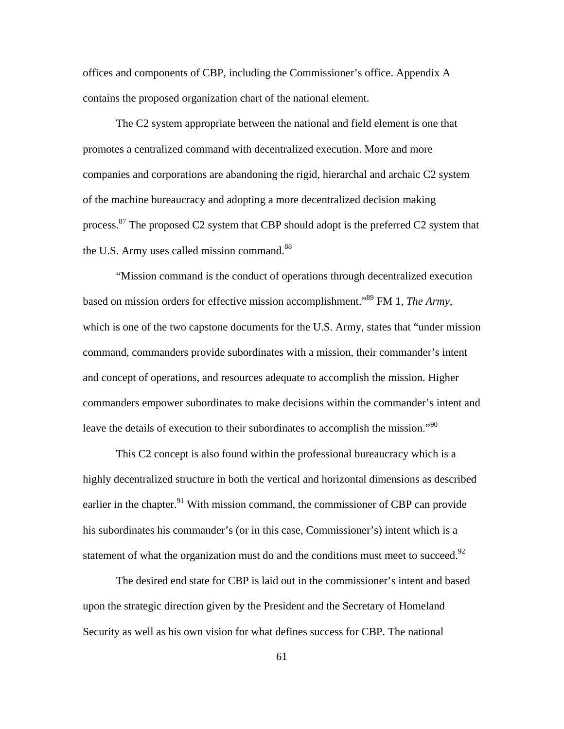offices and components of CBP, including the Commissioner's office. Appendix A contains the proposed organization chart of the national element.

The C2 system appropriate between the national and field element is one that promotes a centralized command with decentralized execution. More and more companies and corporations are abandoning the rigid, hierarchal and archaic C2 system of the machine bureaucracy and adopting a more decentralized decision making process.[87] The proposed C2 system that CBP should adopt is the preferred C2 system that the U.S. Army uses called mission command.[88]

"Mission command is the conduct of operations through decentralized execution based on mission orders for effective mission accomplishment."[89] FM 1, *The Army*, which is one of the two capstone documents for the U.S. Army, states that "under mission command, commanders provide subordinates with a mission, their commander's intent and concept of operations, and resources adequate to accomplish the mission. Higher commanders empower subordinates to make decisions within the commander's intent and leave the details of execution to their subordinates to accomplish the mission."[90]

This C2 concept is also found within the professional bureaucracy which is a highly decentralized structure in both the vertical and horizontal dimensions as described earlier in the chapter.[91] With mission command, the commissioner of CBP can provide his subordinates his commander's (or in this case, Commissioner's) intent which is a statement of what the organization must do and the conditions must meet to succeed.[92]

The desired end state for CBP is laid out in the commissioner's intent and based upon the strategic direction given by the President and the Secretary of Homeland Security as well as his own vision for what defines success for CBP. The national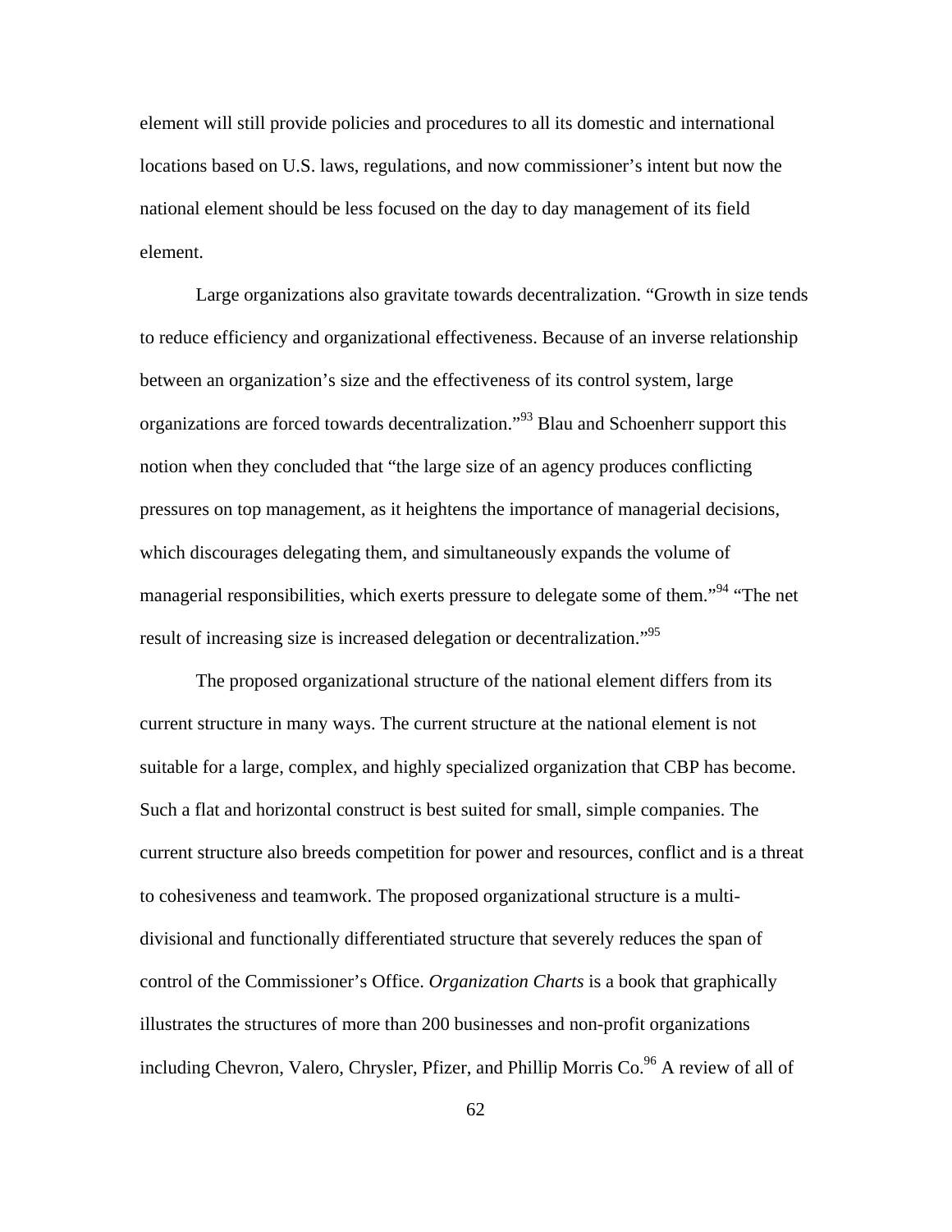element will still provide policies and procedures to all its domestic and international locations based on U.S. laws, regulations, and now commissioner's intent but now the national element should be less focused on the day to day management of its field element.

Large organizations also gravitate towards decentralization. "Growth in size tends to reduce efficiency and organizational effectiveness. Because of an inverse relationship between an organization's size and the effectiveness of its control system, large organizations are forced towards decentralization."[93] Blau and Schoenherr support this notion when they concluded that "the large size of an agency produces conflicting pressures on top management, as it heightens the importance of managerial decisions, which discourages delegating them, and simultaneously expands the volume of managerial responsibilities, which exerts pressure to delegate some of them."[94] "The net result of increasing size is increased delegation or decentralization."[95]

The proposed organizational structure of the national element differs from its current structure in many ways. The current structure at the national element is not suitable for a large, complex, and highly specialized organization that CBP has become. Such a flat and horizontal construct is best suited for small, simple companies. The current structure also breeds competition for power and resources, conflict and is a threat to cohesiveness and teamwork. The proposed organizational structure is a multi-divisional and functionally differentiated structure that severely reduces the span of control of the Commissioner's Office. *Organization Charts* is a book that graphically illustrates the structures of more than 200 businesses and non-profit organizations including Chevron, Valero, Chrysler, Pfizer, and Phillip Morris Co.[96] A review of all of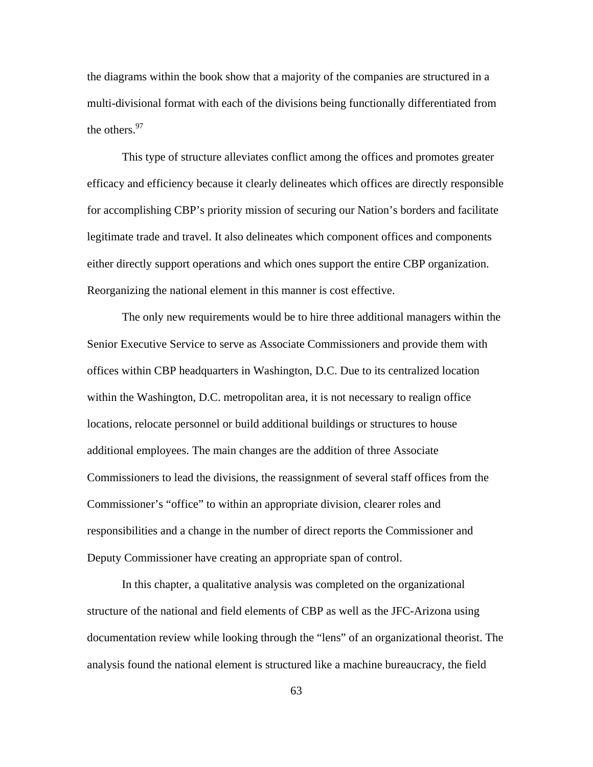the diagrams within the book show that a majority of the companies are structured in a multi-divisional format with each of the divisions being functionally differentiated from the others.[97]

This type of structure alleviates conflict among the offices and promotes greater efficacy and efficiency because it clearly delineates which offices are directly responsible for accomplishing CBP's priority mission of securing our Nation's borders and facilitate legitimate trade and travel. It also delineates which component offices and components either directly support operations and which ones support the entire CBP organization. Reorganizing the national element in this manner is cost effective.

The only new requirements would be to hire three additional managers within the Senior Executive Service to serve as Associate Commissioners and provide them with offices within CBP headquarters in Washington, D.C. Due to its centralized location within the Washington, D.C. metropolitan area, it is not necessary to realign office locations, relocate personnel or build additional buildings or structures to house additional employees. The main changes are the addition of three Associate Commissioners to lead the divisions, the reassignment of several staff offices from the Commissioner's "office" to within an appropriate division, clearer roles and responsibilities and a change in the number of direct reports the Commissioner and Deputy Commissioner have creating an appropriate span of control.

In this chapter, a qualitative analysis was completed on the organizational structure of the national and field elements of CBP as well as the JFC-Arizona using documentation review while looking through the "lens" of an organizational theorist. The analysis found the national element is structured like a machine bureaucracy, the field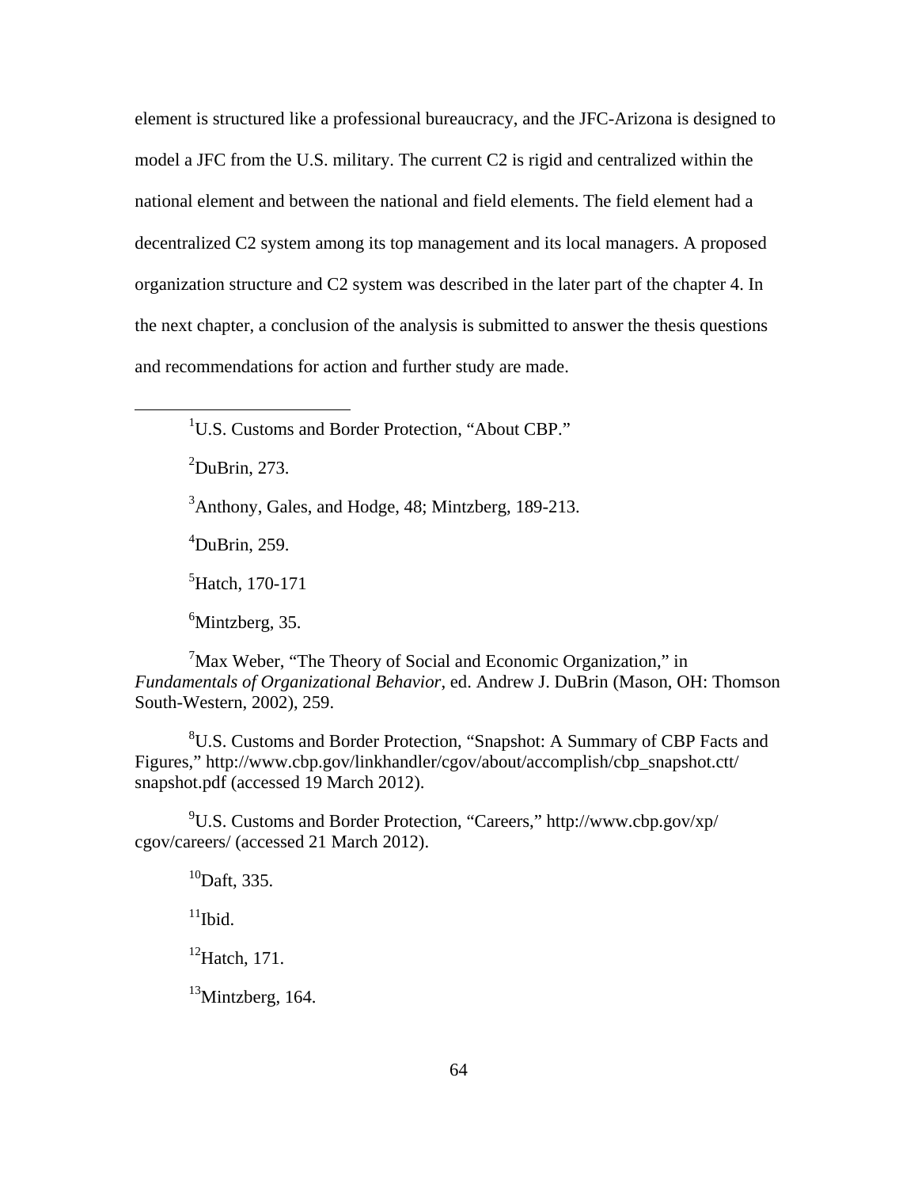element is structured like a professional bureaucracy, and the JFC-Arizona is designed to model a JFC from the U.S. military. The current C2 is rigid and centralized within the national element and between the national and field elements. The field element had a decentralized C2 system among its top management and its local managers. A proposed organization structure and C2 system was described in the later part of the chapter 4. In the next chapter, a conclusion of the analysis is submitted to answer the thesis questions and recommendations for action and further study are made.

---

[1]U.S. Customs and Border Protection, "About CBP."

[2]DuBrin, 273.

[3]Anthony, Gales, and Hodge, 48; Mintzberg, 189-213.

[4]DuBrin, 259.

[5]Hatch, 170-171

[6]Mintzberg, 35.

[7]Max Weber, "The Theory of Social and Economic Organization," in *Fundamentals of Organizational Behavior*, ed. Andrew J. DuBrin (Mason, OH: Thomson South-Western, 2002), 259.

[8]U.S. Customs and Border Protection, "Snapshot: A Summary of CBP Facts and Figures," http://www.cbp.gov/linkhandler/cgov/about/accomplish/cbp_snapshot.ctt/snapshot.pdf (accessed 19 March 2012).

[9]U.S. Customs and Border Protection, "Careers," http://www.cbp.gov/xp/cgov/careers/ (accessed 21 March 2012).

[10]Daft, 335.

[11]Ibid.

[12]Hatch, 171.

[13]Mintzberg, 164.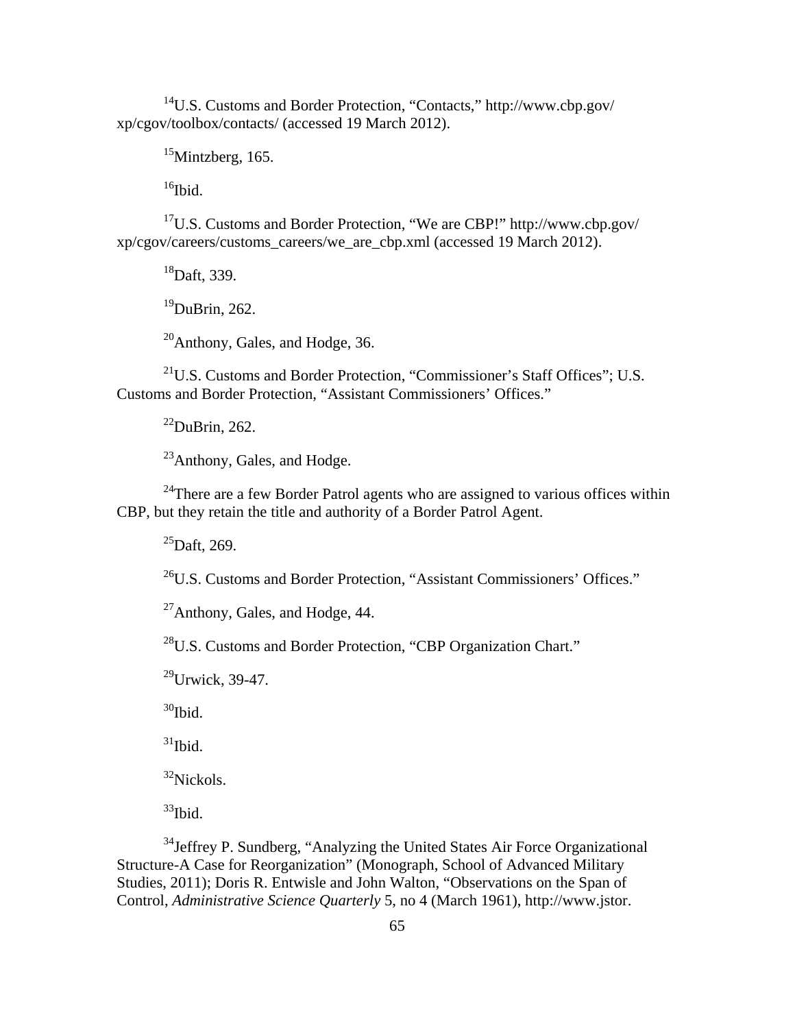[14]U.S. Customs and Border Protection, "Contacts," http://www.cbp.gov/xp/cgov/toolbox/contacts/ (accessed 19 March 2012).

[15]Mintzberg, 165.

[16]Ibid.

[17]U.S. Customs and Border Protection, "We are CBP!" http://www.cbp.gov/xp/cgov/careers/customs_careers/we_are_cbp.xml (accessed 19 March 2012).

[18]Daft, 339.

[19]DuBrin, 262.

[20]Anthony, Gales, and Hodge, 36.

[21]U.S. Customs and Border Protection, "Commissioner's Staff Offices"; U.S. Customs and Border Protection, "Assistant Commissioners' Offices."

[22]DuBrin, 262.

[23]Anthony, Gales, and Hodge.

[24]There are a few Border Patrol agents who are assigned to various offices within CBP, but they retain the title and authority of a Border Patrol Agent.

[25]Daft, 269.

[26]U.S. Customs and Border Protection, "Assistant Commissioners' Offices."

[27]Anthony, Gales, and Hodge, 44.

[28]U.S. Customs and Border Protection, "CBP Organization Chart."

[29]Urwick, 39-47.

[30]Ibid.

[31]Ibid.

[32]Nickols.

[33]Ibid.

[34]Jeffrey P. Sundberg, "Analyzing the United States Air Force Organizational Structure-A Case for Reorganization" (Monograph, School of Advanced Military Studies, 2011); Doris R. Entwisle and John Walton, "Observations on the Span of Control, *Administrative Science Quarterly* 5, no 4 (March 1961), http://www.jstor.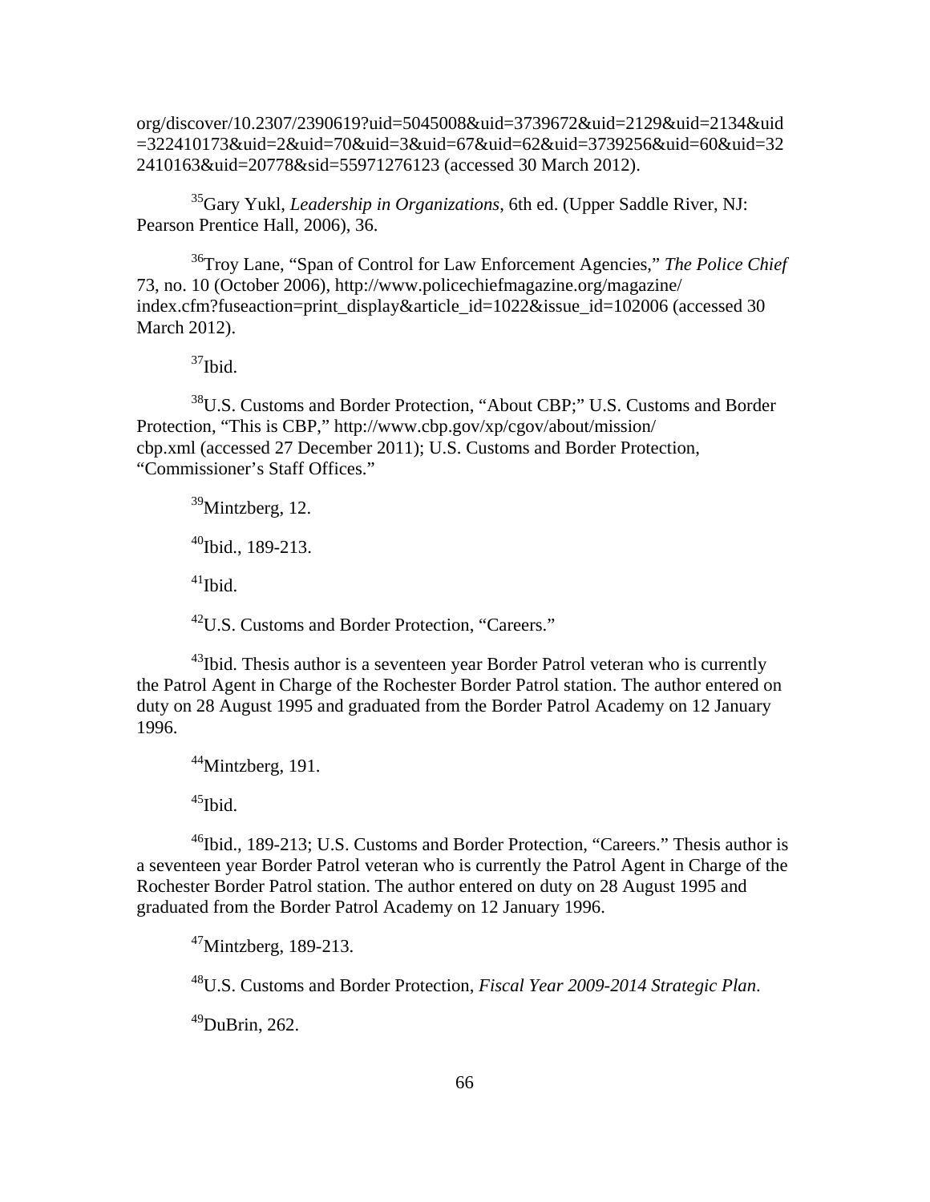org/discover/10.2307/2390619?uid=5045008&uid=3739672&uid=2129&uid=2134&uid=322410173&uid=2&uid=70&uid=3&uid=67&uid=62&uid=3739256&uid=60&uid=322410163&uid=20778&sid=55971276123 (accessed 30 March 2012).

[35]Gary Yukl, *Leadership in Organizations*, 6th ed. (Upper Saddle River, NJ: Pearson Prentice Hall, 2006), 36.

[36]Troy Lane, "Span of Control for Law Enforcement Agencies," *The Police Chief* 73, no. 10 (October 2006), http://www.policechiefmagazine.org/magazine/index.cfm?fuseaction=print_display&article_id=1022&issue_id=102006 (accessed 30 March 2012).

[37]Ibid.

[38]U.S. Customs and Border Protection, "About CBP;" U.S. Customs and Border Protection, "This is CBP," http://www.cbp.gov/xp/cgov/about/mission/cbp.xml (accessed 27 December 2011); U.S. Customs and Border Protection, "Commissioner's Staff Offices."

[39]Mintzberg, 12.

[40]Ibid., 189-213.

[41]Ibid.

[42]U.S. Customs and Border Protection, "Careers."

[43]Ibid. Thesis author is a seventeen year Border Patrol veteran who is currently the Patrol Agent in Charge of the Rochester Border Patrol station. The author entered on duty on 28 August 1995 and graduated from the Border Patrol Academy on 12 January 1996.

[44]Mintzberg, 191.

[45]Ibid.

[46]Ibid., 189-213; U.S. Customs and Border Protection, "Careers." Thesis author is a seventeen year Border Patrol veteran who is currently the Patrol Agent in Charge of the Rochester Border Patrol station. The author entered on duty on 28 August 1995 and graduated from the Border Patrol Academy on 12 January 1996.

[47]Mintzberg, 189-213.

[48]U.S. Customs and Border Protection, *Fiscal Year 2009-2014 Strategic Plan*.

[49]DuBrin, 262.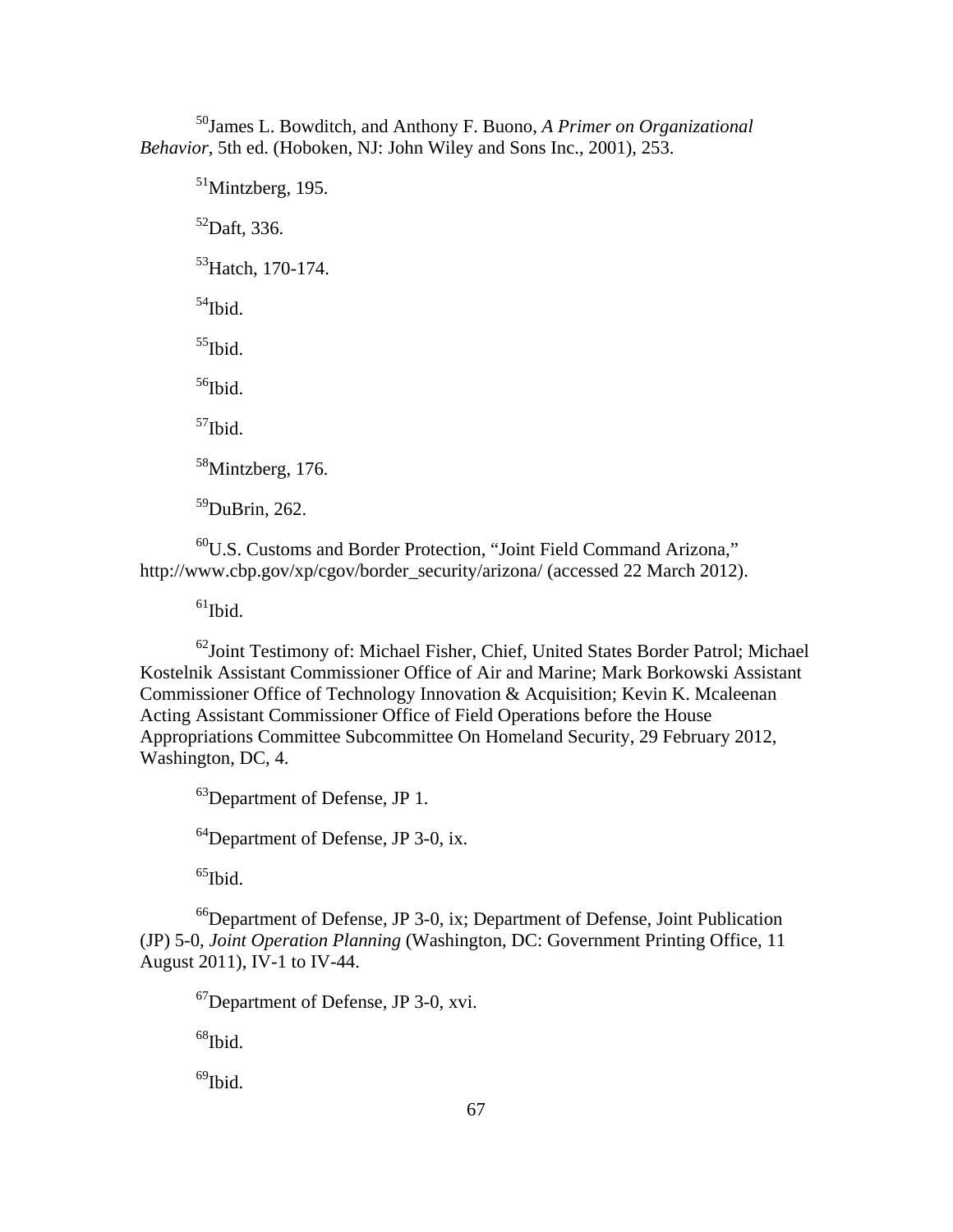[50]James L. Bowditch, and Anthony F. Buono, *A Primer on Organizational Behavior*, 5th ed. (Hoboken, NJ: John Wiley and Sons Inc., 2001), 253.

[51]Mintzberg, 195.

[52]Daft, 336.

[53]Hatch, 170-174.

[54]Ibid.

[55]Ibid.

[56]Ibid.

[57]Ibid.

[58]Mintzberg, 176.

[59]DuBrin, 262.

[60]U.S. Customs and Border Protection, "Joint Field Command Arizona," http://www.cbp.gov/xp/cgov/border_security/arizona/ (accessed 22 March 2012).

[61]Ibid.

[62]Joint Testimony of: Michael Fisher, Chief, United States Border Patrol; Michael Kostelnik Assistant Commissioner Office of Air and Marine; Mark Borkowski Assistant Commissioner Office of Technology Innovation & Acquisition; Kevin K. Mcaleenan Acting Assistant Commissioner Office of Field Operations before the House Appropriations Committee Subcommittee On Homeland Security, 29 February 2012, Washington, DC, 4.

[63]Department of Defense, JP 1.

[64]Department of Defense, JP 3-0, ix.

[65]Ibid.

[66]Department of Defense, JP 3-0, ix; Department of Defense, Joint Publication (JP) 5-0, *Joint Operation Planning* (Washington, DC: Government Printing Office, 11 August 2011), IV-1 to IV-44.

[67]Department of Defense, JP 3-0, xvi.

[68]Ibid.

[69]Ibid.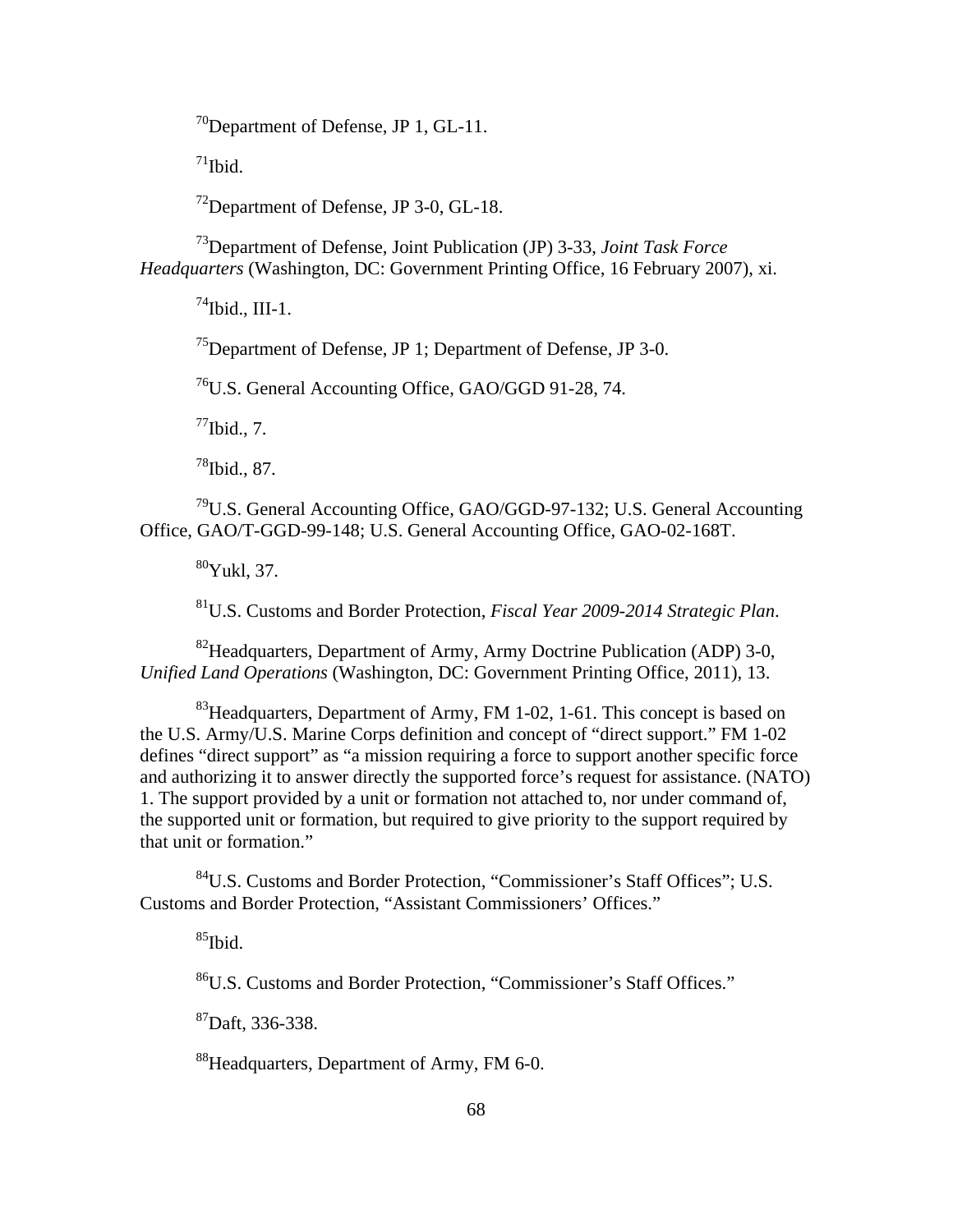[70]Department of Defense, JP 1, GL-11.

[71]Ibid.

[72]Department of Defense, JP 3-0, GL-18.

[73]Department of Defense, Joint Publication (JP) 3-33, *Joint Task Force Headquarters* (Washington, DC: Government Printing Office, 16 February 2007), xi.

[74]Ibid., III-1.

[75]Department of Defense, JP 1; Department of Defense, JP 3-0.

[76]U.S. General Accounting Office, GAO/GGD 91-28, 74.

[77]Ibid., 7.

[78]Ibid., 87.

[79]U.S. General Accounting Office, GAO/GGD-97-132; U.S. General Accounting Office, GAO/T-GGD-99-148; U.S. General Accounting Office, GAO-02-168T.

[80]Yukl, 37.

[81]U.S. Customs and Border Protection, *Fiscal Year 2009-2014 Strategic Plan*.

[82]Headquarters, Department of Army, Army Doctrine Publication (ADP) 3-0, *Unified Land Operations* (Washington, DC: Government Printing Office, 2011), 13.

[83]Headquarters, Department of Army, FM 1-02, 1-61. This concept is based on the U.S. Army/U.S. Marine Corps definition and concept of "direct support." FM 1-02 defines "direct support" as "a mission requiring a force to support another specific force and authorizing it to answer directly the supported force's request for assistance. (NATO) 1. The support provided by a unit or formation not attached to, nor under command of, the supported unit or formation, but required to give priority to the support required by that unit or formation."

[84]U.S. Customs and Border Protection, "Commissioner's Staff Offices"; U.S. Customs and Border Protection, "Assistant Commissioners' Offices."

[85]Ibid.

[86]U.S. Customs and Border Protection, "Commissioner's Staff Offices."

[87]Daft, 336-338.

[88]Headquarters, Department of Army, FM 6-0.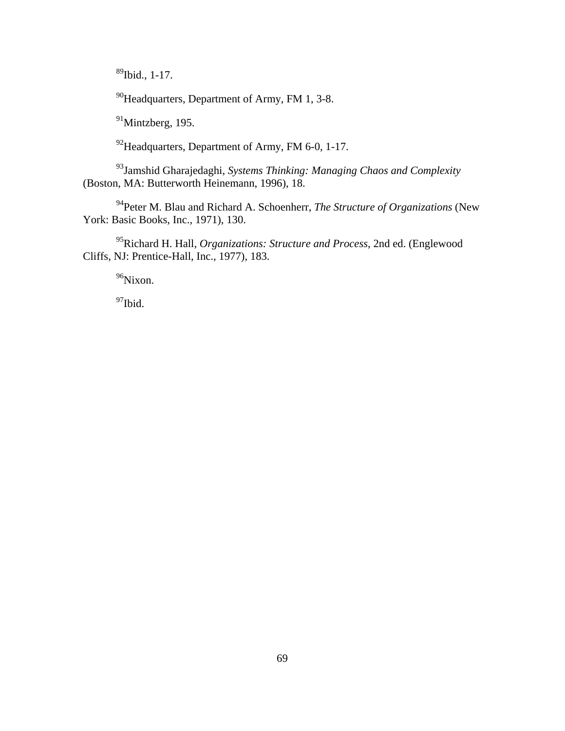[89]Ibid., 1-17.

[90]Headquarters, Department of Army, FM 1, 3-8.

[91]Mintzberg, 195.

[92]Headquarters, Department of Army, FM 6-0, 1-17.

[93]Jamshid Gharajedaghi, *Systems Thinking: Managing Chaos and Complexity* (Boston, MA: Butterworth Heinemann, 1996), 18.

[94]Peter M. Blau and Richard A. Schoenherr, *The Structure of Organizations* (New York: Basic Books, Inc., 1971), 130.

[95]Richard H. Hall, *Organizations: Structure and Process*, 2nd ed. (Englewood Cliffs, NJ: Prentice-Hall, Inc., 1977), 183.

[96]Nixon.

[97]Ibid.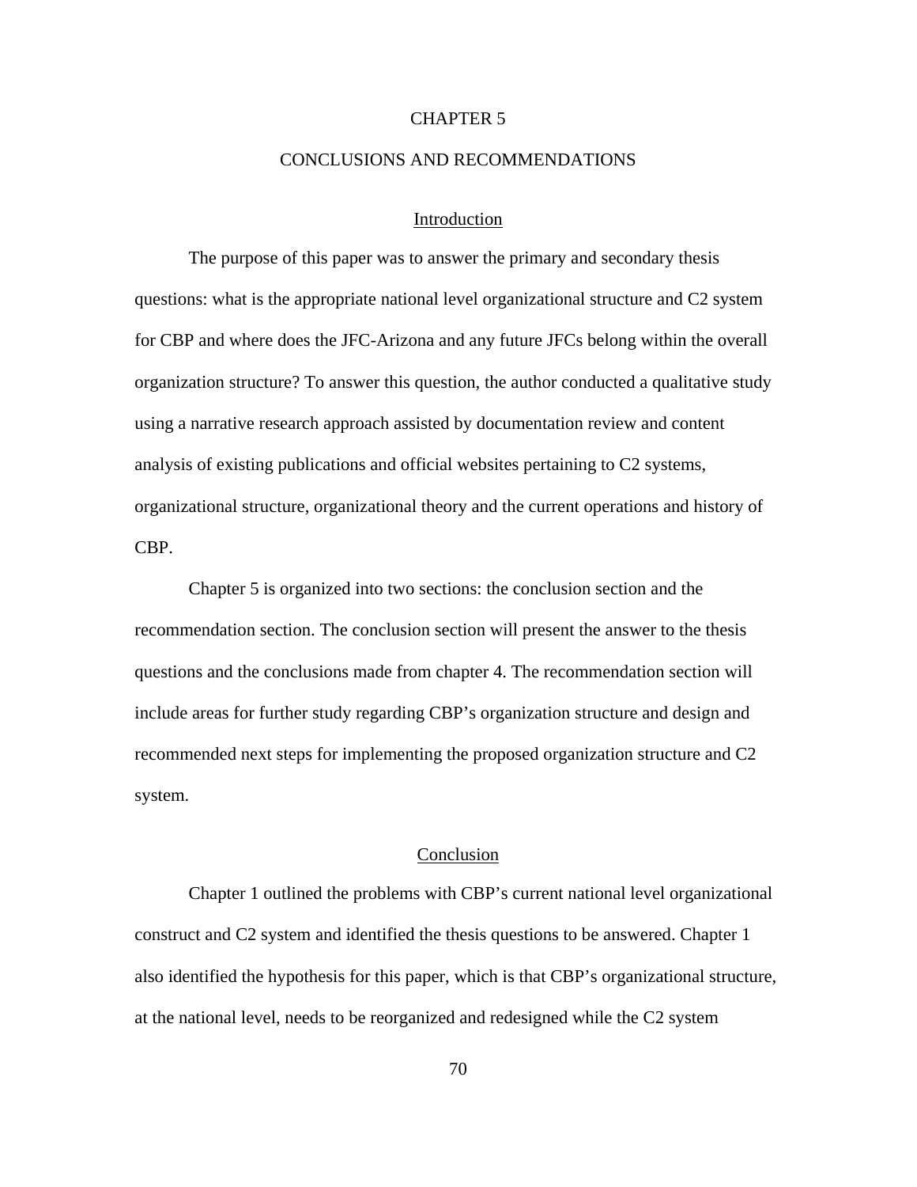# CHAPTER 5

# CONCLUSIONS AND RECOMMENDATIONS

## Introduction

The purpose of this paper was to answer the primary and secondary thesis questions: what is the appropriate national level organizational structure and C2 system for CBP and where does the JFC-Arizona and any future JFCs belong within the overall organization structure? To answer this question, the author conducted a qualitative study using a narrative research approach assisted by documentation review and content analysis of existing publications and official websites pertaining to C2 systems, organizational structure, organizational theory and the current operations and history of CBP.

Chapter 5 is organized into two sections: the conclusion section and the recommendation section. The conclusion section will present the answer to the thesis questions and the conclusions made from chapter 4. The recommendation section will include areas for further study regarding CBP's organization structure and design and recommended next steps for implementing the proposed organization structure and C2 system.

## Conclusion

Chapter 1 outlined the problems with CBP's current national level organizational construct and C2 system and identified the thesis questions to be answered. Chapter 1 also identified the hypothesis for this paper, which is that CBP's organizational structure, at the national level, needs to be reorganized and redesigned while the C2 system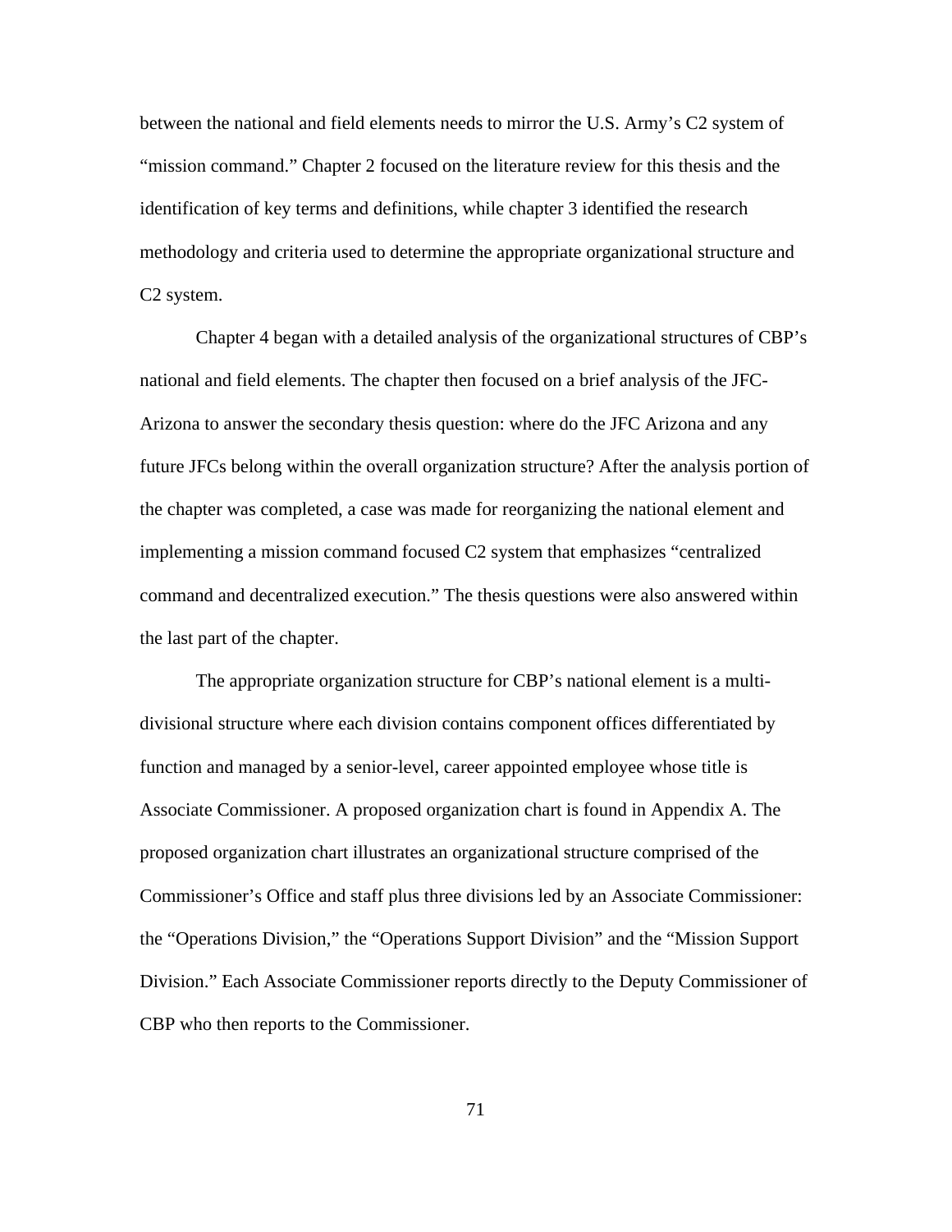between the national and field elements needs to mirror the U.S. Army's C2 system of "mission command." Chapter 2 focused on the literature review for this thesis and the identification of key terms and definitions, while chapter 3 identified the research methodology and criteria used to determine the appropriate organizational structure and C2 system.

Chapter 4 began with a detailed analysis of the organizational structures of CBP's national and field elements. The chapter then focused on a brief analysis of the JFC-Arizona to answer the secondary thesis question: where do the JFC Arizona and any future JFCs belong within the overall organization structure? After the analysis portion of the chapter was completed, a case was made for reorganizing the national element and implementing a mission command focused C2 system that emphasizes "centralized command and decentralized execution." The thesis questions were also answered within the last part of the chapter.

The appropriate organization structure for CBP's national element is a multi-divisional structure where each division contains component offices differentiated by function and managed by a senior-level, career appointed employee whose title is Associate Commissioner. A proposed organization chart is found in Appendix A. The proposed organization chart illustrates an organizational structure comprised of the Commissioner's Office and staff plus three divisions led by an Associate Commissioner: the "Operations Division," the "Operations Support Division" and the "Mission Support Division." Each Associate Commissioner reports directly to the Deputy Commissioner of CBP who then reports to the Commissioner.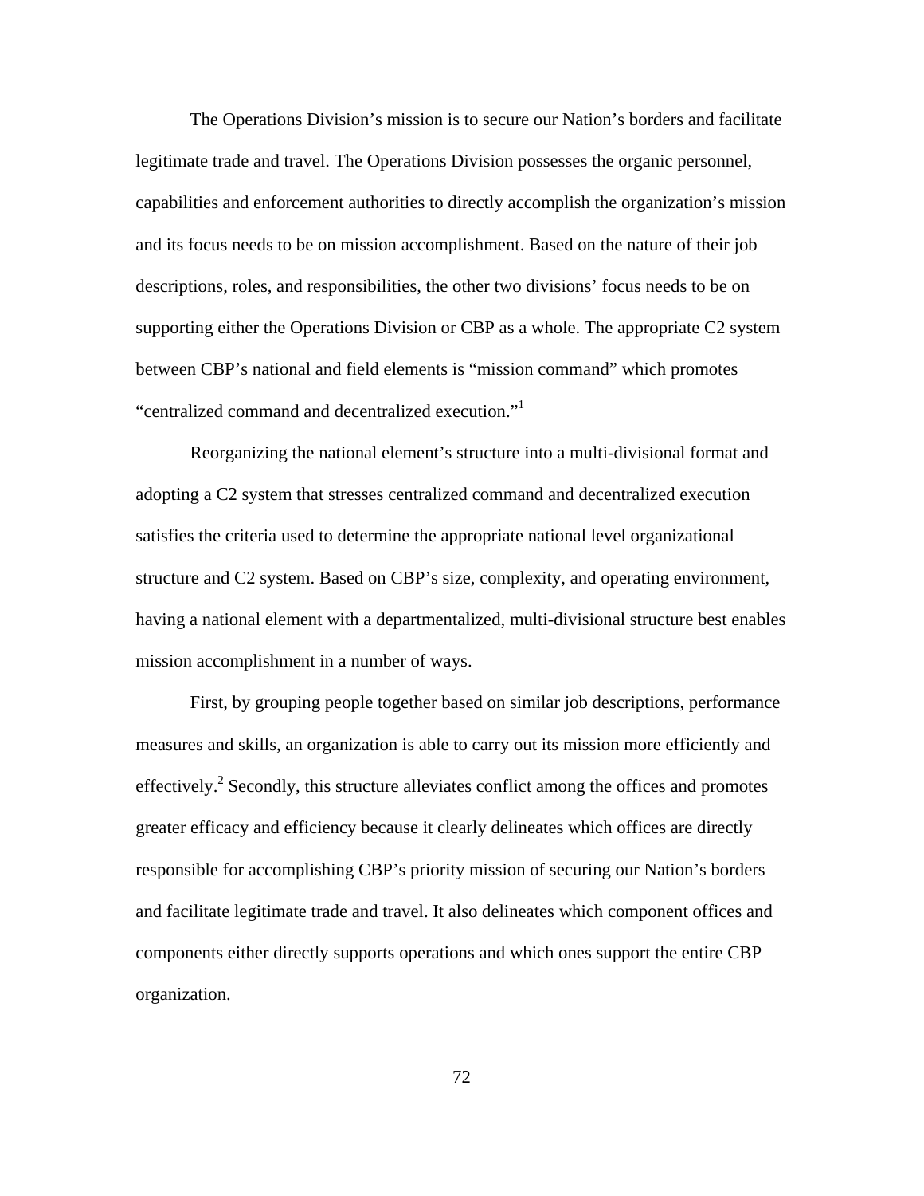The Operations Division's mission is to secure our Nation's borders and facilitate legitimate trade and travel. The Operations Division possesses the organic personnel, capabilities and enforcement authorities to directly accomplish the organization's mission and its focus needs to be on mission accomplishment. Based on the nature of their job descriptions, roles, and responsibilities, the other two divisions' focus needs to be on supporting either the Operations Division or CBP as a whole. The appropriate C2 system between CBP's national and field elements is "mission command" which promotes "centralized command and decentralized execution."[1]

Reorganizing the national element's structure into a multi-divisional format and adopting a C2 system that stresses centralized command and decentralized execution satisfies the criteria used to determine the appropriate national level organizational structure and C2 system. Based on CBP's size, complexity, and operating environment, having a national element with a departmentalized, multi-divisional structure best enables mission accomplishment in a number of ways.

First, by grouping people together based on similar job descriptions, performance measures and skills, an organization is able to carry out its mission more efficiently and effectively.[2] Secondly, this structure alleviates conflict among the offices and promotes greater efficacy and efficiency because it clearly delineates which offices are directly responsible for accomplishing CBP's priority mission of securing our Nation's borders and facilitate legitimate trade and travel. It also delineates which component offices and components either directly supports operations and which ones support the entire CBP organization.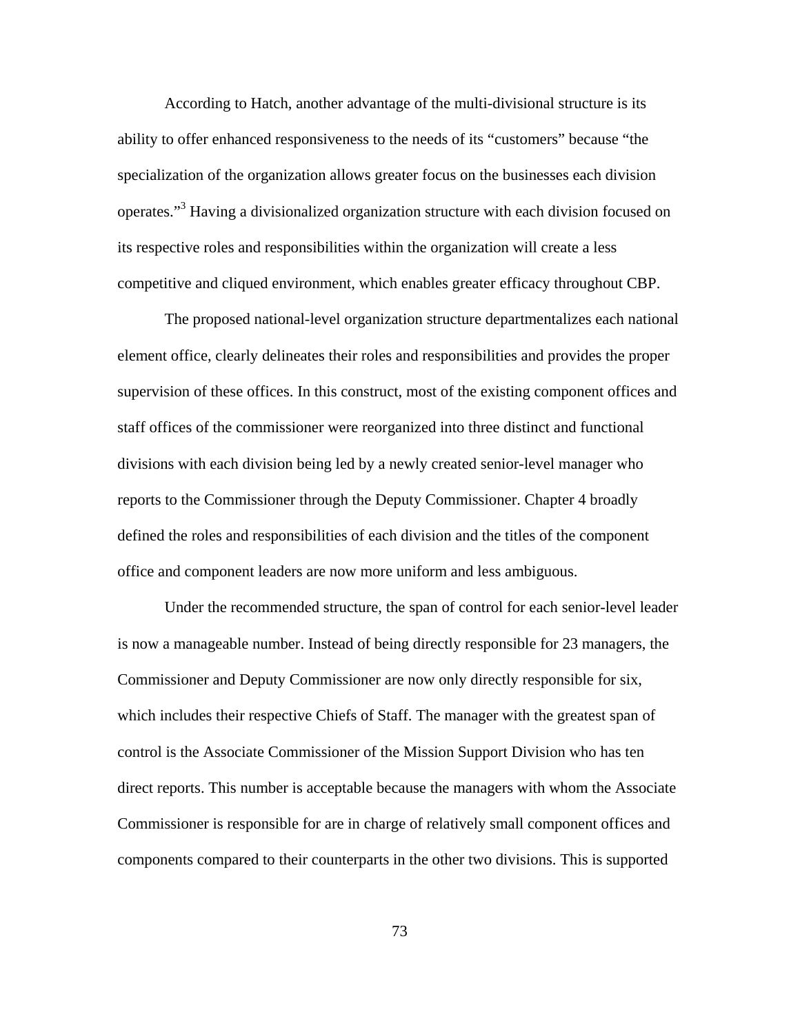According to Hatch, another advantage of the multi-divisional structure is its ability to offer enhanced responsiveness to the needs of its “customers” because “the specialization of the organization allows greater focus on the businesses each division operates.”[3] Having a divisionalized organization structure with each division focused on its respective roles and responsibilities within the organization will create a less competitive and cliqued environment, which enables greater efficacy throughout CBP.

The proposed national-level organization structure departmentalizes each national element office, clearly delineates their roles and responsibilities and provides the proper supervision of these offices. In this construct, most of the existing component offices and staff offices of the commissioner were reorganized into three distinct and functional divisions with each division being led by a newly created senior-level manager who reports to the Commissioner through the Deputy Commissioner. Chapter 4 broadly defined the roles and responsibilities of each division and the titles of the component office and component leaders are now more uniform and less ambiguous.

Under the recommended structure, the span of control for each senior-level leader is now a manageable number. Instead of being directly responsible for 23 managers, the Commissioner and Deputy Commissioner are now only directly responsible for six, which includes their respective Chiefs of Staff. The manager with the greatest span of control is the Associate Commissioner of the Mission Support Division who has ten direct reports. This number is acceptable because the managers with whom the Associate Commissioner is responsible for are in charge of relatively small component offices and components compared to their counterparts in the other two divisions. This is supported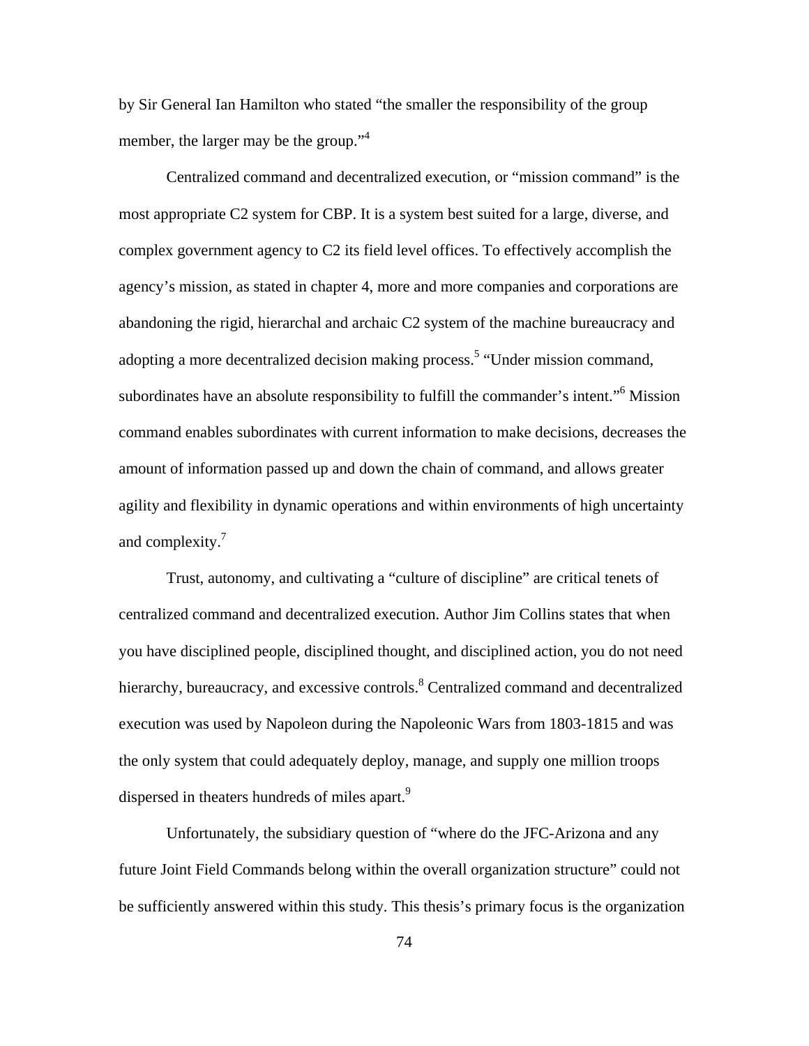by Sir General Ian Hamilton who stated “the smaller the responsibility of the group member, the larger may be the group.”[4]

Centralized command and decentralized execution, or “mission command” is the most appropriate C2 system for CBP. It is a system best suited for a large, diverse, and complex government agency to C2 its field level offices. To effectively accomplish the agency’s mission, as stated in chapter 4, more and more companies and corporations are abandoning the rigid, hierarchal and archaic C2 system of the machine bureaucracy and adopting a more decentralized decision making process.[5] “Under mission command, subordinates have an absolute responsibility to fulfill the commander’s intent.”[6] Mission command enables subordinates with current information to make decisions, decreases the amount of information passed up and down the chain of command, and allows greater agility and flexibility in dynamic operations and within environments of high uncertainty and complexity.[7]

Trust, autonomy, and cultivating a “culture of discipline” are critical tenets of centralized command and decentralized execution. Author Jim Collins states that when you have disciplined people, disciplined thought, and disciplined action, you do not need hierarchy, bureaucracy, and excessive controls.[8] Centralized command and decentralized execution was used by Napoleon during the Napoleonic Wars from 1803-1815 and was the only system that could adequately deploy, manage, and supply one million troops dispersed in theaters hundreds of miles apart.[9]

Unfortunately, the subsidiary question of “where do the JFC-Arizona and any future Joint Field Commands belong within the overall organization structure” could not be sufficiently answered within this study. This thesis’s primary focus is the organization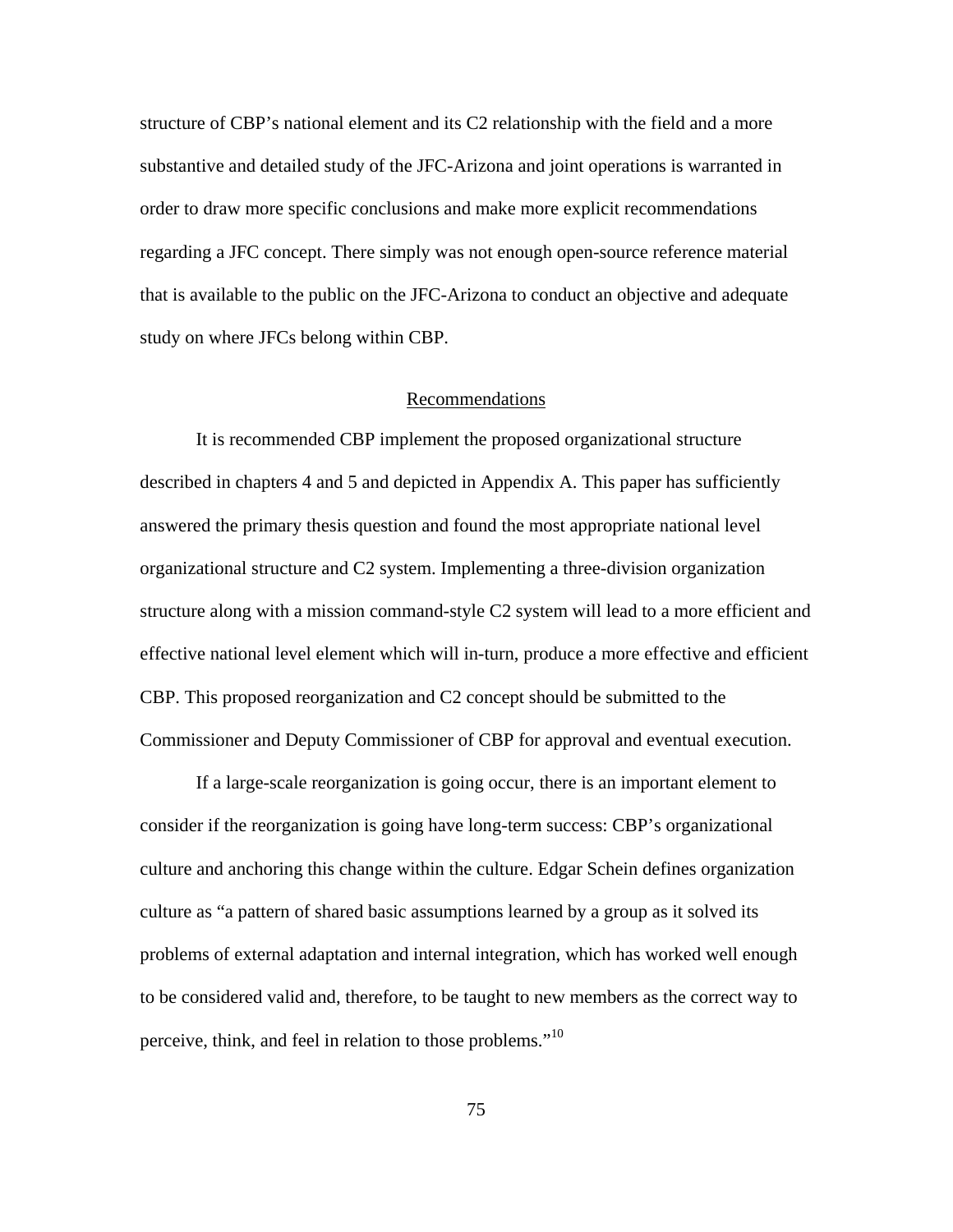structure of CBP's national element and its C2 relationship with the field and a more substantive and detailed study of the JFC-Arizona and joint operations is warranted in order to draw more specific conclusions and make more explicit recommendations regarding a JFC concept. There simply was not enough open-source reference material that is available to the public on the JFC-Arizona to conduct an objective and adequate study on where JFCs belong within CBP.

## Recommendations

It is recommended CBP implement the proposed organizational structure described in chapters 4 and 5 and depicted in Appendix A. This paper has sufficiently answered the primary thesis question and found the most appropriate national level organizational structure and C2 system. Implementing a three-division organization structure along with a mission command-style C2 system will lead to a more efficient and effective national level element which will in-turn, produce a more effective and efficient CBP. This proposed reorganization and C2 concept should be submitted to the Commissioner and Deputy Commissioner of CBP for approval and eventual execution.

If a large-scale reorganization is going occur, there is an important element to consider if the reorganization is going have long-term success: CBP's organizational culture and anchoring this change within the culture. Edgar Schein defines organization culture as "a pattern of shared basic assumptions learned by a group as it solved its problems of external adaptation and internal integration, which has worked well enough to be considered valid and, therefore, to be taught to new members as the correct way to perceive, think, and feel in relation to those problems."[10]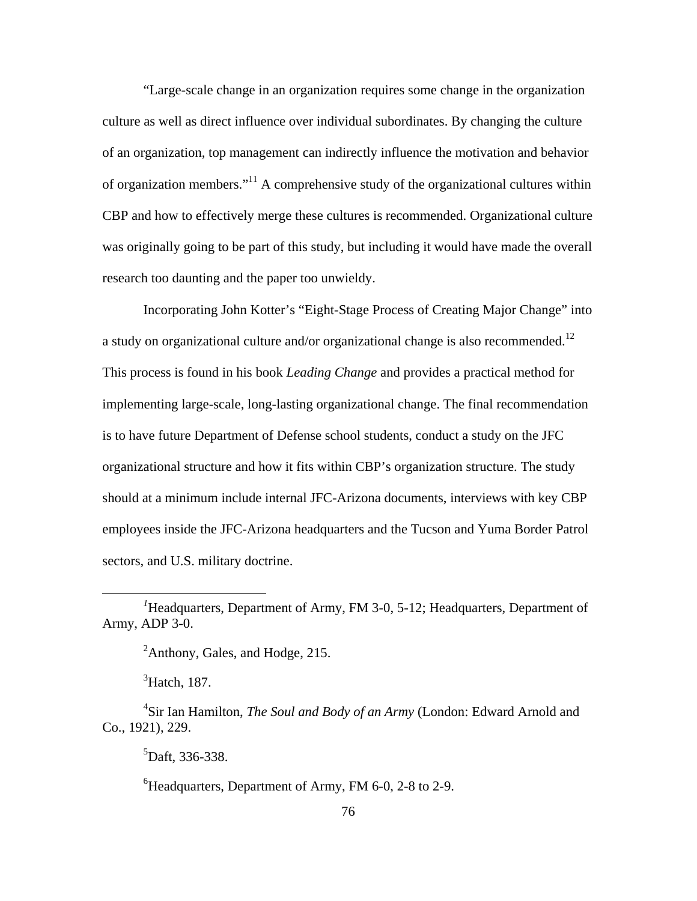"Large-scale change in an organization requires some change in the organization culture as well as direct influence over individual subordinates. By changing the culture of an organization, top management can indirectly influence the motivation and behavior of organization members."[11] A comprehensive study of the organizational cultures within CBP and how to effectively merge these cultures is recommended. Organizational culture was originally going to be part of this study, but including it would have made the overall research too daunting and the paper too unwieldy.

Incorporating John Kotter's "Eight-Stage Process of Creating Major Change" into a study on organizational culture and/or organizational change is also recommended.[12] This process is found in his book *Leading Change* and provides a practical method for implementing large-scale, long-lasting organizational change. The final recommendation is to have future Department of Defense school students, conduct a study on the JFC organizational structure and how it fits within CBP's organization structure. The study should at a minimum include internal JFC-Arizona documents, interviews with key CBP employees inside the JFC-Arizona headquarters and the Tucson and Yuma Border Patrol sectors, and U.S. military doctrine.

---

[1] Headquarters, Department of Army, FM 3-0, 5-12; Headquarters, Department of Army, ADP 3-0.

[2] Anthony, Gales, and Hodge, 215.

[3] Hatch, 187.

[4] Sir Ian Hamilton, *The Soul and Body of an Army* (London: Edward Arnold and Co., 1921), 229.

[5] Daft, 336-338.

[6] Headquarters, Department of Army, FM 6-0, 2-8 to 2-9.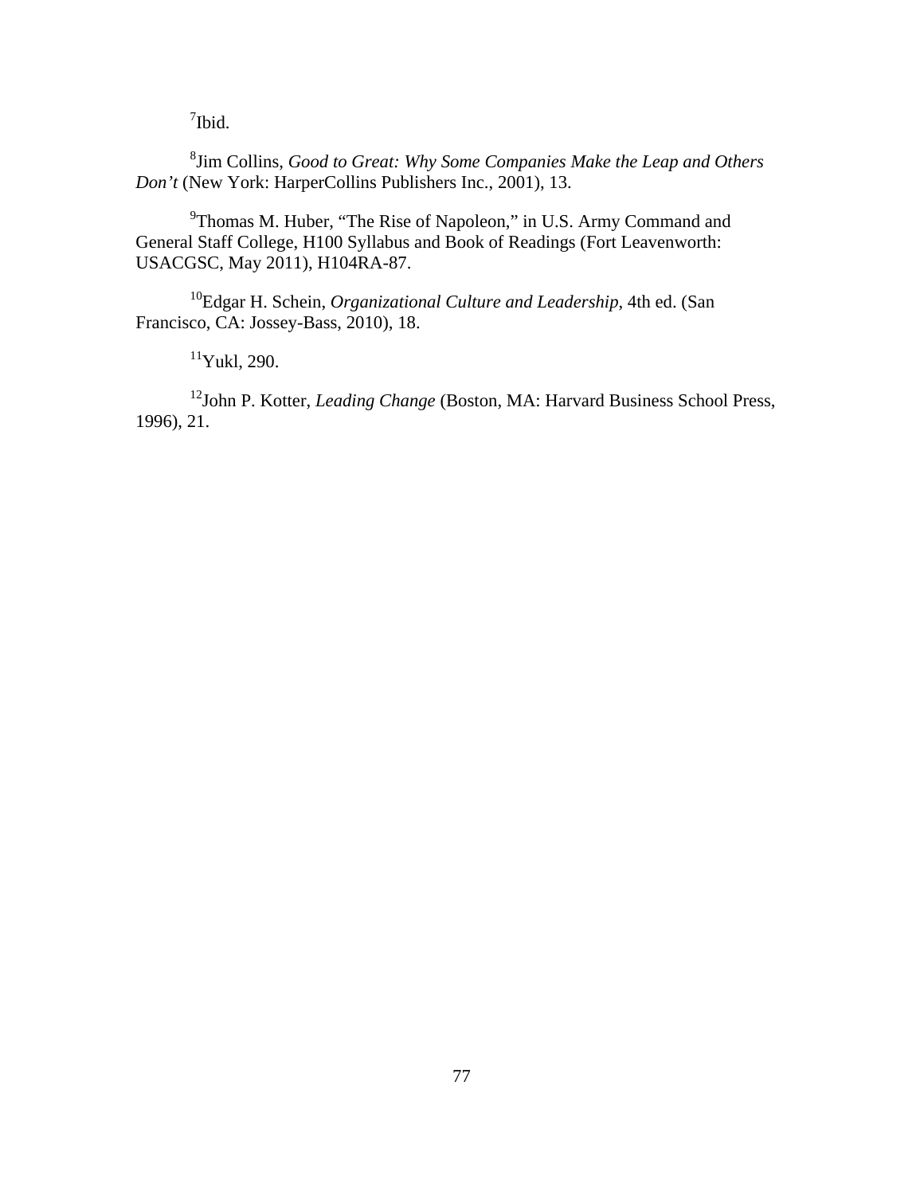[7]Ibid.

[8]Jim Collins, *Good to Great: Why Some Companies Make the Leap and Others Don't* (New York: HarperCollins Publishers Inc., 2001), 13.

[9]Thomas M. Huber, "The Rise of Napoleon," in U.S. Army Command and General Staff College, H100 Syllabus and Book of Readings (Fort Leavenworth: USACGSC, May 2011), H104RA-87.

[10]Edgar H. Schein, *Organizational Culture and Leadership*, 4th ed. (San Francisco, CA: Jossey-Bass, 2010), 18.

[11]Yukl, 290.

[12]John P. Kotter, *Leading Change* (Boston, MA: Harvard Business School Press, 1996), 21.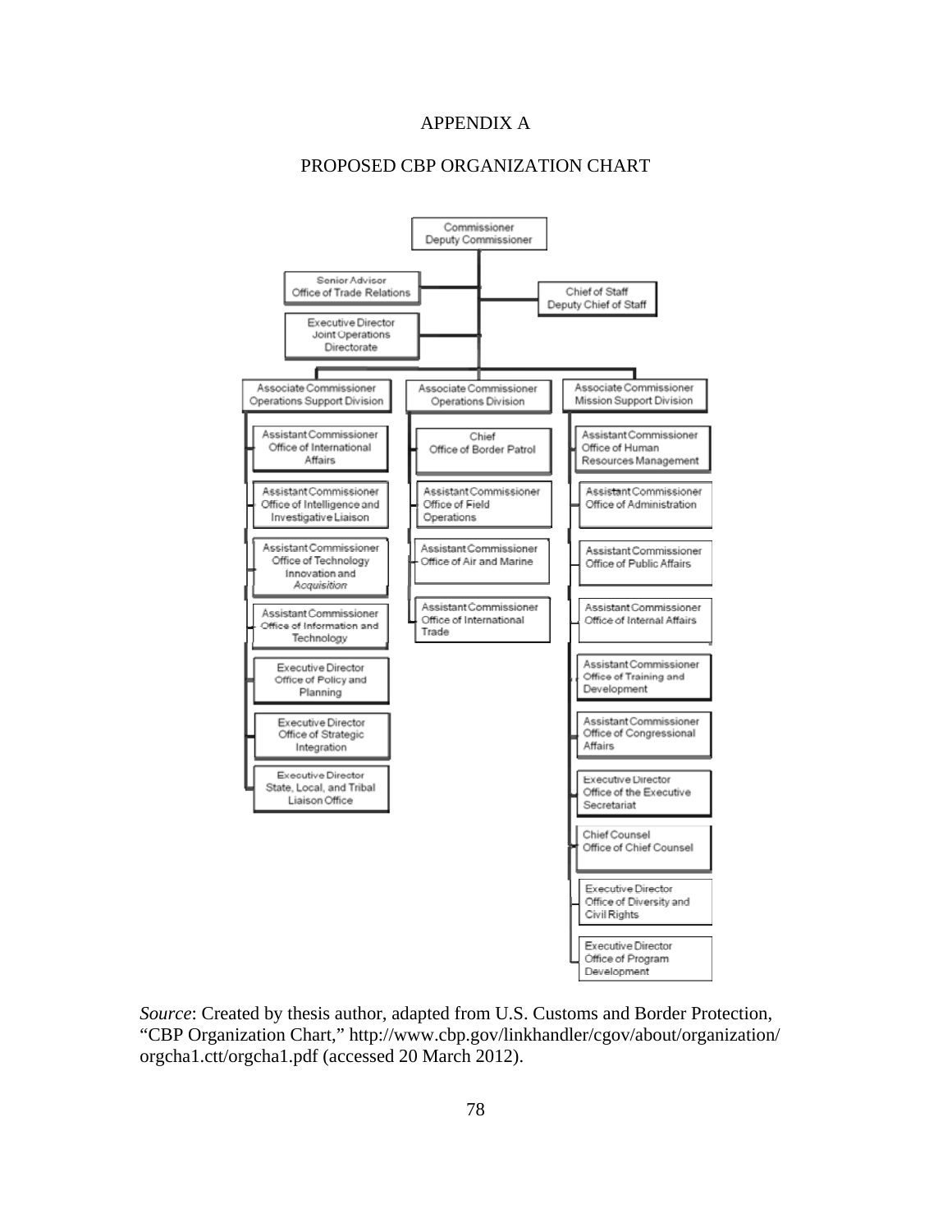# APPENDIX A

## PROPOSED CBP ORGANIZATION CHART

- Commissioner / Deputy Commissioner
  - Senior Advisor, Office of Trade Relations
  - Chief of Staff / Deputy Chief of Staff
  - Executive Director, Joint Operations Directorate
  - Associate Commissioner, Operations Support Division
    - Assistant Commissioner, Office of International Affairs
    - Assistant Commissioner, Office of Intelligence and Investigative Liaison
    - Assistant Commissioner, Office of Technology Innovation and *Acquisition*
    - Assistant Commissioner, Office of Information and Technology
    - Executive Director, Office of Policy and Planning
    - Executive Director, Office of Strategic Integration
    - Executive Director, State, Local, and Tribal Liaison Office
  - Associate Commissioner, Operations Division
    - Chief, Office of Border Patrol
    - Assistant Commissioner, Office of Field Operations
    - Assistant Commissioner, Office of Air and Marine
    - Assistant Commissioner, Office of International Trade
  - Associate Commissioner, Mission Support Division
    - Assistant Commissioner, Office of Human Resources Management
    - Assistant Commissioner, Office of Administration
    - Assistant Commissioner, Office of Public Affairs
    - Assistant Commissioner, Office of Internal Affairs
    - Assistant Commissioner, Office of Training and Development
    - Assistant Commissioner, Office of Congressional Affairs
    - Executive Director, Office of the Executive Secretariat
    - Chief Counsel, Office of Chief Counsel
    - Executive Director, Office of Diversity and Civil Rights
    - Executive Director, Office of Program Development

*Source*: Created by thesis author, adapted from U.S. Customs and Border Protection, "CBP Organization Chart," http://www.cbp.gov/linkhandler/cgov/about/organization/orgcha1.ctt/orgcha1.pdf (accessed 20 March 2012).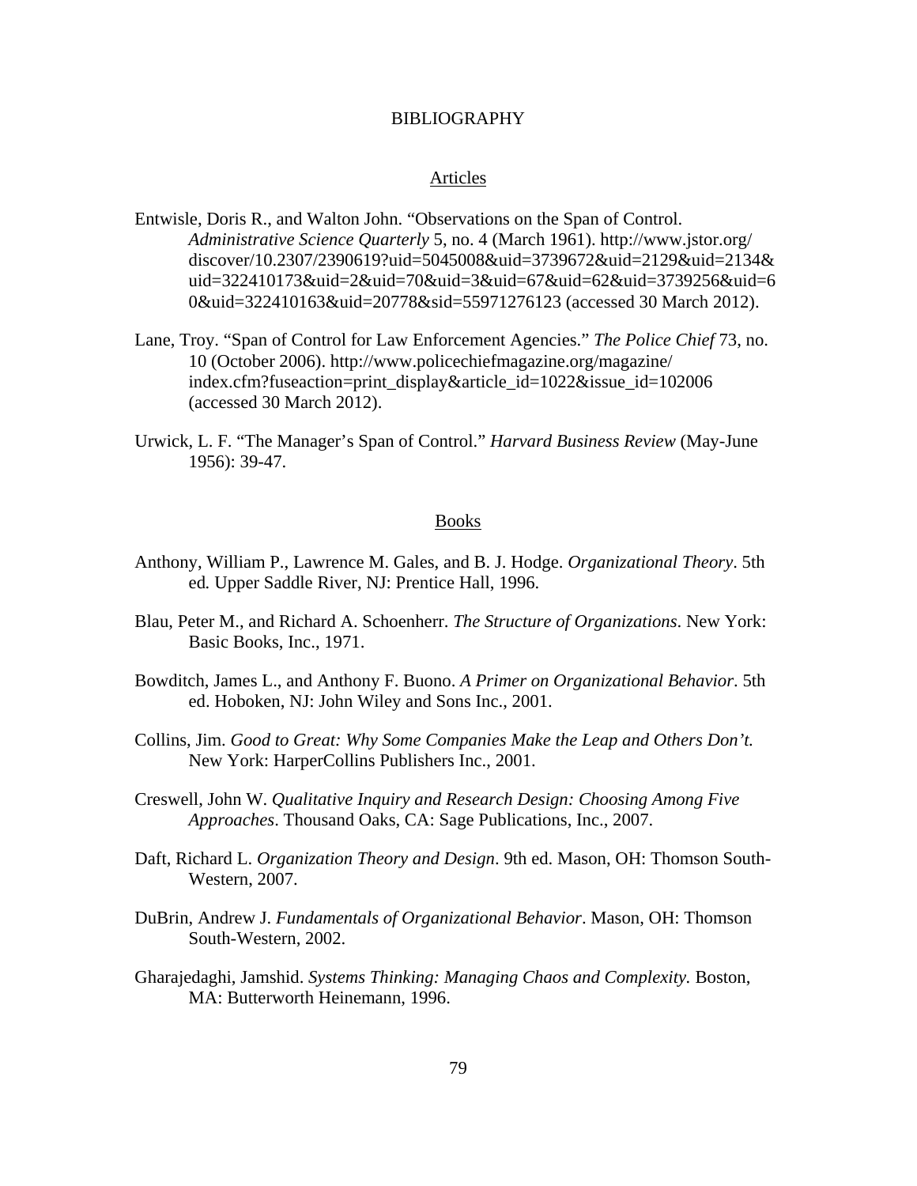# BIBLIOGRAPHY

## Articles

Entwisle, Doris R., and Walton John. "Observations on the Span of Control. *Administrative Science Quarterly* 5, no. 4 (March 1961). http://www.jstor.org/discover/10.2307/2390619?uid=5045008&uid=3739672&uid=2129&uid=2134&uid=322410173&uid=2&uid=70&uid=3&uid=67&uid=62&uid=3739256&uid=60&uid=322410163&uid=20778&sid=55971276123 (accessed 30 March 2012).

Lane, Troy. "Span of Control for Law Enforcement Agencies." *The Police Chief* 73, no. 10 (October 2006). http://www.policechiefmagazine.org/magazine/index.cfm?fuseaction=print_display&article_id=1022&issue_id=102006 (accessed 30 March 2012).

Urwick, L. F. "The Manager's Span of Control." *Harvard Business Review* (May-June 1956): 39-47.

## Books

Anthony, William P., Lawrence M. Gales, and B. J. Hodge. *Organizational Theory*. 5th ed. Upper Saddle River, NJ: Prentice Hall, 1996.

Blau, Peter M., and Richard A. Schoenherr. *The Structure of Organizations*. New York: Basic Books, Inc., 1971.

Bowditch, James L., and Anthony F. Buono. *A Primer on Organizational Behavior*. 5th ed. Hoboken, NJ: John Wiley and Sons Inc., 2001.

Collins, Jim. *Good to Great: Why Some Companies Make the Leap and Others Don't.* New York: HarperCollins Publishers Inc., 2001.

Creswell, John W. *Qualitative Inquiry and Research Design: Choosing Among Five Approaches*. Thousand Oaks, CA: Sage Publications, Inc., 2007.

Daft, Richard L. *Organization Theory and Design*. 9th ed. Mason, OH: Thomson South-Western, 2007.

DuBrin, Andrew J. *Fundamentals of Organizational Behavior*. Mason, OH: Thomson South-Western, 2002.

Gharajedaghi, Jamshid. *Systems Thinking: Managing Chaos and Complexity.* Boston, MA: Butterworth Heinemann, 1996.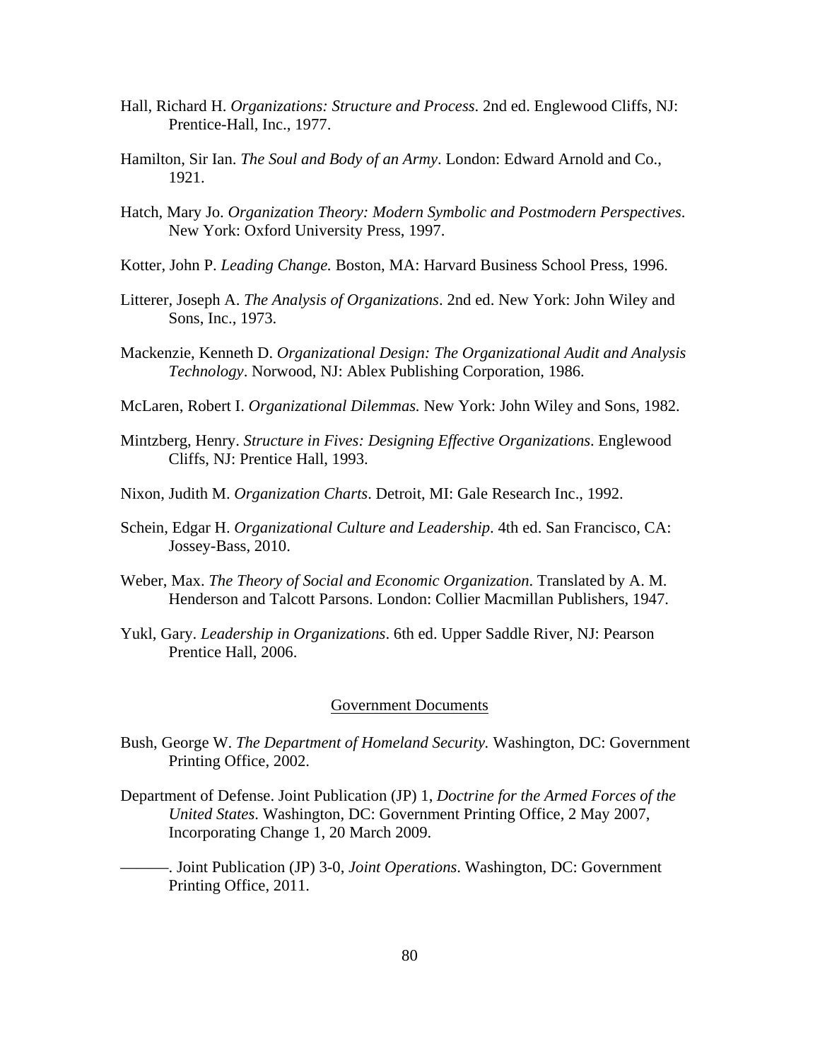Hall, Richard H. *Organizations: Structure and Process*. 2nd ed. Englewood Cliffs, NJ: Prentice-Hall, Inc., 1977.

Hamilton, Sir Ian. *The Soul and Body of an Army*. London: Edward Arnold and Co., 1921.

Hatch, Mary Jo. *Organization Theory: Modern Symbolic and Postmodern Perspectives*. New York: Oxford University Press, 1997.

Kotter, John P. *Leading Change.* Boston, MA: Harvard Business School Press, 1996.

Litterer, Joseph A. *The Analysis of Organizations*. 2nd ed. New York: John Wiley and Sons, Inc., 1973.

Mackenzie, Kenneth D. *Organizational Design: The Organizational Audit and Analysis Technology*. Norwood, NJ: Ablex Publishing Corporation, 1986.

McLaren, Robert I. *Organizational Dilemmas.* New York: John Wiley and Sons, 1982.

Mintzberg, Henry. *Structure in Fives: Designing Effective Organizations*. Englewood Cliffs, NJ: Prentice Hall, 1993.

Nixon, Judith M. *Organization Charts*. Detroit, MI: Gale Research Inc., 1992.

Schein, Edgar H. *Organizational Culture and Leadership*. 4th ed. San Francisco, CA: Jossey-Bass, 2010.

Weber, Max. *The Theory of Social and Economic Organization*. Translated by A. M. Henderson and Talcott Parsons. London: Collier Macmillan Publishers, 1947.

Yukl, Gary. *Leadership in Organizations*. 6th ed. Upper Saddle River, NJ: Pearson Prentice Hall, 2006.

## Government Documents

Bush, George W. *The Department of Homeland Security.* Washington, DC: Government Printing Office, 2002.

Department of Defense. Joint Publication (JP) 1, *Doctrine for the Armed Forces of the United States*. Washington, DC: Government Printing Office, 2 May 2007, Incorporating Change 1, 20 March 2009.

———. Joint Publication (JP) 3-0, *Joint Operations.* Washington, DC: Government Printing Office, 2011.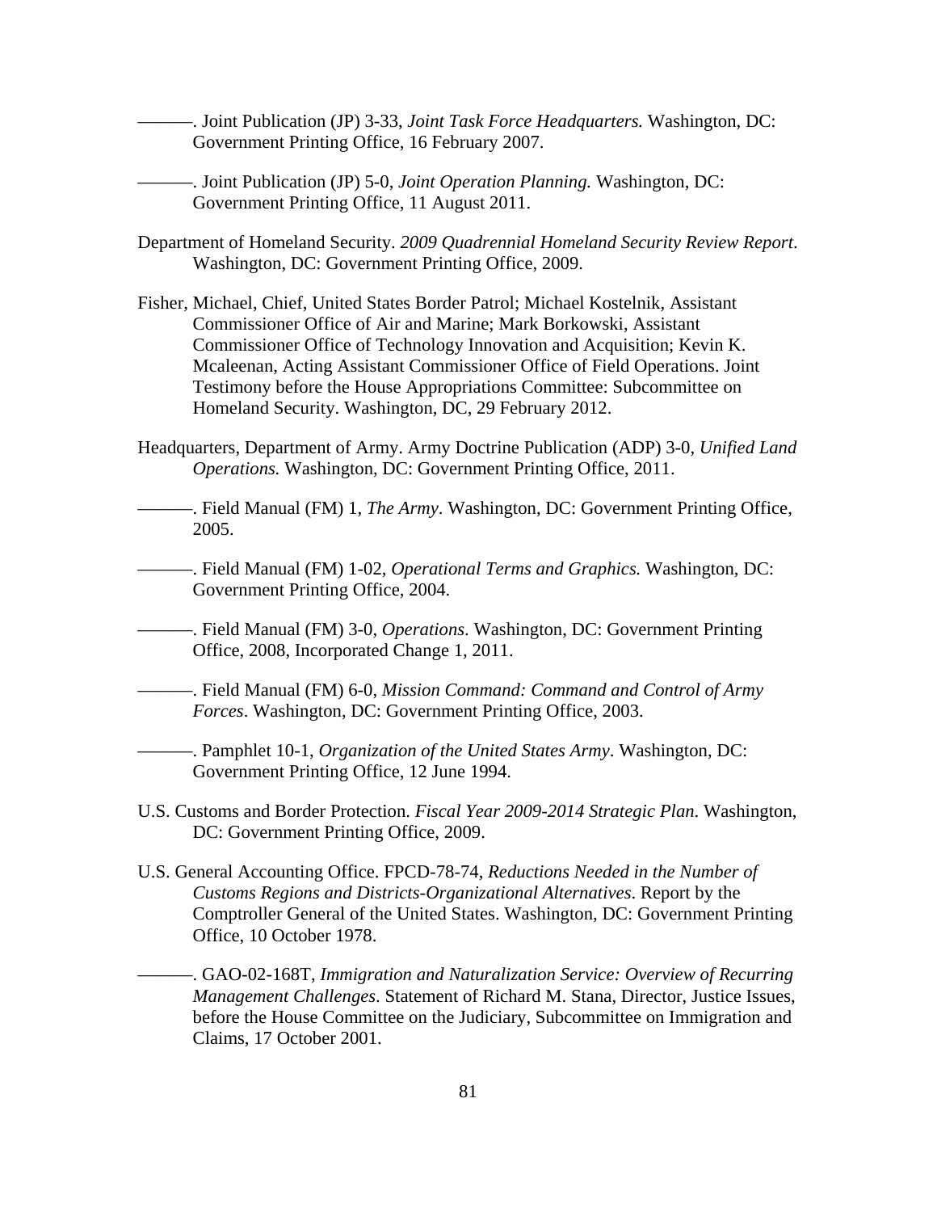———. Joint Publication (JP) 3-33, *Joint Task Force Headquarters.* Washington, DC: Government Printing Office, 16 February 2007.

———. Joint Publication (JP) 5-0, *Joint Operation Planning.* Washington, DC: Government Printing Office, 11 August 2011.

Department of Homeland Security. *2009 Quadrennial Homeland Security Review Report*. Washington, DC: Government Printing Office, 2009.

Fisher, Michael, Chief, United States Border Patrol; Michael Kostelnik, Assistant Commissioner Office of Air and Marine; Mark Borkowski, Assistant Commissioner Office of Technology Innovation and Acquisition; Kevin K. Mcaleenan, Acting Assistant Commissioner Office of Field Operations. Joint Testimony before the House Appropriations Committee: Subcommittee on Homeland Security. Washington, DC, 29 February 2012.

Headquarters, Department of Army. Army Doctrine Publication (ADP) 3-0, *Unified Land Operations.* Washington, DC: Government Printing Office, 2011.

———. Field Manual (FM) 1, *The Army*. Washington, DC: Government Printing Office, 2005.

———. Field Manual (FM) 1-02, *Operational Terms and Graphics.* Washington, DC: Government Printing Office, 2004.

———. Field Manual (FM) 3-0, *Operations*. Washington, DC: Government Printing Office, 2008, Incorporated Change 1, 2011.

———. Field Manual (FM) 6-0, *Mission Command: Command and Control of Army Forces*. Washington, DC: Government Printing Office, 2003.

———. Pamphlet 10-1, *Organization of the United States Army*. Washington, DC: Government Printing Office, 12 June 1994.

U.S. Customs and Border Protection. *Fiscal Year 2009-2014 Strategic Plan*. Washington, DC: Government Printing Office, 2009.

U.S. General Accounting Office. FPCD-78-74, *Reductions Needed in the Number of Customs Regions and Districts-Organizational Alternatives*. Report by the Comptroller General of the United States. Washington, DC: Government Printing Office, 10 October 1978.

———. GAO-02-168T, *Immigration and Naturalization Service: Overview of Recurring Management Challenges*. Statement of Richard M. Stana, Director, Justice Issues, before the House Committee on the Judiciary, Subcommittee on Immigration and Claims, 17 October 2001.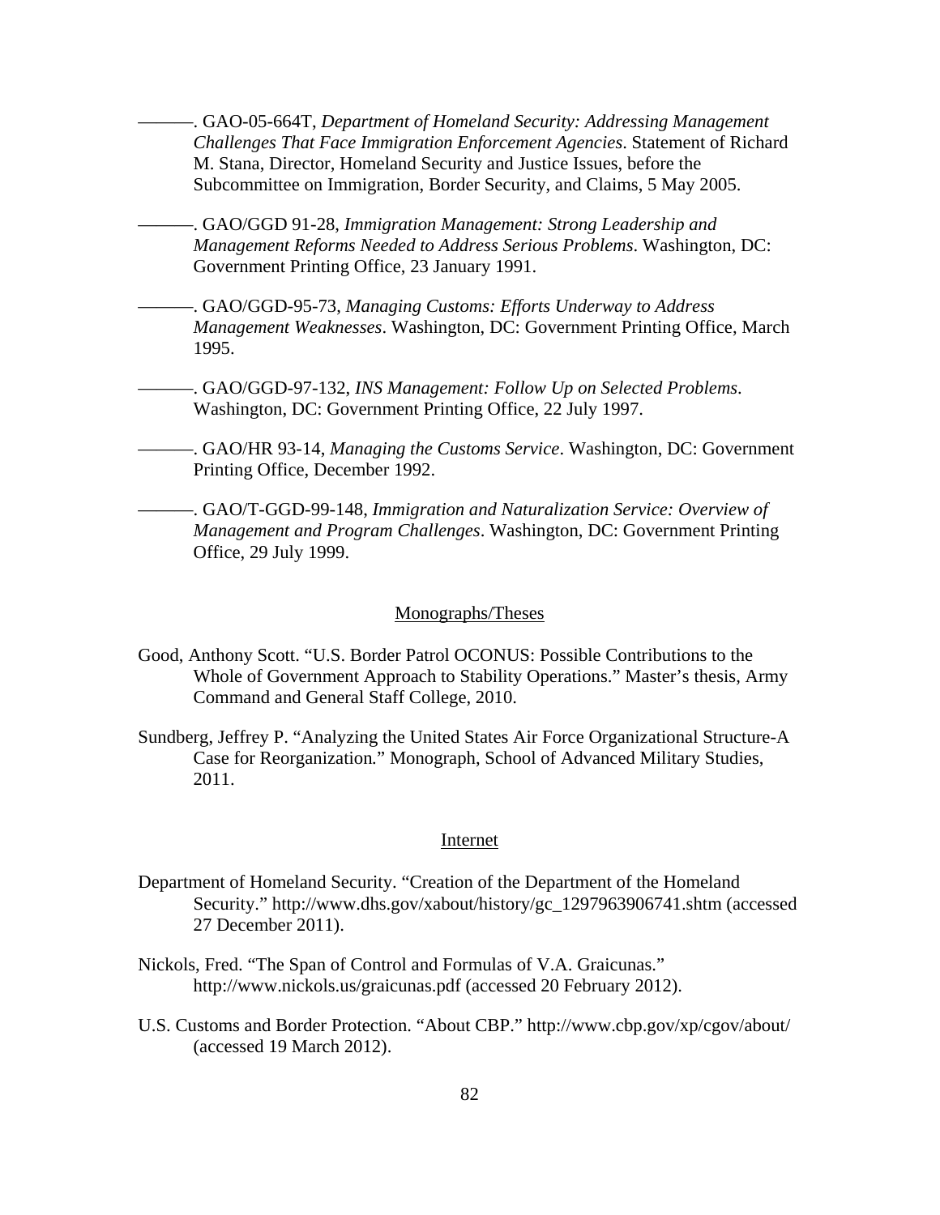———. GAO-05-664T, *Department of Homeland Security: Addressing Management Challenges That Face Immigration Enforcement Agencies*. Statement of Richard M. Stana, Director, Homeland Security and Justice Issues, before the Subcommittee on Immigration, Border Security, and Claims, 5 May 2005.

———. GAO/GGD 91-28, *Immigration Management: Strong Leadership and Management Reforms Needed to Address Serious Problems*. Washington, DC: Government Printing Office, 23 January 1991.

———. GAO/GGD-95-73, *Managing Customs: Efforts Underway to Address Management Weaknesses*. Washington, DC: Government Printing Office, March 1995.

———. GAO/GGD-97-132, *INS Management: Follow Up on Selected Problems*. Washington, DC: Government Printing Office, 22 July 1997.

———. GAO/HR 93-14, *Managing the Customs Service*. Washington, DC: Government Printing Office, December 1992.

———. GAO/T-GGD-99-148, *Immigration and Naturalization Service: Overview of Management and Program Challenges*. Washington, DC: Government Printing Office, 29 July 1999.

## Monographs/Theses

Good, Anthony Scott. "U.S. Border Patrol OCONUS: Possible Contributions to the Whole of Government Approach to Stability Operations." Master's thesis, Army Command and General Staff College, 2010.

Sundberg, Jeffrey P. "Analyzing the United States Air Force Organizational Structure-A Case for Reorganization." Monograph, School of Advanced Military Studies, 2011.

## Internet

Department of Homeland Security. "Creation of the Department of the Homeland Security." http://www.dhs.gov/xabout/history/gc_1297963906741.shtm (accessed 27 December 2011).

Nickols, Fred. "The Span of Control and Formulas of V.A. Graicunas." http://www.nickols.us/graicunas.pdf (accessed 20 February 2012).

U.S. Customs and Border Protection. "About CBP." http://www.cbp.gov/xp/cgov/about/ (accessed 19 March 2012).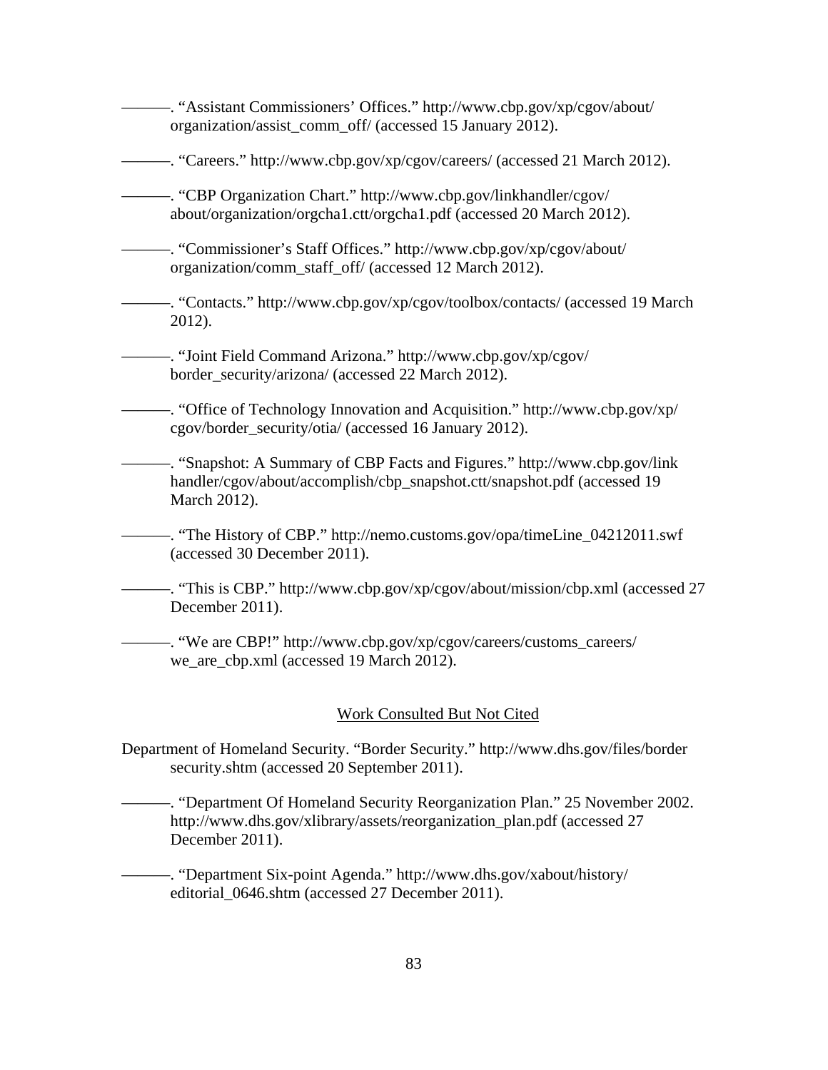———. “Assistant Commissioners’ Offices.” http://www.cbp.gov/xp/cgov/about/organization/assist_comm_off/ (accessed 15 January 2012).

———. “Careers.” http://www.cbp.gov/xp/cgov/careers/ (accessed 21 March 2012).

———. “CBP Organization Chart.” http://www.cbp.gov/linkhandler/cgov/about/organization/orgcha1.ctt/orgcha1.pdf (accessed 20 March 2012).

———. “Commissioner’s Staff Offices.” http://www.cbp.gov/xp/cgov/about/organization/comm_staff_off/ (accessed 12 March 2012).

———. “Contacts.” http://www.cbp.gov/xp/cgov/toolbox/contacts/ (accessed 19 March 2012).

———. “Joint Field Command Arizona.” http://www.cbp.gov/xp/cgov/border_security/arizona/ (accessed 22 March 2012).

———. “Office of Technology Innovation and Acquisition.” http://www.cbp.gov/xp/cgov/border_security/otia/ (accessed 16 January 2012).

———. “Snapshot: A Summary of CBP Facts and Figures.” http://www.cbp.gov/link handler/cgov/about/accomplish/cbp_snapshot.ctt/snapshot.pdf (accessed 19 March 2012).

———. “The History of CBP.” http://nemo.customs.gov/opa/timeLine_04212011.swf (accessed 30 December 2011).

———. “This is CBP.” http://www.cbp.gov/xp/cgov/about/mission/cbp.xml (accessed 27 December 2011).

———. “We are CBP!” http://www.cbp.gov/xp/cgov/careers/customs_careers/we_are_cbp.xml (accessed 19 March 2012).

## Work Consulted But Not Cited

Department of Homeland Security. “Border Security.” http://www.dhs.gov/files/border security.shtm (accessed 20 September 2011).

———. “Department Of Homeland Security Reorganization Plan.” 25 November 2002. http://www.dhs.gov/xlibrary/assets/reorganization_plan.pdf (accessed 27 December 2011).

———. “Department Six-point Agenda.” http://www.dhs.gov/xabout/history/editorial_0646.shtm (accessed 27 December 2011).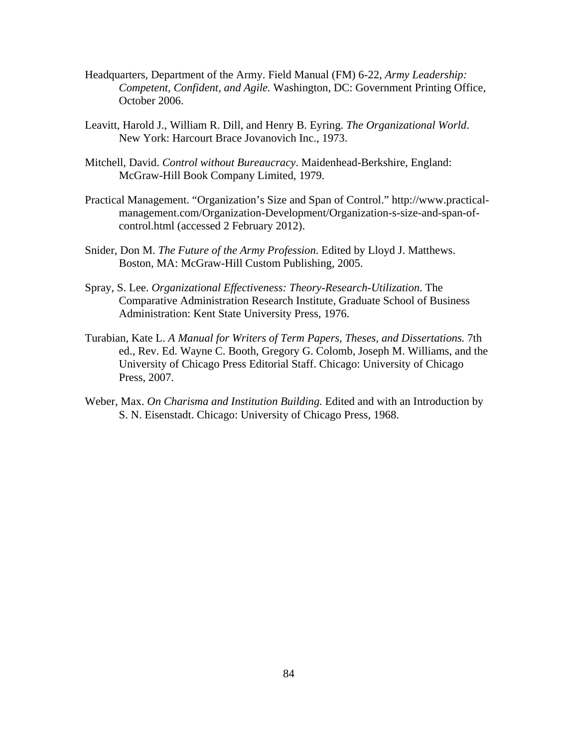Headquarters, Department of the Army. Field Manual (FM) 6-22, *Army Leadership: Competent, Confident, and Agile.* Washington, DC: Government Printing Office, October 2006.

Leavitt, Harold J., William R. Dill, and Henry B. Eyring. *The Organizational World*. New York: Harcourt Brace Jovanovich Inc., 1973.

Mitchell, David. *Control without Bureaucracy*. Maidenhead-Berkshire, England: McGraw-Hill Book Company Limited, 1979.

Practical Management. "Organization's Size and Span of Control." http://www.practical-management.com/Organization-Development/Organization-s-size-and-span-of-control.html (accessed 2 February 2012).

Snider, Don M. *The Future of the Army Profession*. Edited by Lloyd J. Matthews. Boston, MA: McGraw-Hill Custom Publishing, 2005.

Spray, S. Lee. *Organizational Effectiveness: Theory-Research-Utilization*. The Comparative Administration Research Institute, Graduate School of Business Administration: Kent State University Press, 1976.

Turabian, Kate L. *A Manual for Writers of Term Papers, Theses, and Dissertations.* 7th ed., Rev. Ed. Wayne C. Booth, Gregory G. Colomb, Joseph M. Williams, and the University of Chicago Press Editorial Staff. Chicago: University of Chicago Press, 2007.

Weber, Max. *On Charisma and Institution Building.* Edited and with an Introduction by S. N. Eisenstadt. Chicago: University of Chicago Press, 1968.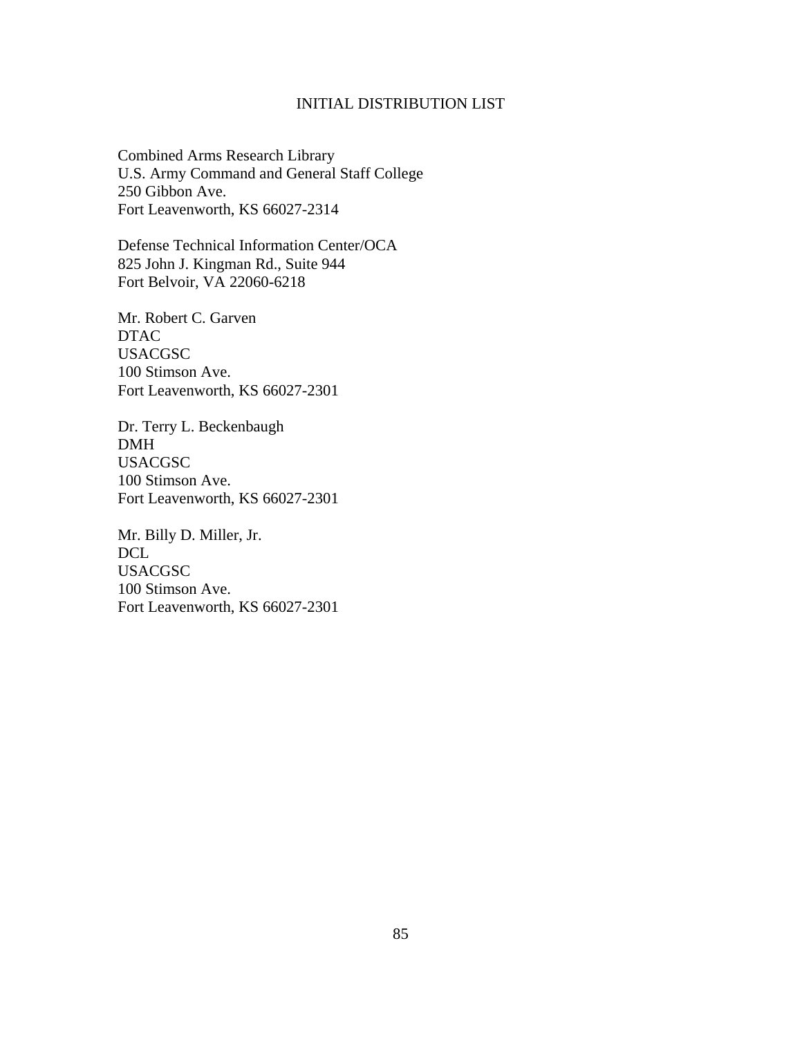# INITIAL DISTRIBUTION LIST

Combined Arms Research Library
U.S. Army Command and General Staff College
250 Gibbon Ave.
Fort Leavenworth, KS 66027-2314

Defense Technical Information Center/OCA
825 John J. Kingman Rd., Suite 944
Fort Belvoir, VA 22060-6218

Mr. Robert C. Garven
DTAC
USACGSC
100 Stimson Ave.
Fort Leavenworth, KS 66027-2301

Dr. Terry L. Beckenbaugh
DMH
USACGSC
100 Stimson Ave.
Fort Leavenworth, KS 66027-2301

Mr. Billy D. Miller, Jr.
DCL
USACGSC
100 Stimson Ave.
Fort Leavenworth, KS 66027-2301